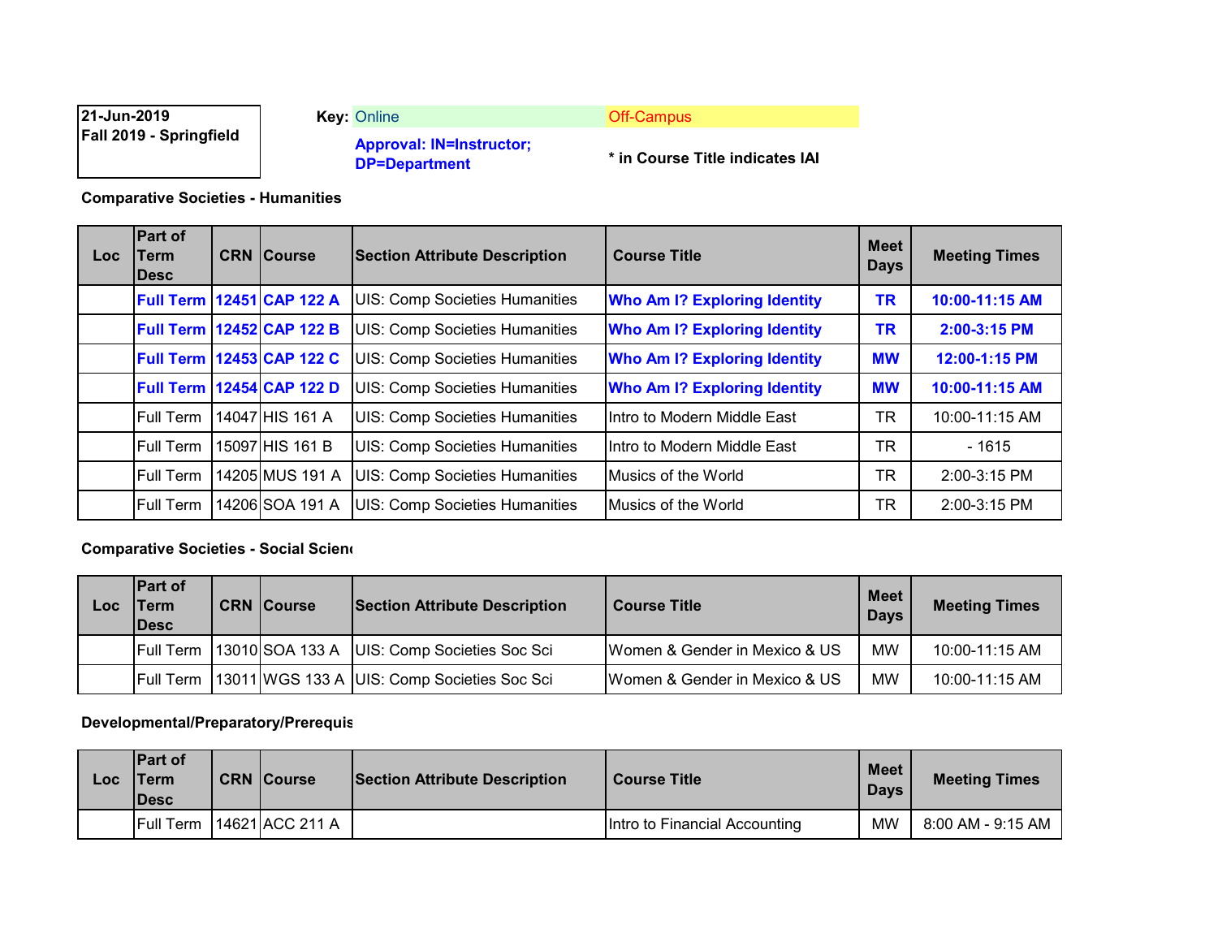**21-Jun-2019**
**Fall 2019 - Springfield**

**Key:** Online | Off-Campus

**Approval: IN=Instructor; DP=Department**

**\* in Course Title indicates IAI**

**Comparative Societies - Humanities**

| Loc | Part of Term Desc | CRN | Course | Section Attribute Description | Course Title | Meet Days | Meeting Times |
|---|---|---|---|---|---|---|---|
| | **Full Term** | **12451** | **CAP 122 A** | UIS: Comp Societies Humanities | **Who Am I? Exploring Identity** | **TR** | **10:00-11:15 AM** |
| | **Full Term** | **12452** | **CAP 122 B** | UIS: Comp Societies Humanities | **Who Am I? Exploring Identity** | **TR** | **2:00-3:15 PM** |
| | **Full Term** | **12453** | **CAP 122 C** | UIS: Comp Societies Humanities | **Who Am I? Exploring Identity** | **MW** | **12:00-1:15 PM** |
| | **Full Term** | **12454** | **CAP 122 D** | UIS: Comp Societies Humanities | **Who Am I? Exploring Identity** | **MW** | **10:00-11:15 AM** |
| | Full Term | 14047 | HIS 161 A | UIS: Comp Societies Humanities | Intro to Modern Middle East | TR | 10:00-11:15 AM |
| | Full Term | 15097 | HIS 161 B | UIS: Comp Societies Humanities | Intro to Modern Middle East | TR | - 1615 |
| | Full Term | 14205 | MUS 191 A | UIS: Comp Societies Humanities | Musics of the World | TR | 2:00-3:15 PM |
| | Full Term | 14206 | SOA 191 A | UIS: Comp Societies Humanities | Musics of the World | TR | 2:00-3:15 PM |

**Comparative Societies - Social Scien**

| Loc | Part of Term Desc | CRN | Course | Section Attribute Description | Course Title | Meet Days | Meeting Times |
|---|---|---|---|---|---|---|---|
| | Full Term | 13010 | SOA 133 A | UIS: Comp Societies Soc Sci | Women & Gender in Mexico & US | MW | 10:00-11:15 AM |
| | Full Term | 13011 | WGS 133 A | UIS: Comp Societies Soc Sci | Women & Gender in Mexico & US | MW | 10:00-11:15 AM |

**Developmental/Preparatory/Prerequis**

| Loc | Part of Term Desc | CRN | Course | Section Attribute Description | Course Title | Meet Days | Meeting Times |
|---|---|---|---|---|---|---|---|
| | Full Term | 14621 | ACC 211 A | | Intro to Financial Accounting | MW | 8:00 AM - 9:15 AM |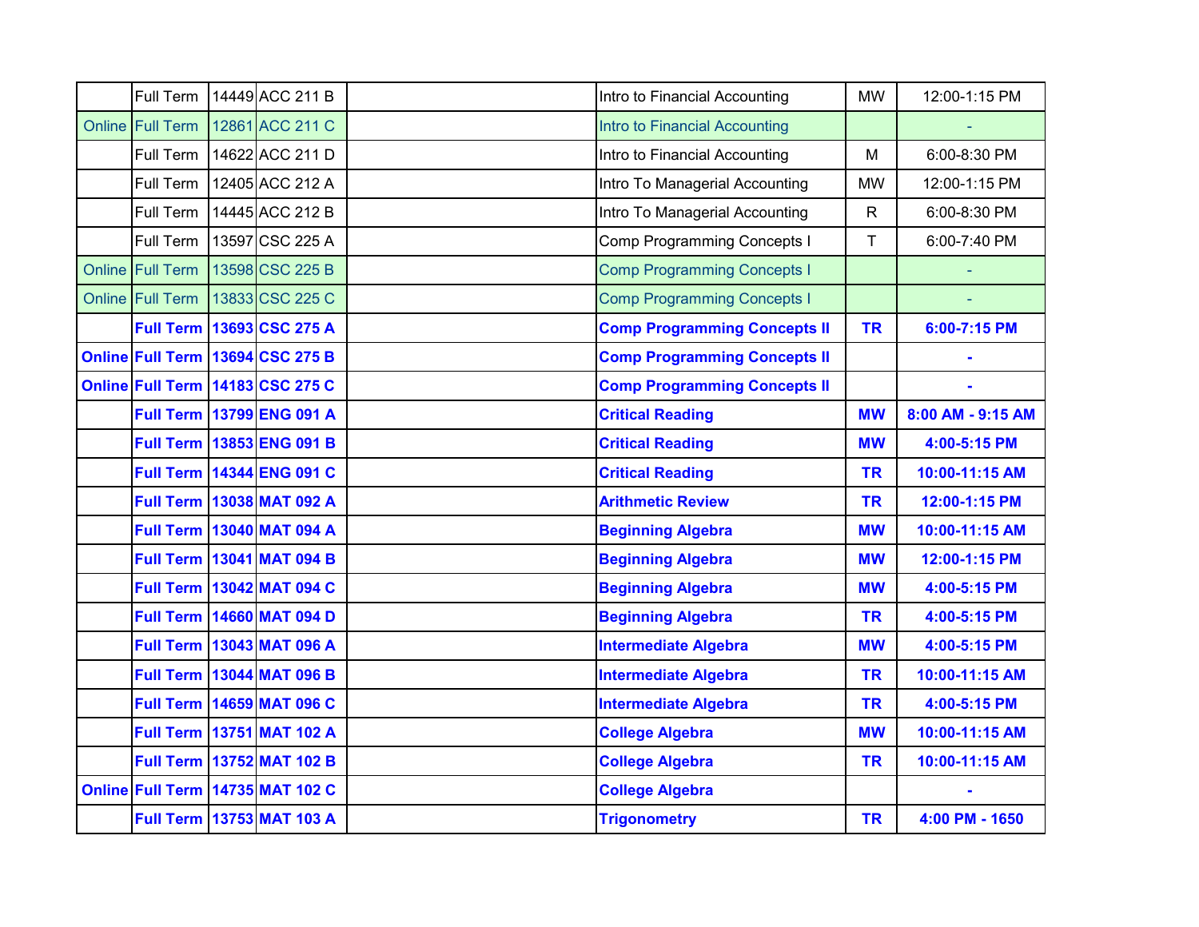| | | | | | | | |
|---|---|---|---|---|---|---|---|
| | Full Term | 14449 | ACC 211 B | | Intro to Financial Accounting | MW | 12:00-1:15 PM |
| Online | Full Term | 12861 | ACC 211 C | | Intro to Financial Accounting | | - |
| | Full Term | 14622 | ACC 211 D | | Intro to Financial Accounting | M | 6:00-8:30 PM |
| | Full Term | 12405 | ACC 212 A | | Intro To Managerial Accounting | MW | 12:00-1:15 PM |
| | Full Term | 14445 | ACC 212 B | | Intro To Managerial Accounting | R | 6:00-8:30 PM |
| | Full Term | 13597 | CSC 225 A | | Comp Programming Concepts I | T | 6:00-7:40 PM |
| Online | Full Term | 13598 | CSC 225 B | | Comp Programming Concepts I | | - |
| Online | Full Term | 13833 | CSC 225 C | | Comp Programming Concepts I | | - |
| | **Full Term** | **13693** | **CSC 275 A** | | **Comp Programming Concepts II** | **TR** | **6:00-7:15 PM** |
| **Online** | **Full Term** | **13694** | **CSC 275 B** | | **Comp Programming Concepts II** | | **-** |
| **Online** | **Full Term** | **14183** | **CSC 275 C** | | **Comp Programming Concepts II** | | **-** |
| | **Full Term** | **13799** | **ENG 091 A** | | **Critical Reading** | **MW** | **8:00 AM - 9:15 AM** |
| | **Full Term** | **13853** | **ENG 091 B** | | **Critical Reading** | **MW** | **4:00-5:15 PM** |
| | **Full Term** | **14344** | **ENG 091 C** | | **Critical Reading** | **TR** | **10:00-11:15 AM** |
| | **Full Term** | **13038** | **MAT 092 A** | | **Arithmetic Review** | **TR** | **12:00-1:15 PM** |
| | **Full Term** | **13040** | **MAT 094 A** | | **Beginning Algebra** | **MW** | **10:00-11:15 AM** |
| | **Full Term** | **13041** | **MAT 094 B** | | **Beginning Algebra** | **MW** | **12:00-1:15 PM** |
| | **Full Term** | **13042** | **MAT 094 C** | | **Beginning Algebra** | **MW** | **4:00-5:15 PM** |
| | **Full Term** | **14660** | **MAT 094 D** | | **Beginning Algebra** | **TR** | **4:00-5:15 PM** |
| | **Full Term** | **13043** | **MAT 096 A** | | **Intermediate Algebra** | **MW** | **4:00-5:15 PM** |
| | **Full Term** | **13044** | **MAT 096 B** | | **Intermediate Algebra** | **TR** | **10:00-11:15 AM** |
| | **Full Term** | **14659** | **MAT 096 C** | | **Intermediate Algebra** | **TR** | **4:00-5:15 PM** |
| | **Full Term** | **13751** | **MAT 102 A** | | **College Algebra** | **MW** | **10:00-11:15 AM** |
| | **Full Term** | **13752** | **MAT 102 B** | | **College Algebra** | **TR** | **10:00-11:15 AM** |
| **Online** | **Full Term** | **14735** | **MAT 102 C** | | **College Algebra** | | **-** |
| | **Full Term** | **13753** | **MAT 103 A** | | **Trigonometry** | **TR** | **4:00 PM - 1650** |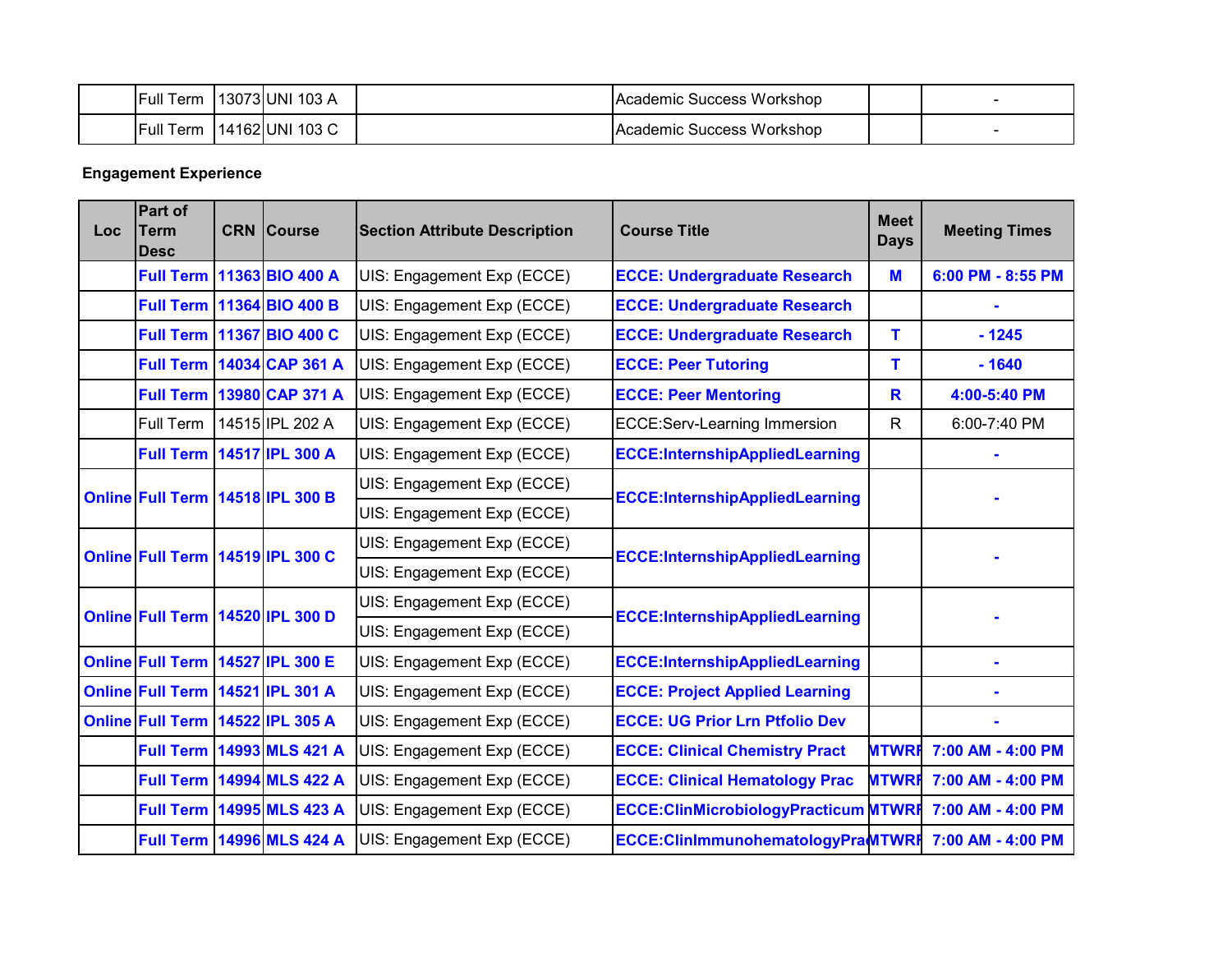|  | Full Term | 13073 | UNI 103 A |  | Academic Success Workshop |  | - |
|---|---|---|---|---|---|---|---|
|  | Full Term | 14162 | UNI 103 C |  | Academic Success Workshop |  | - |

**Engagement Experience**

| Loc | Part of Term Desc | CRN | Course | Section Attribute Description | Course Title | Meet Days | Meeting Times |
|---|---|---|---|---|---|---|---|
|  | Full Term | 11363 | BIO 400 A | UIS: Engagement Exp (ECCE) | ECCE: Undergraduate Research | M | 6:00 PM - 8:55 PM |
|  | Full Term | 11364 | BIO 400 B | UIS: Engagement Exp (ECCE) | ECCE: Undergraduate Research |  | - |
|  | Full Term | 11367 | BIO 400 C | UIS: Engagement Exp (ECCE) | ECCE: Undergraduate Research | T | - 1245 |
|  | Full Term | 14034 | CAP 361 A | UIS: Engagement Exp (ECCE) | ECCE: Peer Tutoring | T | - 1640 |
|  | Full Term | 13980 | CAP 371 A | UIS: Engagement Exp (ECCE) | ECCE: Peer Mentoring | R | 4:00-5:40 PM |
|  | Full Term | 14515 | IPL 202 A | UIS: Engagement Exp (ECCE) | ECCE:Serv-Learning Immersion | R | 6:00-7:40 PM |
|  | Full Term | 14517 | IPL 300 A | UIS: Engagement Exp (ECCE) | ECCE:InternshipAppliedLearning |  | - |
| Online | Full Term | 14518 | IPL 300 B | UIS: Engagement Exp (ECCE)<br>UIS: Engagement Exp (ECCE) | ECCE:InternshipAppliedLearning |  | - |
| Online | Full Term | 14519 | IPL 300 C | UIS: Engagement Exp (ECCE)<br>UIS: Engagement Exp (ECCE) | ECCE:InternshipAppliedLearning |  | - |
| Online | Full Term | 14520 | IPL 300 D | UIS: Engagement Exp (ECCE)<br>UIS: Engagement Exp (ECCE) | ECCE:InternshipAppliedLearning |  | - |
| Online | Full Term | 14527 | IPL 300 E | UIS: Engagement Exp (ECCE) | ECCE:InternshipAppliedLearning |  | - |
| Online | Full Term | 14521 | IPL 301 A | UIS: Engagement Exp (ECCE) | ECCE: Project Applied Learning |  | - |
| Online | Full Term | 14522 | IPL 305 A | UIS: Engagement Exp (ECCE) | ECCE: UG Prior Lrn Ptfolio Dev |  | - |
|  | Full Term | 14993 | MLS 421 A | UIS: Engagement Exp (ECCE) | ECCE: Clinical Chemistry Pract | MTWRF | 7:00 AM - 4:00 PM |
|  | Full Term | 14994 | MLS 422 A | UIS: Engagement Exp (ECCE) | ECCE: Clinical Hematology Prac | MTWRF | 7:00 AM - 4:00 PM |
|  | Full Term | 14995 | MLS 423 A | UIS: Engagement Exp (ECCE) | ECCE:ClinMicrobiologyPracticum | MTWRF | 7:00 AM - 4:00 PM |
|  | Full Term | 14996 | MLS 424 A | UIS: Engagement Exp (ECCE) | ECCE:ClinImmunohematologyPra | MTWRF | 7:00 AM - 4:00 PM |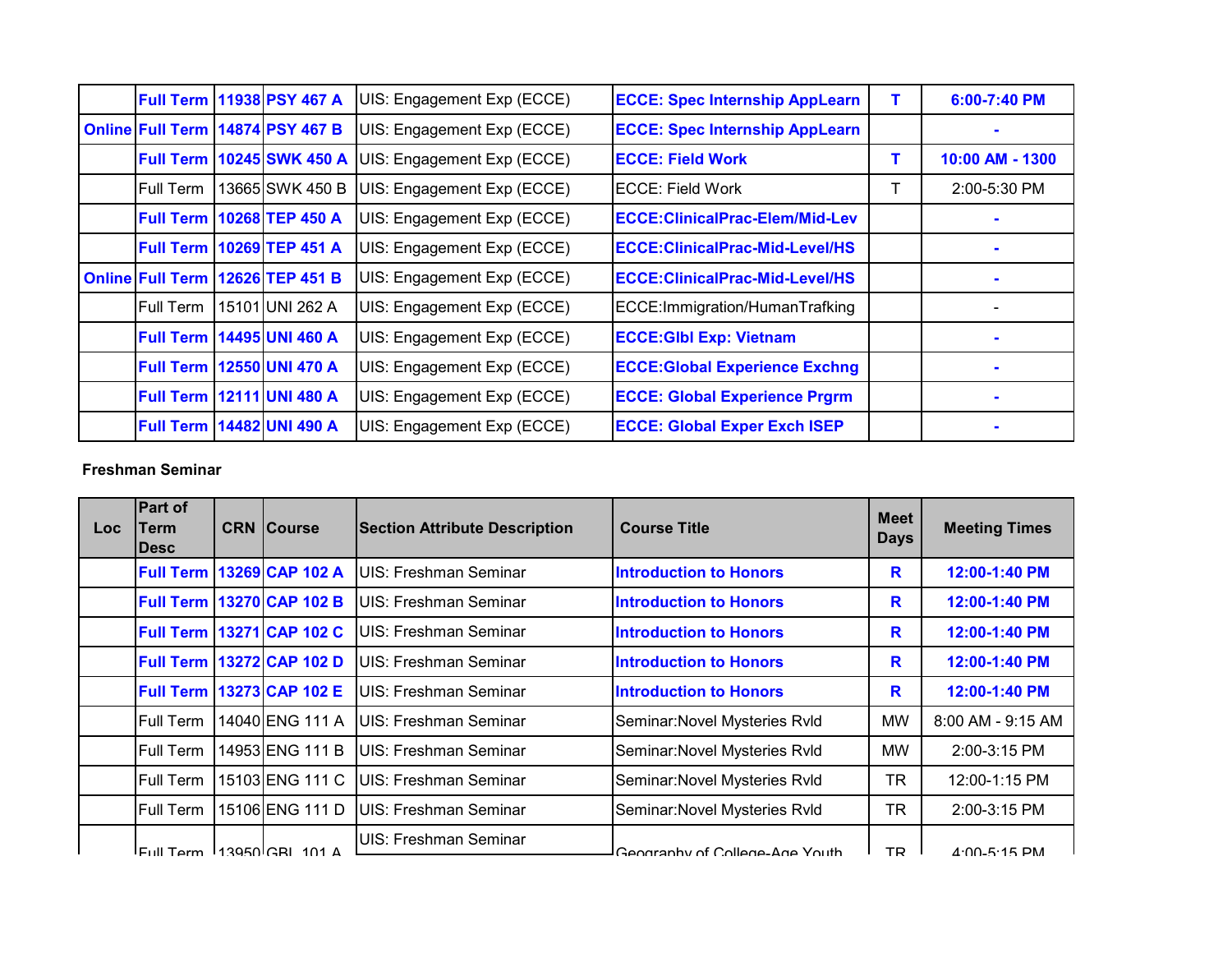| | | | | | | | |
|---|---|---|---|---|---|---|---|
| | **Full Term** | **11938** | **PSY 467 A** | UIS: Engagement Exp (ECCE) | **ECCE: Spec Internship AppLearn** | **T** | **6:00-7:40 PM** |
| **Online** | **Full Term** | **14874** | **PSY 467 B** | UIS: Engagement Exp (ECCE) | **ECCE: Spec Internship AppLearn** | | **-** |
| | **Full Term** | **10245** | **SWK 450 A** | UIS: Engagement Exp (ECCE) | **ECCE: Field Work** | **T** | **10:00 AM - 1300** |
| | Full Term | 13665 | SWK 450 B | UIS: Engagement Exp (ECCE) | ECCE: Field Work | T | 2:00-5:30 PM |
| | **Full Term** | **10268** | **TEP 450 A** | UIS: Engagement Exp (ECCE) | **ECCE:ClinicalPrac-Elem/Mid-Lev** | | **-** |
| | **Full Term** | **10269** | **TEP 451 A** | UIS: Engagement Exp (ECCE) | **ECCE:ClinicalPrac-Mid-Level/HS** | | **-** |
| **Online** | **Full Term** | **12626** | **TEP 451 B** | UIS: Engagement Exp (ECCE) | **ECCE:ClinicalPrac-Mid-Level/HS** | | **-** |
| | Full Term | 15101 | UNI 262 A | UIS: Engagement Exp (ECCE) | ECCE:Immigration/HumanTrafking | | - |
| | **Full Term** | **14495** | **UNI 460 A** | UIS: Engagement Exp (ECCE) | **ECCE:Glbl Exp: Vietnam** | | **-** |
| | **Full Term** | **12550** | **UNI 470 A** | UIS: Engagement Exp (ECCE) | **ECCE:Global Experience Exchng** | | **-** |
| | **Full Term** | **12111** | **UNI 480 A** | UIS: Engagement Exp (ECCE) | **ECCE: Global Experience Prgrm** | | **-** |
| | **Full Term** | **14482** | **UNI 490 A** | UIS: Engagement Exp (ECCE) | **ECCE: Global Exper Exch ISEP** | | **-** |

**Freshman Seminar**

| Loc | Part of Term Desc | CRN | Course | Section Attribute Description | Course Title | Meet Days | Meeting Times |
|---|---|---|---|---|---|---|---|
| | **Full Term** | **13269** | **CAP 102 A** | UIS: Freshman Seminar | **Introduction to Honors** | **R** | **12:00-1:40 PM** |
| | **Full Term** | **13270** | **CAP 102 B** | UIS: Freshman Seminar | **Introduction to Honors** | **R** | **12:00-1:40 PM** |
| | **Full Term** | **13271** | **CAP 102 C** | UIS: Freshman Seminar | **Introduction to Honors** | **R** | **12:00-1:40 PM** |
| | **Full Term** | **13272** | **CAP 102 D** | UIS: Freshman Seminar | **Introduction to Honors** | **R** | **12:00-1:40 PM** |
| | **Full Term** | **13273** | **CAP 102 E** | UIS: Freshman Seminar | **Introduction to Honors** | **R** | **12:00-1:40 PM** |
| | Full Term | 14040 | ENG 111 A | UIS: Freshman Seminar | Seminar:Novel Mysteries Rvld | MW | 8:00 AM - 9:15 AM |
| | Full Term | 14953 | ENG 111 B | UIS: Freshman Seminar | Seminar:Novel Mysteries Rvld | MW | 2:00-3:15 PM |
| | Full Term | 15103 | ENG 111 C | UIS: Freshman Seminar | Seminar:Novel Mysteries Rvld | TR | 12:00-1:15 PM |
| | Full Term | 15106 | ENG 111 D | UIS: Freshman Seminar | Seminar:Novel Mysteries Rvld | TR | 2:00-3:15 PM |
| | Full Term | 13950 | GBL 101 A | UIS: Freshman Seminar | Geography of College-Age Youth | TR | 4:00-5:15 PM |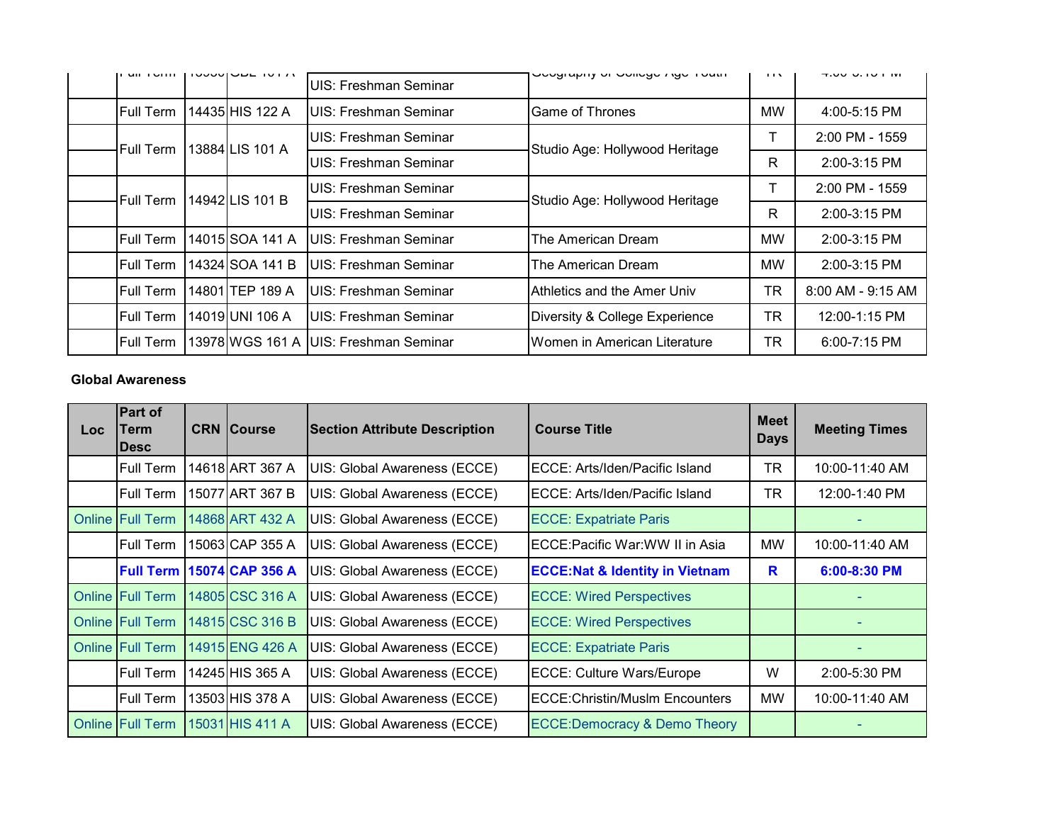| Loc | Part of Term Desc | CRN | Course | Section Attribute Description | Course Title | Meet Days | Meeting Times |
|---|---|---|---|---|---|---|---|
| | Full Term | 13980 | GEL 101 A | UIS: Freshman Seminar | Geography of College Age Youth | TR | 4:00-5:15 PM |
| | Full Term | 14435 | HIS 122 A | UIS: Freshman Seminar | Game of Thrones | MW | 4:00-5:15 PM |
| | Full Term | 13884 | LIS 101 A | UIS: Freshman Seminar | Studio Age: Hollywood Heritage | T | 2:00 PM - 1559 |
| | | | | UIS: Freshman Seminar | | R | 2:00-3:15 PM |
| | Full Term | 14942 | LIS 101 B | UIS: Freshman Seminar | Studio Age: Hollywood Heritage | T | 2:00 PM - 1559 |
| | | | | UIS: Freshman Seminar | | R | 2:00-3:15 PM |
| | Full Term | 14015 | SOA 141 A | UIS: Freshman Seminar | The American Dream | MW | 2:00-3:15 PM |
| | Full Term | 14324 | SOA 141 B | UIS: Freshman Seminar | The American Dream | MW | 2:00-3:15 PM |
| | Full Term | 14801 | TEP 189 A | UIS: Freshman Seminar | Athletics and the Amer Univ | TR | 8:00 AM - 9:15 AM |
| | Full Term | 14019 | UNI 106 A | UIS: Freshman Seminar | Diversity & College Experience | TR | 12:00-1:15 PM |
| | Full Term | 13978 | WGS 161 A | UIS: Freshman Seminar | Women in American Literature | TR | 6:00-7:15 PM |

**Global Awareness**

| Loc | Part of Term Desc | CRN | Course | Section Attribute Description | Course Title | Meet Days | Meeting Times |
|---|---|---|---|---|---|---|---|
| | Full Term | 14618 | ART 367 A | UIS: Global Awareness (ECCE) | ECCE: Arts/Iden/Pacific Island | TR | 10:00-11:40 AM |
| | Full Term | 15077 | ART 367 B | UIS: Global Awareness (ECCE) | ECCE: Arts/Iden/Pacific Island | TR | 12:00-1:40 PM |
| Online | Full Term | 14868 | ART 432 A | UIS: Global Awareness (ECCE) | ECCE: Expatriate Paris | | - |
| | Full Term | 15063 | CAP 355 A | UIS: Global Awareness (ECCE) | ECCE:Pacific War:WW II in Asia | MW | 10:00-11:40 AM |
| | **Full Term** | **15074** | **CAP 356 A** | UIS: Global Awareness (ECCE) | **ECCE:Nat & Identity in Vietnam** | **R** | **6:00-8:30 PM** |
| Online | Full Term | 14805 | CSC 316 A | UIS: Global Awareness (ECCE) | ECCE: Wired Perspectives | | - |
| Online | Full Term | 14815 | CSC 316 B | UIS: Global Awareness (ECCE) | ECCE: Wired Perspectives | | - |
| Online | Full Term | 14915 | ENG 426 A | UIS: Global Awareness (ECCE) | ECCE: Expatriate Paris | | - |
| | Full Term | 14245 | HIS 365 A | UIS: Global Awareness (ECCE) | ECCE: Culture Wars/Europe | W | 2:00-5:30 PM |
| | Full Term | 13503 | HIS 378 A | UIS: Global Awareness (ECCE) | ECCE:Christin/Muslm Encounters | MW | 10:00-11:40 AM |
| Online | Full Term | 15031 | HIS 411 A | UIS: Global Awareness (ECCE) | ECCE:Democracy & Demo Theory | | - |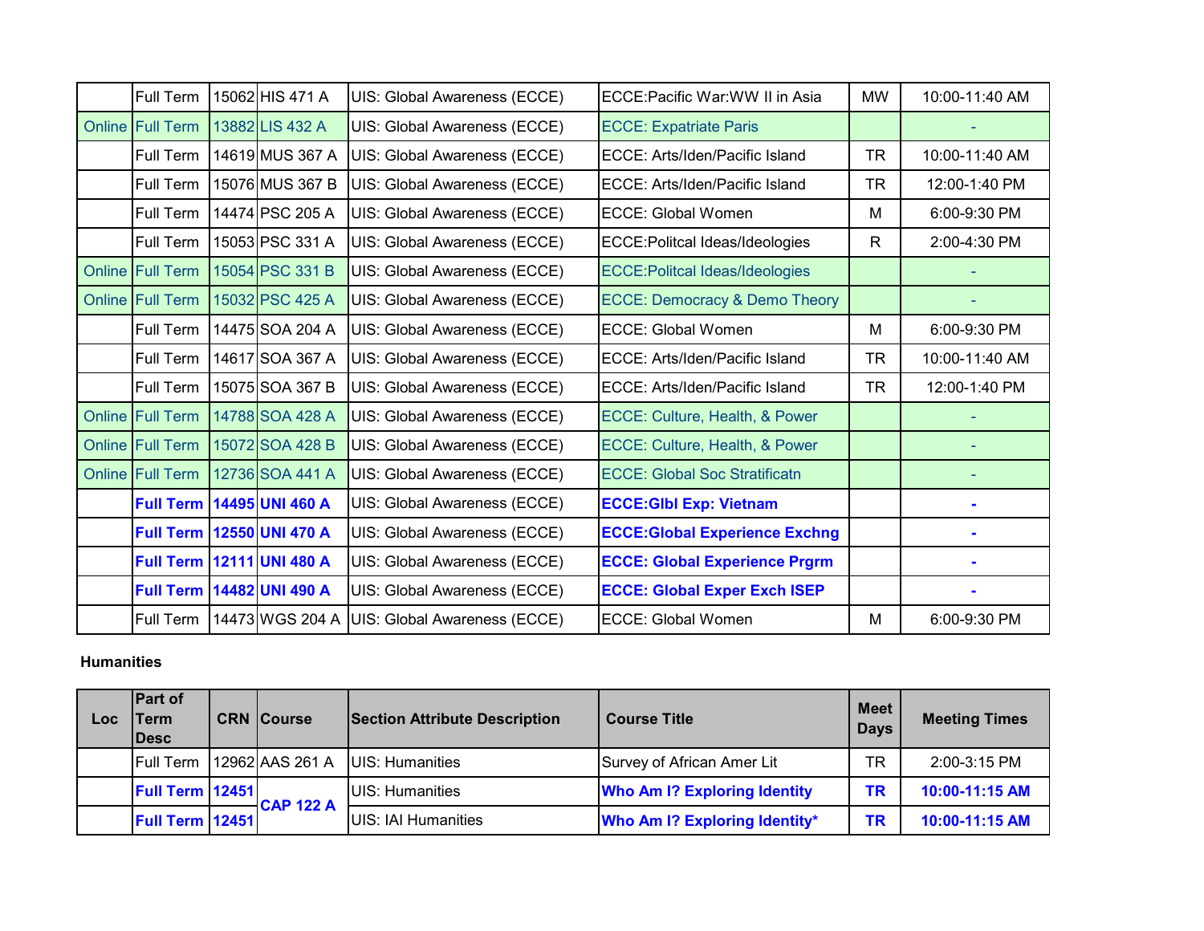| Loc | Part of Term Desc | CRN | Course | Section Attribute Description | Course Title | Meet Days | Meeting Times |
|---|---|---|---|---|---|---|---|
| | Full Term | 15062 | HIS 471 A | UIS: Global Awareness (ECCE) | ECCE:Pacific War:WW II in Asia | MW | 10:00-11:40 AM |
| Online | Full Term | 13882 | LIS 432 A | UIS: Global Awareness (ECCE) | ECCE: Expatriate Paris | | - |
| | Full Term | 14619 | MUS 367 A | UIS: Global Awareness (ECCE) | ECCE: Arts/Iden/Pacific Island | TR | 10:00-11:40 AM |
| | Full Term | 15076 | MUS 367 B | UIS: Global Awareness (ECCE) | ECCE: Arts/Iden/Pacific Island | TR | 12:00-1:40 PM |
| | Full Term | 14474 | PSC 205 A | UIS: Global Awareness (ECCE) | ECCE: Global Women | M | 6:00-9:30 PM |
| | Full Term | 15053 | PSC 331 A | UIS: Global Awareness (ECCE) | ECCE:Politcal Ideas/Ideologies | R | 2:00-4:30 PM |
| Online | Full Term | 15054 | PSC 331 B | UIS: Global Awareness (ECCE) | ECCE:Politcal Ideas/Ideologies | | - |
| Online | Full Term | 15032 | PSC 425 A | UIS: Global Awareness (ECCE) | ECCE: Democracy & Demo Theory | | - |
| | Full Term | 14475 | SOA 204 A | UIS: Global Awareness (ECCE) | ECCE: Global Women | M | 6:00-9:30 PM |
| | Full Term | 14617 | SOA 367 A | UIS: Global Awareness (ECCE) | ECCE: Arts/Iden/Pacific Island | TR | 10:00-11:40 AM |
| | Full Term | 15075 | SOA 367 B | UIS: Global Awareness (ECCE) | ECCE: Arts/Iden/Pacific Island | TR | 12:00-1:40 PM |
| Online | Full Term | 14788 | SOA 428 A | UIS: Global Awareness (ECCE) | ECCE: Culture, Health, & Power | | - |
| Online | Full Term | 15072 | SOA 428 B | UIS: Global Awareness (ECCE) | ECCE: Culture, Health, & Power | | - |
| Online | Full Term | 12736 | SOA 441 A | UIS: Global Awareness (ECCE) | ECCE: Global Soc Stratificatn | | - |
| | **Full Term** | **14495** | **UNI 460 A** | UIS: Global Awareness (ECCE) | **ECCE:Glbl Exp: Vietnam** | | **-** |
| | **Full Term** | **12550** | **UNI 470 A** | UIS: Global Awareness (ECCE) | **ECCE:Global Experience Exchng** | | **-** |
| | **Full Term** | **12111** | **UNI 480 A** | UIS: Global Awareness (ECCE) | **ECCE: Global Experience Prgrm** | | **-** |
| | **Full Term** | **14482** | **UNI 490 A** | UIS: Global Awareness (ECCE) | **ECCE: Global Exper Exch ISEP** | | **-** |
| | Full Term | 14473 | WGS 204 A | UIS: Global Awareness (ECCE) | ECCE: Global Women | M | 6:00-9:30 PM |

**Humanities**

| Loc | Part of Term Desc | CRN | Course | Section Attribute Description | Course Title | Meet Days | Meeting Times |
|---|---|---|---|---|---|---|---|
| | Full Term | 12962 | AAS 261 A | UIS: Humanities | Survey of African Amer Lit | TR | 2:00-3:15 PM |
| | **Full Term** | **12451** | **CAP 122 A** | UIS: Humanities | **Who Am I? Exploring Identity** | **TR** | **10:00-11:15 AM** |
| | **Full Term** | **12451** | **CAP 122 A** | UIS: IAI Humanities | **Who Am I? Exploring Identity*** | **TR** | **10:00-11:15 AM** |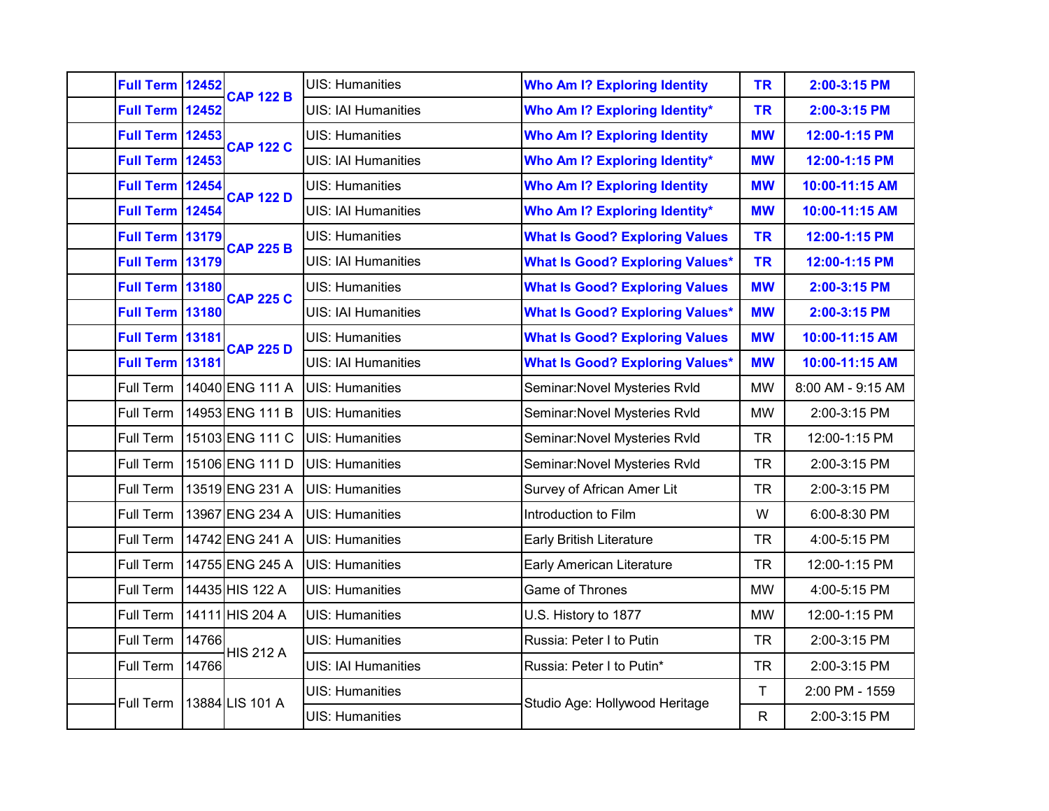| | | | | | | | |
|---|---|---|---|---|---|---|---|
| | **Full Term** | **12452** | **CAP 122 B** | UIS: Humanities | **Who Am I? Exploring Identity** | **TR** | **2:00-3:15 PM** |
| | **Full Term** | **12452** | | UIS: IAI Humanities | **Who Am I? Exploring Identity*** | **TR** | **2:00-3:15 PM** |
| | **Full Term** | **12453** | **CAP 122 C** | UIS: Humanities | **Who Am I? Exploring Identity** | **MW** | **12:00-1:15 PM** |
| | **Full Term** | **12453** | | UIS: IAI Humanities | **Who Am I? Exploring Identity*** | **MW** | **12:00-1:15 PM** |
| | **Full Term** | **12454** | **CAP 122 D** | UIS: Humanities | **Who Am I? Exploring Identity** | **MW** | **10:00-11:15 AM** |
| | **Full Term** | **12454** | | UIS: IAI Humanities | **Who Am I? Exploring Identity*** | **MW** | **10:00-11:15 AM** |
| | **Full Term** | **13179** | **CAP 225 B** | UIS: Humanities | **What Is Good? Exploring Values** | **TR** | **12:00-1:15 PM** |
| | **Full Term** | **13179** | | UIS: IAI Humanities | **What Is Good? Exploring Values*** | **TR** | **12:00-1:15 PM** |
| | **Full Term** | **13180** | **CAP 225 C** | UIS: Humanities | **What Is Good? Exploring Values** | **MW** | **2:00-3:15 PM** |
| | **Full Term** | **13180** | | UIS: IAI Humanities | **What Is Good? Exploring Values*** | **MW** | **2:00-3:15 PM** |
| | **Full Term** | **13181** | **CAP 225 D** | UIS: Humanities | **What Is Good? Exploring Values** | **MW** | **10:00-11:15 AM** |
| | **Full Term** | **13181** | | UIS: IAI Humanities | **What Is Good? Exploring Values*** | **MW** | **10:00-11:15 AM** |
| | Full Term | 14040 | ENG 111 A | UIS: Humanities | Seminar:Novel Mysteries Rvld | MW | 8:00 AM - 9:15 AM |
| | Full Term | 14953 | ENG 111 B | UIS: Humanities | Seminar:Novel Mysteries Rvld | MW | 2:00-3:15 PM |
| | Full Term | 15103 | ENG 111 C | UIS: Humanities | Seminar:Novel Mysteries Rvld | TR | 12:00-1:15 PM |
| | Full Term | 15106 | ENG 111 D | UIS: Humanities | Seminar:Novel Mysteries Rvld | TR | 2:00-3:15 PM |
| | Full Term | 13519 | ENG 231 A | UIS: Humanities | Survey of African Amer Lit | TR | 2:00-3:15 PM |
| | Full Term | 13967 | ENG 234 A | UIS: Humanities | Introduction to Film | W | 6:00-8:30 PM |
| | Full Term | 14742 | ENG 241 A | UIS: Humanities | Early British Literature | TR | 4:00-5:15 PM |
| | Full Term | 14755 | ENG 245 A | UIS: Humanities | Early American Literature | TR | 12:00-1:15 PM |
| | Full Term | 14435 | HIS 122 A | UIS: Humanities | Game of Thrones | MW | 4:00-5:15 PM |
| | Full Term | 14111 | HIS 204 A | UIS: Humanities | U.S. History to 1877 | MW | 12:00-1:15 PM |
| | Full Term | 14766 | HIS 212 A | UIS: Humanities | Russia: Peter I to Putin | TR | 2:00-3:15 PM |
| | Full Term | 14766 | | UIS: IAI Humanities | Russia: Peter I to Putin* | TR | 2:00-3:15 PM |
| | Full Term | 13884 | LIS 101 A | UIS: Humanities | Studio Age: Hollywood Heritage | T | 2:00 PM - 1559 |
| | | | | UIS: Humanities | | R | 2:00-3:15 PM |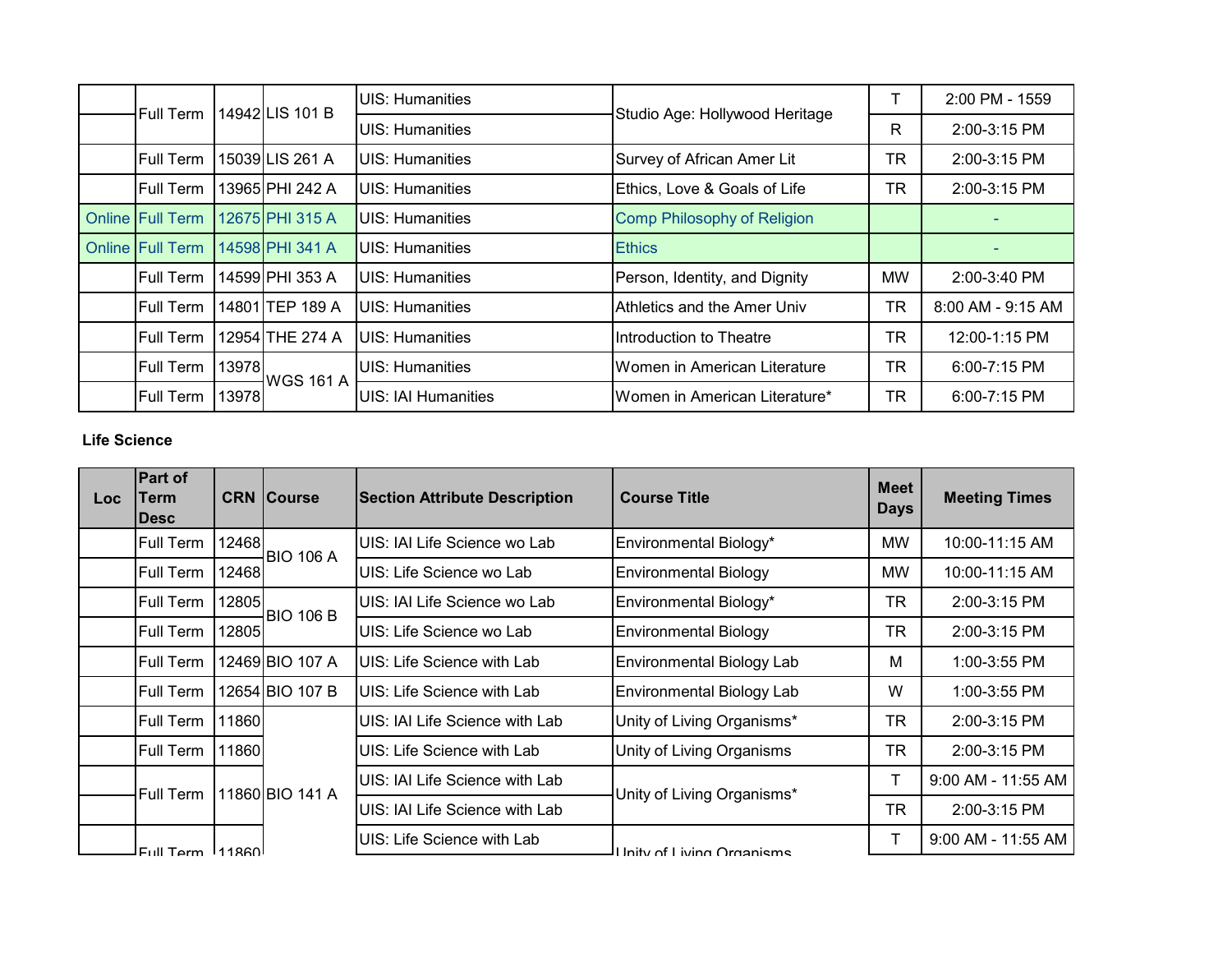| Loc | Part of Term Desc | CRN | Course | Section Attribute Description | Course Title | Meet Days | Meeting Times |
|---|---|---|---|---|---|---|---|
| | Full Term | 14942 | LIS 101 B | UIS: Humanities | Studio Age: Hollywood Heritage | T | 2:00 PM - 1559 |
| | | | | UIS: Humanities | | R | 2:00-3:15 PM |
| | Full Term | 15039 | LIS 261 A | UIS: Humanities | Survey of African Amer Lit | TR | 2:00-3:15 PM |
| | Full Term | 13965 | PHI 242 A | UIS: Humanities | Ethics, Love & Goals of Life | TR | 2:00-3:15 PM |
| Online | Full Term | 12675 | PHI 315 A | UIS: Humanities | Comp Philosophy of Religion | | - |
| Online | Full Term | 14598 | PHI 341 A | UIS: Humanities | Ethics | | - |
| | Full Term | 14599 | PHI 353 A | UIS: Humanities | Person, Identity, and Dignity | MW | 2:00-3:40 PM |
| | Full Term | 14801 | TEP 189 A | UIS: Humanities | Athletics and the Amer Univ | TR | 8:00 AM - 9:15 AM |
| | Full Term | 12954 | THE 274 A | UIS: Humanities | Introduction to Theatre | TR | 12:00-1:15 PM |
| | Full Term | 13978 | WGS 161 A | UIS: Humanities | Women in American Literature | TR | 6:00-7:15 PM |
| | Full Term | 13978 | | UIS: IAI Humanities | Women in American Literature* | TR | 6:00-7:15 PM |

**Life Science**

| Loc | Part of Term Desc | CRN | Course | Section Attribute Description | Course Title | Meet Days | Meeting Times |
|---|---|---|---|---|---|---|---|
| | Full Term | 12468 | BIO 106 A | UIS: IAI Life Science wo Lab | Environmental Biology* | MW | 10:00-11:15 AM |
| | Full Term | 12468 | | UIS: Life Science wo Lab | Environmental Biology | MW | 10:00-11:15 AM |
| | Full Term | 12805 | BIO 106 B | UIS: IAI Life Science wo Lab | Environmental Biology* | TR | 2:00-3:15 PM |
| | Full Term | 12805 | | UIS: Life Science wo Lab | Environmental Biology | TR | 2:00-3:15 PM |
| | Full Term | 12469 | BIO 107 A | UIS: Life Science with Lab | Environmental Biology Lab | M | 1:00-3:55 PM |
| | Full Term | 12654 | BIO 107 B | UIS: Life Science with Lab | Environmental Biology Lab | W | 1:00-3:55 PM |
| | Full Term | 11860 | BIO 141 A | UIS: IAI Life Science with Lab | Unity of Living Organisms* | TR | 2:00-3:15 PM |
| | Full Term | 11860 | | UIS: Life Science with Lab | Unity of Living Organisms | TR | 2:00-3:15 PM |
| | Full Term | 11860 | | UIS: IAI Life Science with Lab | Unity of Living Organisms* | T | 9:00 AM - 11:55 AM |
| | | | | UIS: IAI Life Science with Lab | | TR | 2:00-3:15 PM |
| | Full Term | 11860 | | UIS: Life Science with Lab | Unity of Living Organisms | T | 9:00 AM - 11:55 AM |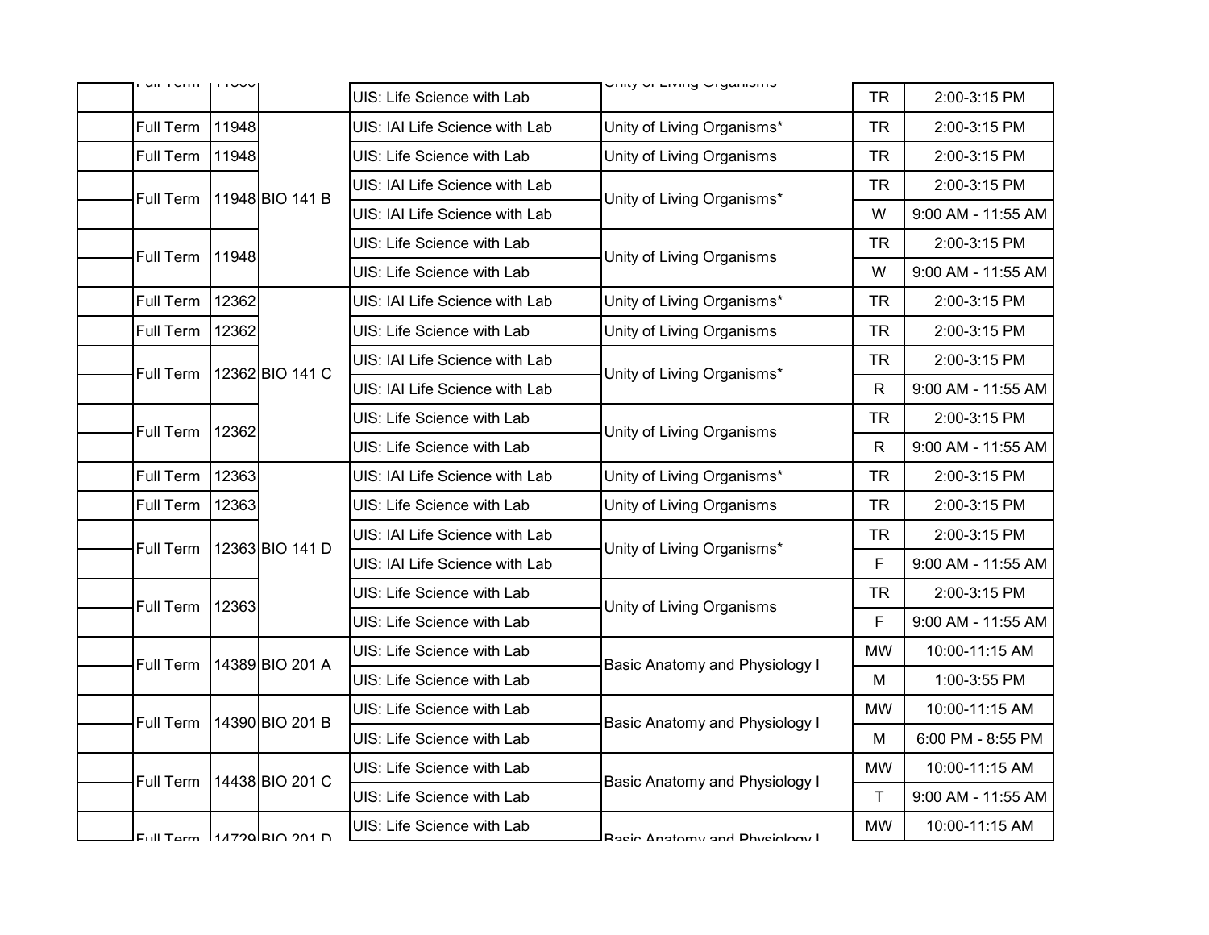| | | | | | | | |
|---|---|---|---|---|---|---|---|
| | Full Term | 11566 | | UIS: Life Science with Lab | Unity of Living Organisms | TR | 2:00-3:15 PM |
| | Full Term | 11948 | BIO 141 B | UIS: IAI Life Science with Lab | Unity of Living Organisms* | TR | 2:00-3:15 PM |
| | Full Term | 11948 | | UIS: Life Science with Lab | Unity of Living Organisms | TR | 2:00-3:15 PM |
| | Full Term | 11948 | | UIS: IAI Life Science with Lab | Unity of Living Organisms* | TR | 2:00-3:15 PM |
| | | | | UIS: IAI Life Science with Lab | | W | 9:00 AM - 11:55 AM |
| | Full Term | 11948 | | UIS: Life Science with Lab | Unity of Living Organisms | TR | 2:00-3:15 PM |
| | | | | UIS: Life Science with Lab | | W | 9:00 AM - 11:55 AM |
| | Full Term | 12362 | BIO 141 C | UIS: IAI Life Science with Lab | Unity of Living Organisms* | TR | 2:00-3:15 PM |
| | Full Term | 12362 | | UIS: Life Science with Lab | Unity of Living Organisms | TR | 2:00-3:15 PM |
| | Full Term | 12362 | | UIS: IAI Life Science with Lab | Unity of Living Organisms* | TR | 2:00-3:15 PM |
| | | | | UIS: IAI Life Science with Lab | | R | 9:00 AM - 11:55 AM |
| | Full Term | 12362 | | UIS: Life Science with Lab | Unity of Living Organisms | TR | 2:00-3:15 PM |
| | | | | UIS: Life Science with Lab | | R | 9:00 AM - 11:55 AM |
| | Full Term | 12363 | BIO 141 D | UIS: IAI Life Science with Lab | Unity of Living Organisms* | TR | 2:00-3:15 PM |
| | Full Term | 12363 | | UIS: Life Science with Lab | Unity of Living Organisms | TR | 2:00-3:15 PM |
| | Full Term | 12363 | | UIS: IAI Life Science with Lab | Unity of Living Organisms* | TR | 2:00-3:15 PM |
| | | | | UIS: IAI Life Science with Lab | | F | 9:00 AM - 11:55 AM |
| | Full Term | 12363 | | UIS: Life Science with Lab | Unity of Living Organisms | TR | 2:00-3:15 PM |
| | | | | UIS: Life Science with Lab | | F | 9:00 AM - 11:55 AM |
| | Full Term | 14389 | BIO 201 A | UIS: Life Science with Lab | Basic Anatomy and Physiology I | MW | 10:00-11:15 AM |
| | | | | UIS: Life Science with Lab | | M | 1:00-3:55 PM |
| | Full Term | 14390 | BIO 201 B | UIS: Life Science with Lab | Basic Anatomy and Physiology I | MW | 10:00-11:15 AM |
| | | | | UIS: Life Science with Lab | | M | 6:00 PM - 8:55 PM |
| | Full Term | 14438 | BIO 201 C | UIS: Life Science with Lab | Basic Anatomy and Physiology I | MW | 10:00-11:15 AM |
| | | | | UIS: Life Science with Lab | | T | 9:00 AM - 11:55 AM |
| | Full Term | 14729 | BIO 201 D | UIS: Life Science with Lab | Basic Anatomy and Physiology I | MW | 10:00-11:15 AM |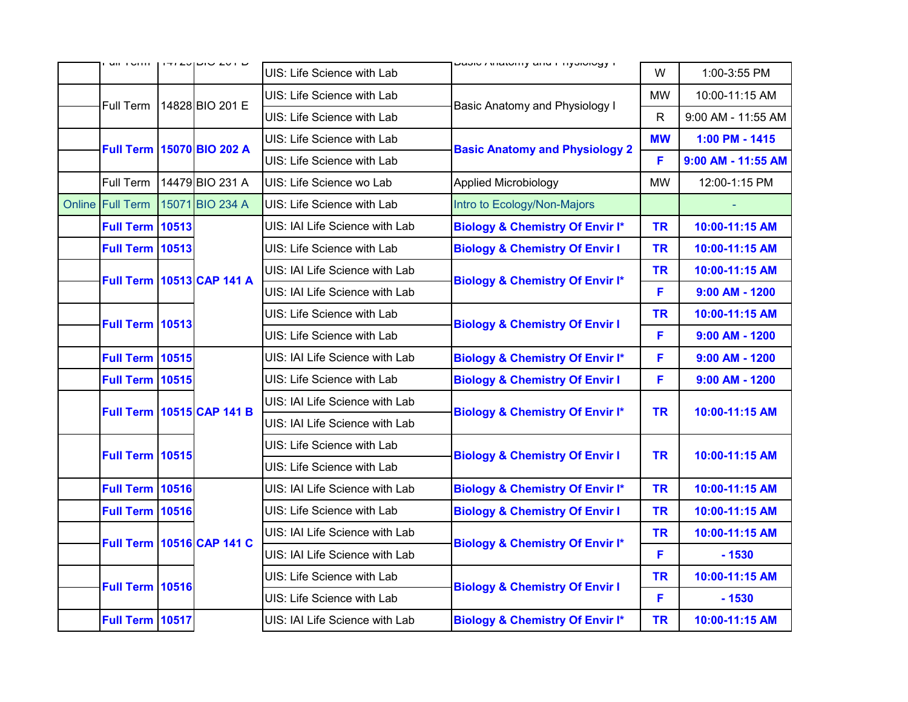| | | | | | | | |
|---|---|---|---|---|---|---|---|
| | Full Term | 14729 | BIO 201 D | UIS: Life Science with Lab | Basic Anatomy and Physiology I | W | 1:00-3:55 PM |
| | Full Term | 14828 | BIO 201 E | UIS: Life Science with Lab | Basic Anatomy and Physiology I | MW | 10:00-11:15 AM |
| | | | | UIS: Life Science with Lab | | R | 9:00 AM - 11:55 AM |
| | **Full Term** | **15070** | **BIO 202 A** | UIS: Life Science with Lab | **Basic Anatomy and Physiology 2** | **MW** | **1:00 PM - 1415** |
| | | | | UIS: Life Science with Lab | | **F** | **9:00 AM - 11:55 AM** |
| | Full Term | 14479 | BIO 231 A | UIS: Life Science wo Lab | Applied Microbiology | MW | 12:00-1:15 PM |
| Online | Full Term | 15071 | BIO 234 A | UIS: Life Science with Lab | Intro to Ecology/Non-Majors | | - |
| | **Full Term** | **10513** | **CAP 141 A** | UIS: IAI Life Science with Lab | **Biology & Chemistry Of Envir I*** | **TR** | **10:00-11:15 AM** |
| | **Full Term** | **10513** | | UIS: Life Science with Lab | **Biology & Chemistry Of Envir I** | **TR** | **10:00-11:15 AM** |
| | **Full Term** | **10513** | | UIS: IAI Life Science with Lab | **Biology & Chemistry Of Envir I*** | **TR** | **10:00-11:15 AM** |
| | | | | UIS: IAI Life Science with Lab | | **F** | **9:00 AM - 1200** |
| | **Full Term** | **10513** | | UIS: Life Science with Lab | **Biology & Chemistry Of Envir I** | **TR** | **10:00-11:15 AM** |
| | | | | UIS: Life Science with Lab | | **F** | **9:00 AM - 1200** |
| | **Full Term** | **10515** | **CAP 141 B** | UIS: IAI Life Science with Lab | **Biology & Chemistry Of Envir I*** | **F** | **9:00 AM - 1200** |
| | **Full Term** | **10515** | | UIS: Life Science with Lab | **Biology & Chemistry Of Envir I** | **F** | **9:00 AM - 1200** |
| | **Full Term** | **10515** | | UIS: IAI Life Science with Lab | **Biology & Chemistry Of Envir I*** | **TR** | **10:00-11:15 AM** |
| | | | | UIS: IAI Life Science with Lab | | | |
| | **Full Term** | **10515** | | UIS: Life Science with Lab | **Biology & Chemistry Of Envir I** | **TR** | **10:00-11:15 AM** |
| | | | | UIS: Life Science with Lab | | | |
| | **Full Term** | **10516** | **CAP 141 C** | UIS: IAI Life Science with Lab | **Biology & Chemistry Of Envir I*** | **TR** | **10:00-11:15 AM** |
| | **Full Term** | **10516** | | UIS: Life Science with Lab | **Biology & Chemistry Of Envir I** | **TR** | **10:00-11:15 AM** |
| | **Full Term** | **10516** | | UIS: IAI Life Science with Lab | **Biology & Chemistry Of Envir I*** | **TR** | **10:00-11:15 AM** |
| | | | | UIS: IAI Life Science with Lab | | **F** | **- 1530** |
| | **Full Term** | **10516** | | UIS: Life Science with Lab | **Biology & Chemistry Of Envir I** | **TR** | **10:00-11:15 AM** |
| | | | | UIS: Life Science with Lab | | **F** | **- 1530** |
| | **Full Term** | **10517** | | UIS: IAI Life Science with Lab | **Biology & Chemistry Of Envir I*** | **TR** | **10:00-11:15 AM** |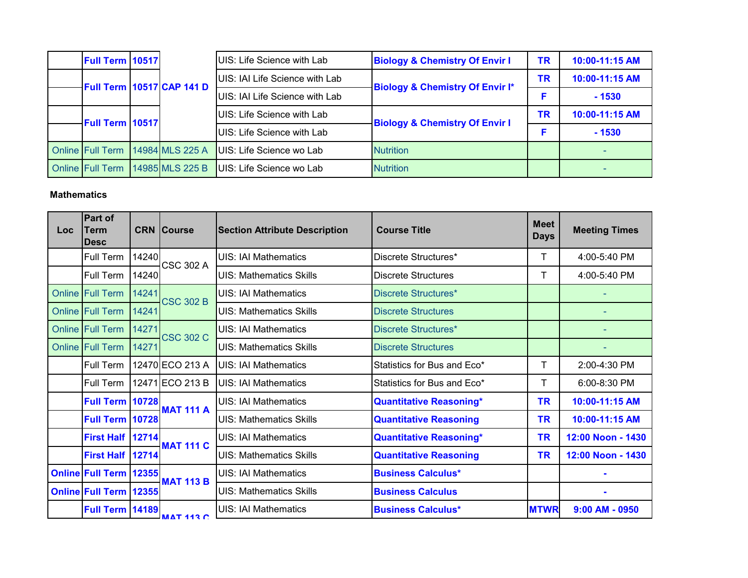| | | | | | | | |
|---|---|---|---|---|---|---|---|
| | **Full Term** | **10517** | **CAP 141 D** | UIS: Life Science with Lab | **Biology & Chemistry Of Envir I** | **TR** | **10:00-11:15 AM** |
| | **Full Term** | **10517** | | UIS: IAI Life Science with Lab | **Biology & Chemistry Of Envir I*** | **TR** | **10:00-11:15 AM** |
| | | | | UIS: IAI Life Science with Lab | | **F** | **- 1530** |
| | **Full Term** | **10517** | | UIS: Life Science with Lab | **Biology & Chemistry Of Envir I** | **TR** | **10:00-11:15 AM** |
| | | | | UIS: Life Science with Lab | | **F** | **- 1530** |
| Online | Full Term | 14984 | MLS 225 A | UIS: Life Science wo Lab | Nutrition | | - |
| Online | Full Term | 14985 | MLS 225 B | UIS: Life Science wo Lab | Nutrition | | - |

**Mathematics**

| Loc | Part of Term Desc | CRN | Course | Section Attribute Description | Course Title | Meet Days | Meeting Times |
|---|---|---|---|---|---|---|---|
| | Full Term | 14240 | CSC 302 A | UIS: IAI Mathematics | Discrete Structures* | T | 4:00-5:40 PM |
| | Full Term | 14240 | | UIS: Mathematics Skills | Discrete Structures | T | 4:00-5:40 PM |
| Online | Full Term | 14241 | CSC 302 B | UIS: IAI Mathematics | Discrete Structures* | | - |
| Online | Full Term | 14241 | | UIS: Mathematics Skills | Discrete Structures | | - |
| Online | Full Term | 14271 | CSC 302 C | UIS: IAI Mathematics | Discrete Structures* | | - |
| Online | Full Term | 14271 | | UIS: Mathematics Skills | Discrete Structures | | - |
| | Full Term | 12470 | ECO 213 A | UIS: IAI Mathematics | Statistics for Bus and Eco* | T | 2:00-4:30 PM |
| | Full Term | 12471 | ECO 213 B | UIS: IAI Mathematics | Statistics for Bus and Eco* | T | 6:00-8:30 PM |
| | **Full Term** | **10728** | **MAT 111 A** | UIS: IAI Mathematics | **Quantitative Reasoning*** | **TR** | **10:00-11:15 AM** |
| | **Full Term** | **10728** | | UIS: Mathematics Skills | **Quantitative Reasoning** | **TR** | **10:00-11:15 AM** |
| | **First Half** | **12714** | **MAT 111 C** | UIS: IAI Mathematics | **Quantitative Reasoning*** | **TR** | **12:00 Noon - 1430** |
| | **First Half** | **12714** | | UIS: Mathematics Skills | **Quantitative Reasoning** | **TR** | **12:00 Noon - 1430** |
| **Online** | **Full Term** | **12355** | **MAT 113 B** | UIS: IAI Mathematics | **Business Calculus*** | | **-** |
| **Online** | **Full Term** | **12355** | | UIS: Mathematics Skills | **Business Calculus** | | **-** |
| | **Full Term** | **14189** | **MAT 113 C** | UIS: IAI Mathematics | **Business Calculus*** | **MTWR** | **9:00 AM - 0950** |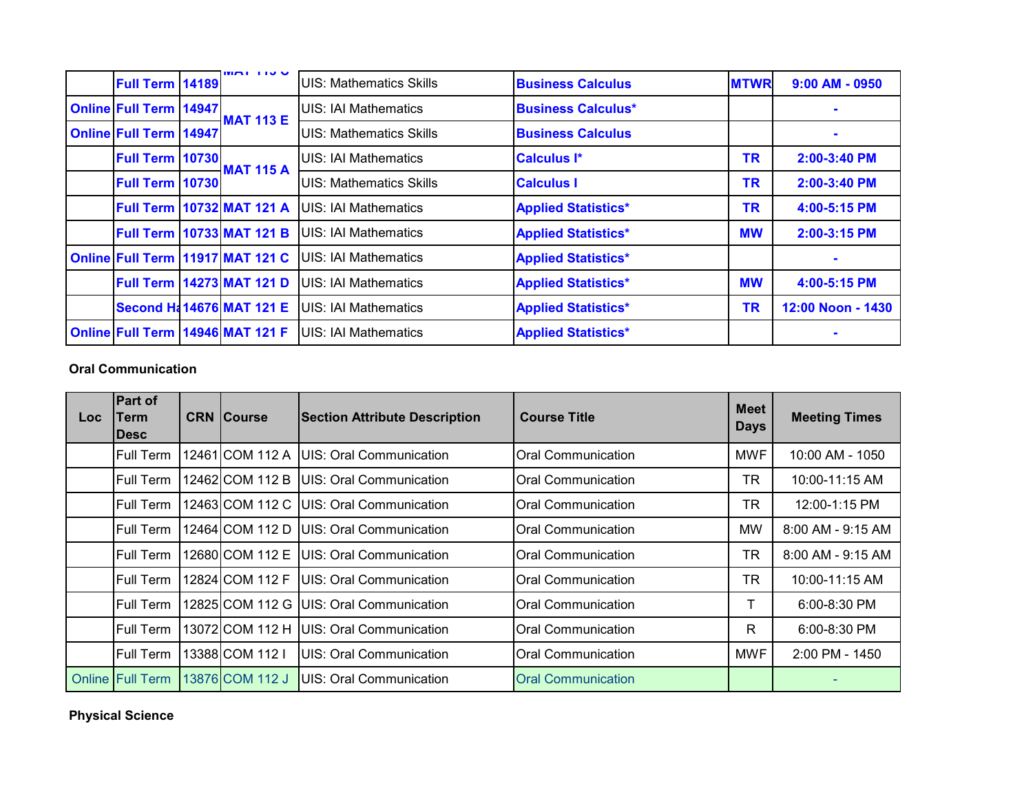| | | | | | | | |
|---|---|---|---|---|---|---|---|
| | Full Term | 14189 | MAT 113 C | UIS: Mathematics Skills | Business Calculus | MTWR | 9:00 AM - 0950 |
| Online | Full Term | 14947 | MAT 113 E | UIS: IAI Mathematics | Business Calculus* | | - |
| Online | Full Term | 14947 | | UIS: Mathematics Skills | Business Calculus | | - |
| | Full Term | 10730 | MAT 115 A | UIS: IAI Mathematics | Calculus I* | TR | 2:00-3:40 PM |
| | Full Term | 10730 | | UIS: Mathematics Skills | Calculus I | TR | 2:00-3:40 PM |
| | Full Term | 10732 | MAT 121 A | UIS: IAI Mathematics | Applied Statistics* | TR | 4:00-5:15 PM |
| | Full Term | 10733 | MAT 121 B | UIS: IAI Mathematics | Applied Statistics* | MW | 2:00-3:15 PM |
| Online | Full Term | 11917 | MAT 121 C | UIS: IAI Mathematics | Applied Statistics* | | - |
| | Full Term | 14273 | MAT 121 D | UIS: IAI Mathematics | Applied Statistics* | MW | 4:00-5:15 PM |
| | Second Ha | 14676 | MAT 121 E | UIS: IAI Mathematics | Applied Statistics* | TR | 12:00 Noon - 1430 |
| Online | Full Term | 14946 | MAT 121 F | UIS: IAI Mathematics | Applied Statistics* | | - |

**Oral Communication**

| Loc | Part of Term Desc | CRN | Course | Section Attribute Description | Course Title | Meet Days | Meeting Times |
|---|---|---|---|---|---|---|---|
| | Full Term | 12461 | COM 112 A | UIS: Oral Communication | Oral Communication | MWF | 10:00 AM - 1050 |
| | Full Term | 12462 | COM 112 B | UIS: Oral Communication | Oral Communication | TR | 10:00-11:15 AM |
| | Full Term | 12463 | COM 112 C | UIS: Oral Communication | Oral Communication | TR | 12:00-1:15 PM |
| | Full Term | 12464 | COM 112 D | UIS: Oral Communication | Oral Communication | MW | 8:00 AM - 9:15 AM |
| | Full Term | 12680 | COM 112 E | UIS: Oral Communication | Oral Communication | TR | 8:00 AM - 9:15 AM |
| | Full Term | 12824 | COM 112 F | UIS: Oral Communication | Oral Communication | TR | 10:00-11:15 AM |
| | Full Term | 12825 | COM 112 G | UIS: Oral Communication | Oral Communication | T | 6:00-8:30 PM |
| | Full Term | 13072 | COM 112 H | UIS: Oral Communication | Oral Communication | R | 6:00-8:30 PM |
| | Full Term | 13388 | COM 112 I | UIS: Oral Communication | Oral Communication | MWF | 2:00 PM - 1450 |
| Online | Full Term | 13876 | COM 112 J | UIS: Oral Communication | Oral Communication | | - |

**Physical Science**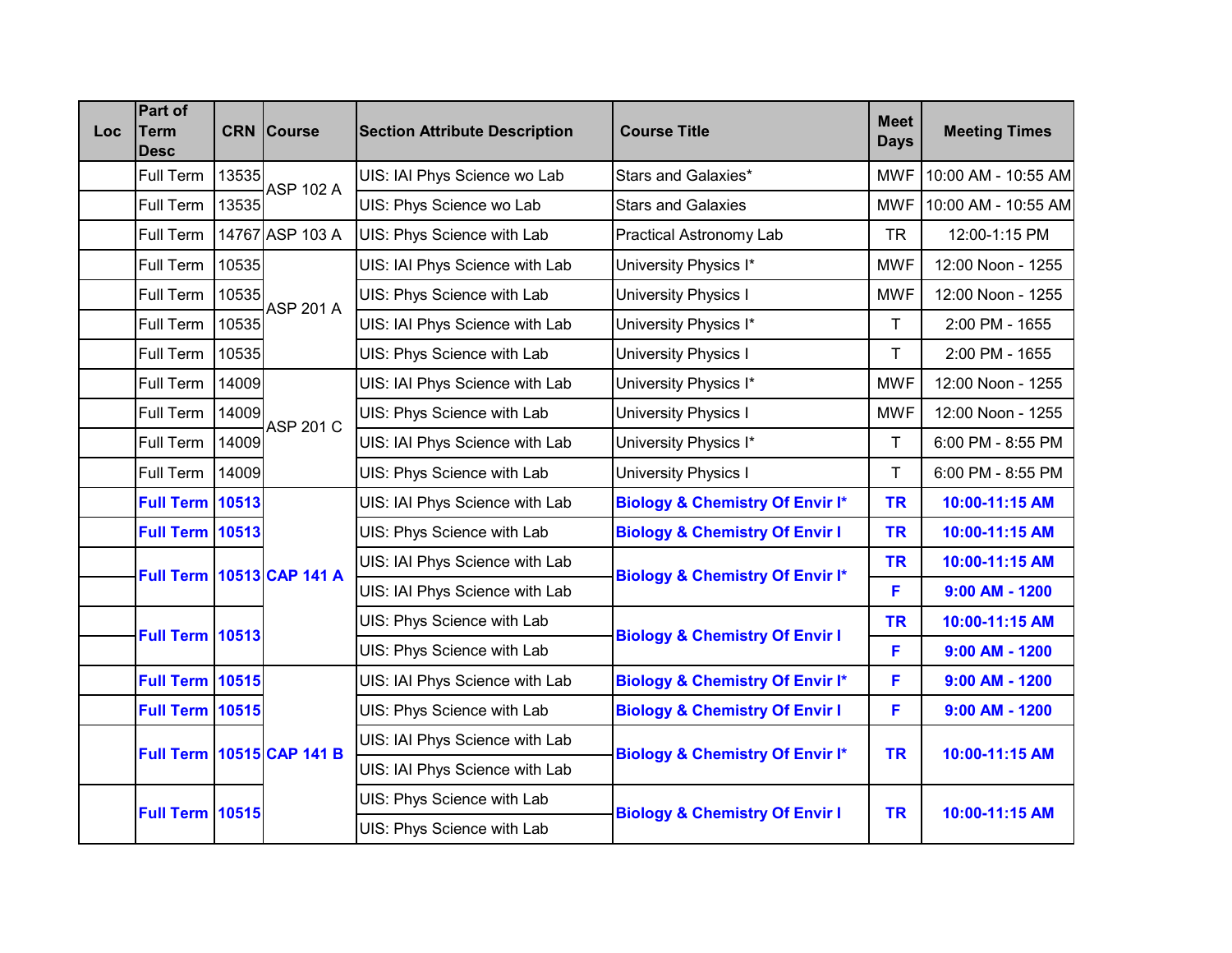| Loc | Part of Term Desc | CRN | Course | Section Attribute Description | Course Title | Meet Days | Meeting Times |
|---|---|---|---|---|---|---|---|
| | Full Term | 13535 | ASP 102 A | UIS: IAI Phys Science wo Lab | Stars and Galaxies* | MWF | 10:00 AM - 10:55 AM |
| | Full Term | 13535 | | UIS: Phys Science wo Lab | Stars and Galaxies | MWF | 10:00 AM - 10:55 AM |
| | Full Term | 14767 | ASP 103 A | UIS: Phys Science with Lab | Practical Astronomy Lab | TR | 12:00-1:15 PM |
| | Full Term | 10535 | ASP 201 A | UIS: IAI Phys Science with Lab | University Physics I* | MWF | 12:00 Noon - 1255 |
| | Full Term | 10535 | | UIS: Phys Science with Lab | University Physics I | MWF | 12:00 Noon - 1255 |
| | Full Term | 10535 | | UIS: IAI Phys Science with Lab | University Physics I* | T | 2:00 PM - 1655 |
| | Full Term | 10535 | | UIS: Phys Science with Lab | University Physics I | T | 2:00 PM - 1655 |
| | Full Term | 14009 | ASP 201 C | UIS: IAI Phys Science with Lab | University Physics I* | MWF | 12:00 Noon - 1255 |
| | Full Term | 14009 | | UIS: Phys Science with Lab | University Physics I | MWF | 12:00 Noon - 1255 |
| | Full Term | 14009 | | UIS: IAI Phys Science with Lab | University Physics I* | T | 6:00 PM - 8:55 PM |
| | Full Term | 14009 | | UIS: Phys Science with Lab | University Physics I | T | 6:00 PM - 8:55 PM |
| | **Full Term** | **10513** | **CAP 141 A** | UIS: IAI Phys Science with Lab | **Biology & Chemistry Of Envir I*** | **TR** | **10:00-11:15 AM** |
| | **Full Term** | **10513** | | UIS: Phys Science with Lab | **Biology & Chemistry Of Envir I** | **TR** | **10:00-11:15 AM** |
| | **Full Term** | **10513** | | UIS: IAI Phys Science with Lab | **Biology & Chemistry Of Envir I*** | **TR** | **10:00-11:15 AM** |
| | | | | UIS: IAI Phys Science with Lab | | **F** | **9:00 AM - 1200** |
| | **Full Term** | **10513** | | UIS: Phys Science with Lab | **Biology & Chemistry Of Envir I** | **TR** | **10:00-11:15 AM** |
| | | | | UIS: Phys Science with Lab | | **F** | **9:00 AM - 1200** |
| | **Full Term** | **10515** | **CAP 141 B** | UIS: IAI Phys Science with Lab | **Biology & Chemistry Of Envir I*** | **F** | **9:00 AM - 1200** |
| | **Full Term** | **10515** | | UIS: Phys Science with Lab | **Biology & Chemistry Of Envir I** | **F** | **9:00 AM - 1200** |
| | **Full Term** | **10515** | | UIS: IAI Phys Science with Lab | **Biology & Chemistry Of Envir I*** | **TR** | **10:00-11:15 AM** |
| | | | | UIS: IAI Phys Science with Lab | | | |
| | **Full Term** | **10515** | | UIS: Phys Science with Lab | **Biology & Chemistry Of Envir I** | **TR** | **10:00-11:15 AM** |
| | | | | UIS: Phys Science with Lab | | | |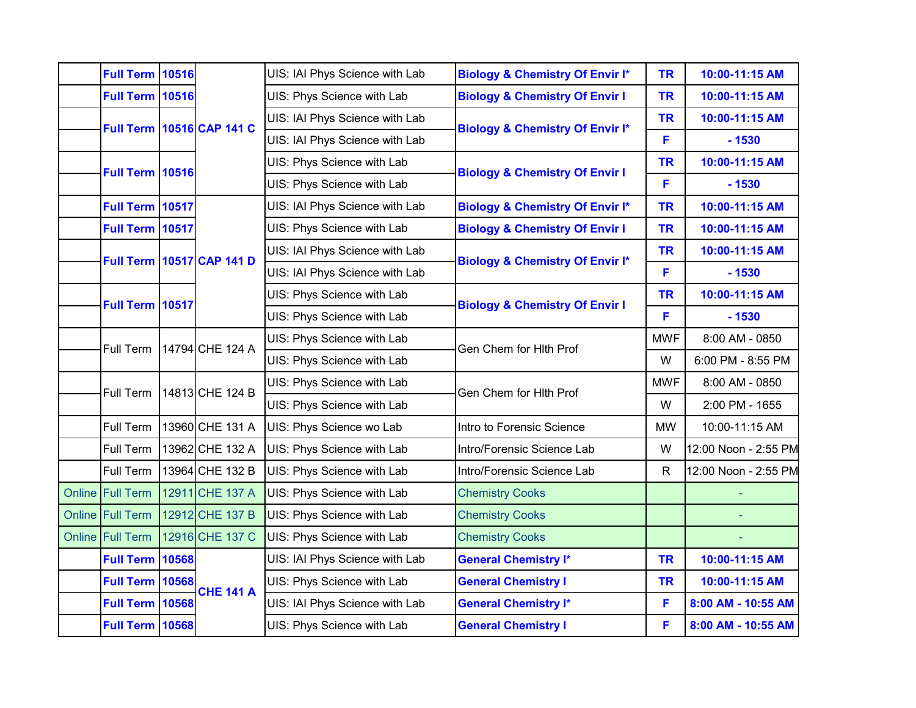| | | | | | | | |
|---|---|---|---|---|---|---|---|
| | **Full Term** | **10516** | **CAP 141 C** | UIS: IAI Phys Science with Lab | **Biology & Chemistry Of Envir I*** | **TR** | **10:00-11:15 AM** |
| | **Full Term** | **10516** | | UIS: Phys Science with Lab | **Biology & Chemistry Of Envir I** | **TR** | **10:00-11:15 AM** |
| | **Full Term** | **10516** | | UIS: IAI Phys Science with Lab | **Biology & Chemistry Of Envir I*** | **TR** | **10:00-11:15 AM** |
| | | | | UIS: IAI Phys Science with Lab | | **F** | **- 1530** |
| | **Full Term** | **10516** | | UIS: Phys Science with Lab | **Biology & Chemistry Of Envir I** | **TR** | **10:00-11:15 AM** |
| | | | | UIS: Phys Science with Lab | | **F** | **- 1530** |
| | **Full Term** | **10517** | **CAP 141 D** | UIS: IAI Phys Science with Lab | **Biology & Chemistry Of Envir I*** | **TR** | **10:00-11:15 AM** |
| | **Full Term** | **10517** | | UIS: Phys Science with Lab | **Biology & Chemistry Of Envir I** | **TR** | **10:00-11:15 AM** |
| | **Full Term** | **10517** | | UIS: IAI Phys Science with Lab | **Biology & Chemistry Of Envir I*** | **TR** | **10:00-11:15 AM** |
| | | | | UIS: IAI Phys Science with Lab | | **F** | **- 1530** |
| | **Full Term** | **10517** | | UIS: Phys Science with Lab | **Biology & Chemistry Of Envir I** | **TR** | **10:00-11:15 AM** |
| | | | | UIS: Phys Science with Lab | | **F** | **- 1530** |
| | Full Term | 14794 | CHE 124 A | UIS: Phys Science with Lab | Gen Chem for Hlth Prof | MWF | 8:00 AM - 0850 |
| | | | | UIS: Phys Science with Lab | | W | 6:00 PM - 8:55 PM |
| | Full Term | 14813 | CHE 124 B | UIS: Phys Science with Lab | Gen Chem for Hlth Prof | MWF | 8:00 AM - 0850 |
| | | | | UIS: Phys Science with Lab | | W | 2:00 PM - 1655 |
| | Full Term | 13960 | CHE 131 A | UIS: Phys Science wo Lab | Intro to Forensic Science | MW | 10:00-11:15 AM |
| | Full Term | 13962 | CHE 132 A | UIS: Phys Science with Lab | Intro/Forensic Science Lab | W | 12:00 Noon - 2:55 PM |
| | Full Term | 13964 | CHE 132 B | UIS: Phys Science with Lab | Intro/Forensic Science Lab | R | 12:00 Noon - 2:55 PM |
| Online | Full Term | 12911 | CHE 137 A | UIS: Phys Science with Lab | Chemistry Cooks | | - |
| Online | Full Term | 12912 | CHE 137 B | UIS: Phys Science with Lab | Chemistry Cooks | | - |
| Online | Full Term | 12916 | CHE 137 C | UIS: Phys Science with Lab | Chemistry Cooks | | - |
| | **Full Term** | **10568** | **CHE 141 A** | UIS: IAI Phys Science with Lab | **General Chemistry I*** | **TR** | **10:00-11:15 AM** |
| | **Full Term** | **10568** | | UIS: Phys Science with Lab | **General Chemistry I** | **TR** | **10:00-11:15 AM** |
| | **Full Term** | **10568** | | UIS: IAI Phys Science with Lab | **General Chemistry I*** | **F** | **8:00 AM - 10:55 AM** |
| | **Full Term** | **10568** | | UIS: Phys Science with Lab | **General Chemistry I** | **F** | **8:00 AM - 10:55 AM** |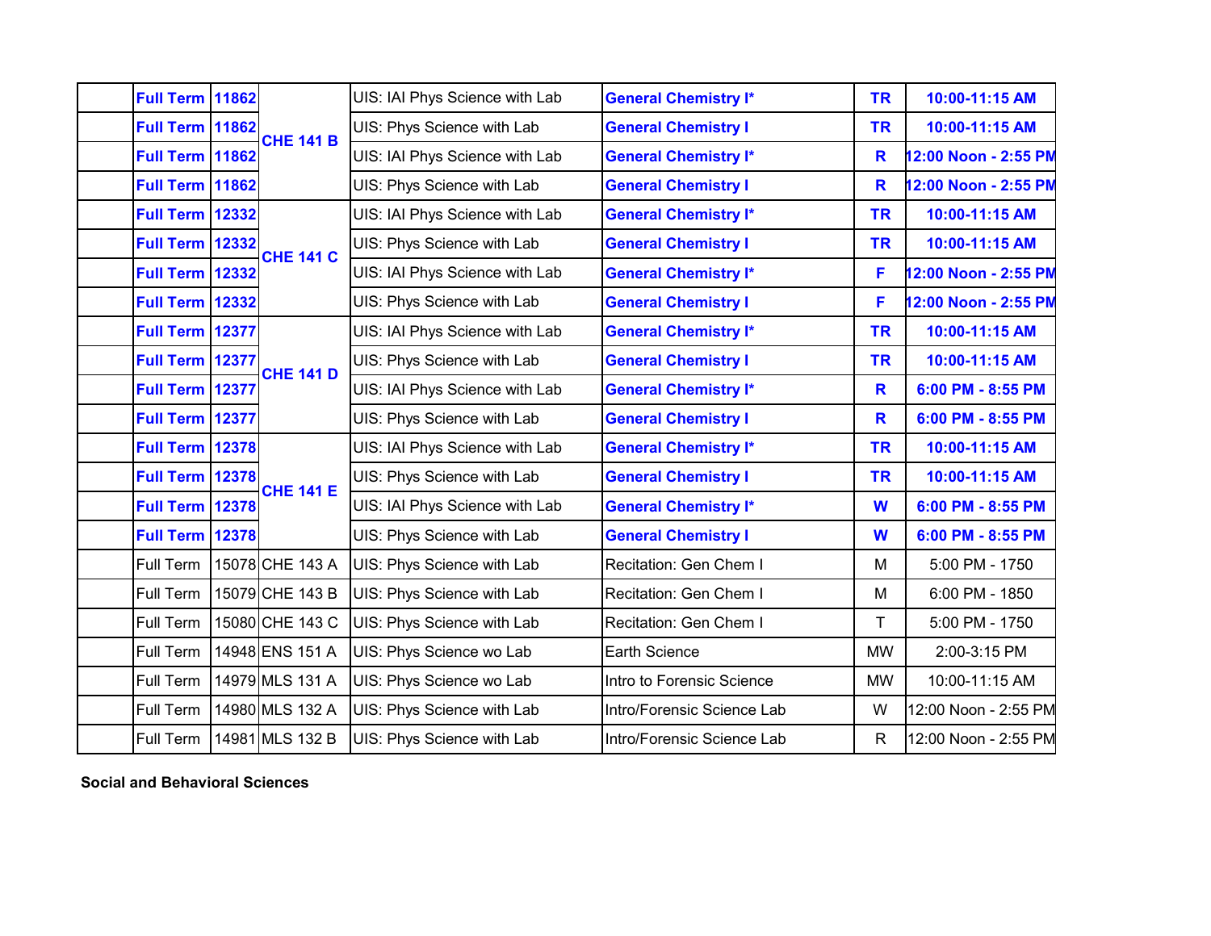| | | | | | | | |
|---|---|---|---|---|---|---|---|
| | **Full Term** | **11862** | **CHE 141 B** | UIS: IAI Phys Science with Lab | **General Chemistry I*** | **TR** | **10:00-11:15 AM** |
| | **Full Term** | **11862** | | UIS: Phys Science with Lab | **General Chemistry I** | **TR** | **10:00-11:15 AM** |
| | **Full Term** | **11862** | | UIS: IAI Phys Science with Lab | **General Chemistry I*** | **R** | **12:00 Noon - 2:55 PM** |
| | **Full Term** | **11862** | | UIS: Phys Science with Lab | **General Chemistry I** | **R** | **12:00 Noon - 2:55 PM** |
| | **Full Term** | **12332** | **CHE 141 C** | UIS: IAI Phys Science with Lab | **General Chemistry I*** | **TR** | **10:00-11:15 AM** |
| | **Full Term** | **12332** | | UIS: Phys Science with Lab | **General Chemistry I** | **TR** | **10:00-11:15 AM** |
| | **Full Term** | **12332** | | UIS: IAI Phys Science with Lab | **General Chemistry I*** | **F** | **12:00 Noon - 2:55 PM** |
| | **Full Term** | **12332** | | UIS: Phys Science with Lab | **General Chemistry I** | **F** | **12:00 Noon - 2:55 PM** |
| | **Full Term** | **12377** | **CHE 141 D** | UIS: IAI Phys Science with Lab | **General Chemistry I*** | **TR** | **10:00-11:15 AM** |
| | **Full Term** | **12377** | | UIS: Phys Science with Lab | **General Chemistry I** | **TR** | **10:00-11:15 AM** |
| | **Full Term** | **12377** | | UIS: IAI Phys Science with Lab | **General Chemistry I*** | **R** | **6:00 PM - 8:55 PM** |
| | **Full Term** | **12377** | | UIS: Phys Science with Lab | **General Chemistry I** | **R** | **6:00 PM - 8:55 PM** |
| | **Full Term** | **12378** | **CHE 141 E** | UIS: IAI Phys Science with Lab | **General Chemistry I*** | **TR** | **10:00-11:15 AM** |
| | **Full Term** | **12378** | | UIS: Phys Science with Lab | **General Chemistry I** | **TR** | **10:00-11:15 AM** |
| | **Full Term** | **12378** | | UIS: IAI Phys Science with Lab | **General Chemistry I*** | **W** | **6:00 PM - 8:55 PM** |
| | **Full Term** | **12378** | | UIS: Phys Science with Lab | **General Chemistry I** | **W** | **6:00 PM - 8:55 PM** |
| | Full Term | 15078 | CHE 143 A | UIS: Phys Science with Lab | Recitation: Gen Chem I | M | 5:00 PM - 1750 |
| | Full Term | 15079 | CHE 143 B | UIS: Phys Science with Lab | Recitation: Gen Chem I | M | 6:00 PM - 1850 |
| | Full Term | 15080 | CHE 143 C | UIS: Phys Science with Lab | Recitation: Gen Chem I | T | 5:00 PM - 1750 |
| | Full Term | 14948 | ENS 151 A | UIS: Phys Science wo Lab | Earth Science | MW | 2:00-3:15 PM |
| | Full Term | 14979 | MLS 131 A | UIS: Phys Science wo Lab | Intro to Forensic Science | MW | 10:00-11:15 AM |
| | Full Term | 14980 | MLS 132 A | UIS: Phys Science with Lab | Intro/Forensic Science Lab | W | 12:00 Noon - 2:55 PM |
| | Full Term | 14981 | MLS 132 B | UIS: Phys Science with Lab | Intro/Forensic Science Lab | R | 12:00 Noon - 2:55 PM |

**Social and Behavioral Sciences**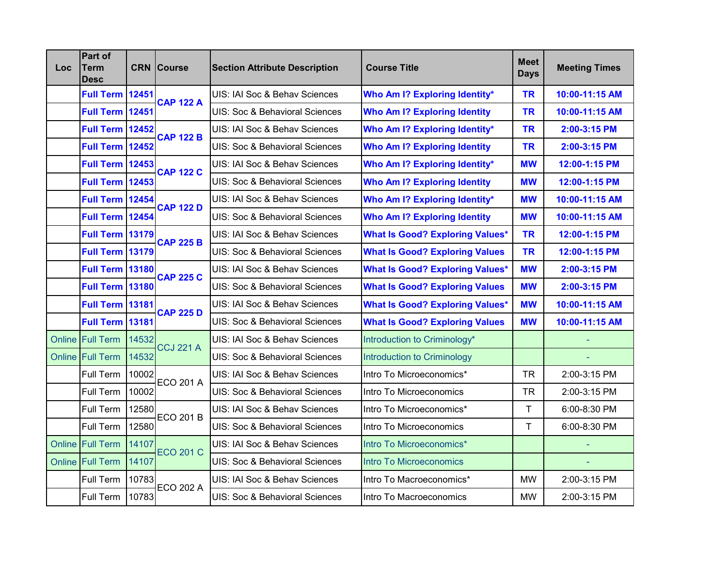| Loc | Part of Term Desc | CRN | Course | Section Attribute Description | Course Title | Meet Days | Meeting Times |
|---|---|---|---|---|---|---|---|
| | **Full Term** | **12451** | **CAP 122 A** | UIS: IAI Soc & Behav Sciences | **Who Am I? Exploring Identity*** | **TR** | **10:00-11:15 AM** |
| | **Full Term** | **12451** | | UIS: Soc & Behavioral Sciences | **Who Am I? Exploring Identity** | **TR** | **10:00-11:15 AM** |
| | **Full Term** | **12452** | **CAP 122 B** | UIS: IAI Soc & Behav Sciences | **Who Am I? Exploring Identity*** | **TR** | **2:00-3:15 PM** |
| | **Full Term** | **12452** | | UIS: Soc & Behavioral Sciences | **Who Am I? Exploring Identity** | **TR** | **2:00-3:15 PM** |
| | **Full Term** | **12453** | **CAP 122 C** | UIS: IAI Soc & Behav Sciences | **Who Am I? Exploring Identity*** | **MW** | **12:00-1:15 PM** |
| | **Full Term** | **12453** | | UIS: Soc & Behavioral Sciences | **Who Am I? Exploring Identity** | **MW** | **12:00-1:15 PM** |
| | **Full Term** | **12454** | **CAP 122 D** | UIS: IAI Soc & Behav Sciences | **Who Am I? Exploring Identity*** | **MW** | **10:00-11:15 AM** |
| | **Full Term** | **12454** | | UIS: Soc & Behavioral Sciences | **Who Am I? Exploring Identity** | **MW** | **10:00-11:15 AM** |
| | **Full Term** | **13179** | **CAP 225 B** | UIS: IAI Soc & Behav Sciences | **What Is Good? Exploring Values*** | **TR** | **12:00-1:15 PM** |
| | **Full Term** | **13179** | | UIS: Soc & Behavioral Sciences | **What Is Good? Exploring Values** | **TR** | **12:00-1:15 PM** |
| | **Full Term** | **13180** | **CAP 225 C** | UIS: IAI Soc & Behav Sciences | **What Is Good? Exploring Values*** | **MW** | **2:00-3:15 PM** |
| | **Full Term** | **13180** | | UIS: Soc & Behavioral Sciences | **What Is Good? Exploring Values** | **MW** | **2:00-3:15 PM** |
| | **Full Term** | **13181** | **CAP 225 D** | UIS: IAI Soc & Behav Sciences | **What Is Good? Exploring Values*** | **MW** | **10:00-11:15 AM** |
| | **Full Term** | **13181** | | UIS: Soc & Behavioral Sciences | **What Is Good? Exploring Values** | **MW** | **10:00-11:15 AM** |
| Online | Full Term | 14532 | CCJ 221 A | UIS: IAI Soc & Behav Sciences | Introduction to Criminology* | | - |
| Online | Full Term | 14532 | | UIS: Soc & Behavioral Sciences | Introduction to Criminology | | - |
| | Full Term | 10002 | ECO 201 A | UIS: IAI Soc & Behav Sciences | Intro To Microeconomics* | TR | 2:00-3:15 PM |
| | Full Term | 10002 | | UIS: Soc & Behavioral Sciences | Intro To Microeconomics | TR | 2:00-3:15 PM |
| | Full Term | 12580 | ECO 201 B | UIS: IAI Soc & Behav Sciences | Intro To Microeconomics* | T | 6:00-8:30 PM |
| | Full Term | 12580 | | UIS: Soc & Behavioral Sciences | Intro To Microeconomics | T | 6:00-8:30 PM |
| Online | Full Term | 14107 | ECO 201 C | UIS: IAI Soc & Behav Sciences | Intro To Microeconomics* | | - |
| Online | Full Term | 14107 | | UIS: Soc & Behavioral Sciences | Intro To Microeconomics | | - |
| | Full Term | 10783 | ECO 202 A | UIS: IAI Soc & Behav Sciences | Intro To Macroeconomics* | MW | 2:00-3:15 PM |
| | Full Term | 10783 | | UIS: Soc & Behavioral Sciences | Intro To Macroeconomics | MW | 2:00-3:15 PM |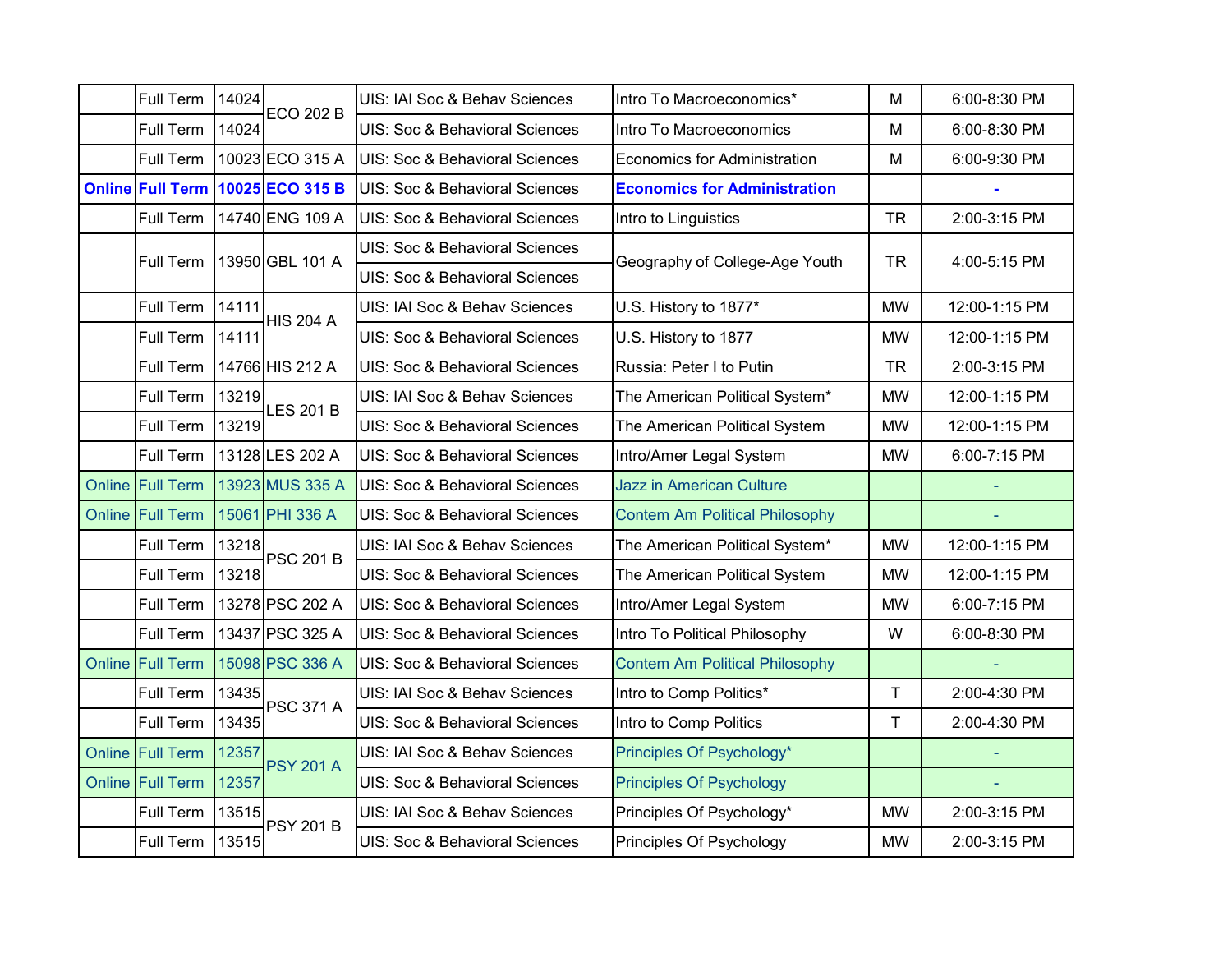| | | | | | | | |
|---|---|---|---|---|---|---|---|
| | Full Term | 14024 | ECO 202 B | UIS: IAI Soc & Behav Sciences | Intro To Macroeconomics* | M | 6:00-8:30 PM |
| | Full Term | 14024 | | UIS: Soc & Behavioral Sciences | Intro To Macroeconomics | M | 6:00-8:30 PM |
| | Full Term | 10023 | ECO 315 A | UIS: Soc & Behavioral Sciences | Economics for Administration | M | 6:00-9:30 PM |
| **Online** | **Full Term** | **10025** | **ECO 315 B** | UIS: Soc & Behavioral Sciences | **Economics for Administration** | | **-** |
| | Full Term | 14740 | ENG 109 A | UIS: Soc & Behavioral Sciences | Intro to Linguistics | TR | 2:00-3:15 PM |
| | Full Term | 13950 | GBL 101 A | UIS: Soc & Behavioral Sciences | Geography of College-Age Youth | TR | 4:00-5:15 PM |
| | | | | UIS: Soc & Behavioral Sciences | | | |
| | Full Term | 14111 | HIS 204 A | UIS: IAI Soc & Behav Sciences | U.S. History to 1877* | MW | 12:00-1:15 PM |
| | Full Term | 14111 | | UIS: Soc & Behavioral Sciences | U.S. History to 1877 | MW | 12:00-1:15 PM |
| | Full Term | 14766 | HIS 212 A | UIS: Soc & Behavioral Sciences | Russia: Peter I to Putin | TR | 2:00-3:15 PM |
| | Full Term | 13219 | LES 201 B | UIS: IAI Soc & Behav Sciences | The American Political System* | MW | 12:00-1:15 PM |
| | Full Term | 13219 | | UIS: Soc & Behavioral Sciences | The American Political System | MW | 12:00-1:15 PM |
| | Full Term | 13128 | LES 202 A | UIS: Soc & Behavioral Sciences | Intro/Amer Legal System | MW | 6:00-7:15 PM |
| Online | Full Term | 13923 | MUS 335 A | UIS: Soc & Behavioral Sciences | Jazz in American Culture | | - |
| Online | Full Term | 15061 | PHI 336 A | UIS: Soc & Behavioral Sciences | Contem Am Political Philosophy | | - |
| | Full Term | 13218 | PSC 201 B | UIS: IAI Soc & Behav Sciences | The American Political System* | MW | 12:00-1:15 PM |
| | Full Term | 13218 | | UIS: Soc & Behavioral Sciences | The American Political System | MW | 12:00-1:15 PM |
| | Full Term | 13278 | PSC 202 A | UIS: Soc & Behavioral Sciences | Intro/Amer Legal System | MW | 6:00-7:15 PM |
| | Full Term | 13437 | PSC 325 A | UIS: Soc & Behavioral Sciences | Intro To Political Philosophy | W | 6:00-8:30 PM |
| Online | Full Term | 15098 | PSC 336 A | UIS: Soc & Behavioral Sciences | Contem Am Political Philosophy | | - |
| | Full Term | 13435 | PSC 371 A | UIS: IAI Soc & Behav Sciences | Intro to Comp Politics* | T | 2:00-4:30 PM |
| | Full Term | 13435 | | UIS: Soc & Behavioral Sciences | Intro to Comp Politics | T | 2:00-4:30 PM |
| Online | Full Term | 12357 | PSY 201 A | UIS: IAI Soc & Behav Sciences | Principles Of Psychology* | | - |
| Online | Full Term | 12357 | | UIS: Soc & Behavioral Sciences | Principles Of Psychology | | - |
| | Full Term | 13515 | PSY 201 B | UIS: IAI Soc & Behav Sciences | Principles Of Psychology* | MW | 2:00-3:15 PM |
| | Full Term | 13515 | | UIS: Soc & Behavioral Sciences | Principles Of Psychology | MW | 2:00-3:15 PM |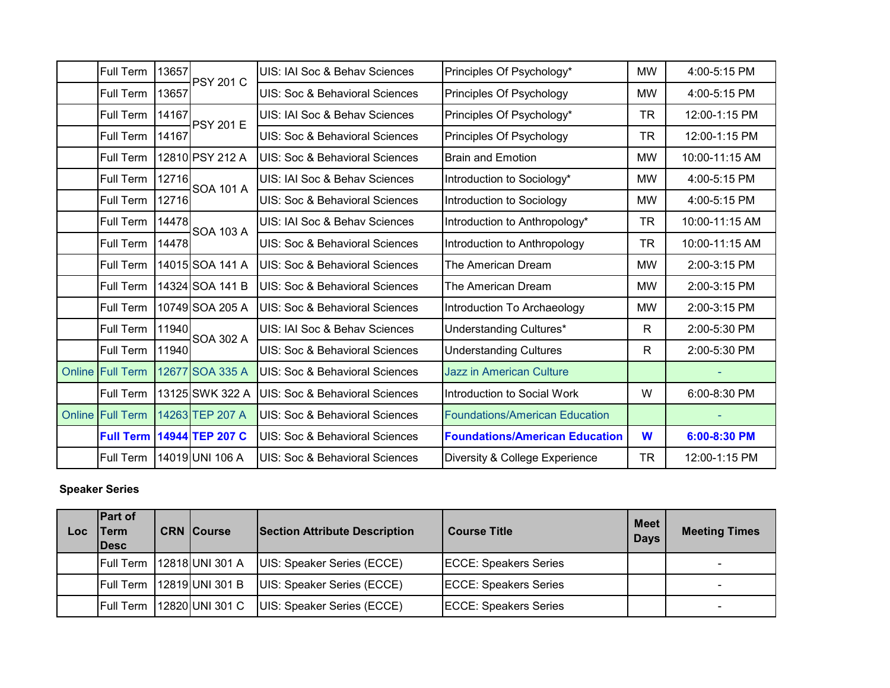| Loc | Part of Term Desc | CRN | Course | Section Attribute Description | Course Title | Meet Days | Meeting Times |
|---|---|---|---|---|---|---|---|
| | Full Term | 13657 | PSY 201 C | UIS: IAI Soc & Behav Sciences | Principles Of Psychology* | MW | 4:00-5:15 PM |
| | Full Term | 13657 | PSY 201 C | UIS: Soc & Behavioral Sciences | Principles Of Psychology | MW | 4:00-5:15 PM |
| | Full Term | 14167 | PSY 201 E | UIS: IAI Soc & Behav Sciences | Principles Of Psychology* | TR | 12:00-1:15 PM |
| | Full Term | 14167 | PSY 201 E | UIS: Soc & Behavioral Sciences | Principles Of Psychology | TR | 12:00-1:15 PM |
| | Full Term | 12810 | PSY 212 A | UIS: Soc & Behavioral Sciences | Brain and Emotion | MW | 10:00-11:15 AM |
| | Full Term | 12716 | SOA 101 A | UIS: IAI Soc & Behav Sciences | Introduction to Sociology* | MW | 4:00-5:15 PM |
| | Full Term | 12716 | SOA 101 A | UIS: Soc & Behavioral Sciences | Introduction to Sociology | MW | 4:00-5:15 PM |
| | Full Term | 14478 | SOA 103 A | UIS: IAI Soc & Behav Sciences | Introduction to Anthropology* | TR | 10:00-11:15 AM |
| | Full Term | 14478 | SOA 103 A | UIS: Soc & Behavioral Sciences | Introduction to Anthropology | TR | 10:00-11:15 AM |
| | Full Term | 14015 | SOA 141 A | UIS: Soc & Behavioral Sciences | The American Dream | MW | 2:00-3:15 PM |
| | Full Term | 14324 | SOA 141 B | UIS: Soc & Behavioral Sciences | The American Dream | MW | 2:00-3:15 PM |
| | Full Term | 10749 | SOA 205 A | UIS: Soc & Behavioral Sciences | Introduction To Archaeology | MW | 2:00-3:15 PM |
| | Full Term | 11940 | SOA 302 A | UIS: IAI Soc & Behav Sciences | Understanding Cultures* | R | 2:00-5:30 PM |
| | Full Term | 11940 | SOA 302 A | UIS: Soc & Behavioral Sciences | Understanding Cultures | R | 2:00-5:30 PM |
| Online | Full Term | 12677 | SOA 335 A | UIS: Soc & Behavioral Sciences | Jazz in American Culture | | - |
| | Full Term | 13125 | SWK 322 A | UIS: Soc & Behavioral Sciences | Introduction to Social Work | W | 6:00-8:30 PM |
| Online | Full Term | 14263 | TEP 207 A | UIS: Soc & Behavioral Sciences | Foundations/American Education | | - |
| | **Full Term** | **14944** | **TEP 207 C** | UIS: Soc & Behavioral Sciences | **Foundations/American Education** | **W** | **6:00-8:30 PM** |
| | Full Term | 14019 | UNI 106 A | UIS: Soc & Behavioral Sciences | Diversity & College Experience | TR | 12:00-1:15 PM |

**Speaker Series**

| Loc | Part of Term Desc | CRN | Course | Section Attribute Description | Course Title | Meet Days | Meeting Times |
|---|---|---|---|---|---|---|---|
| | Full Term | 12818 | UNI 301 A | UIS: Speaker Series (ECCE) | ECCE: Speakers Series | | - |
| | Full Term | 12819 | UNI 301 B | UIS: Speaker Series (ECCE) | ECCE: Speakers Series | | - |
| | Full Term | 12820 | UNI 301 C | UIS: Speaker Series (ECCE) | ECCE: Speakers Series | | - |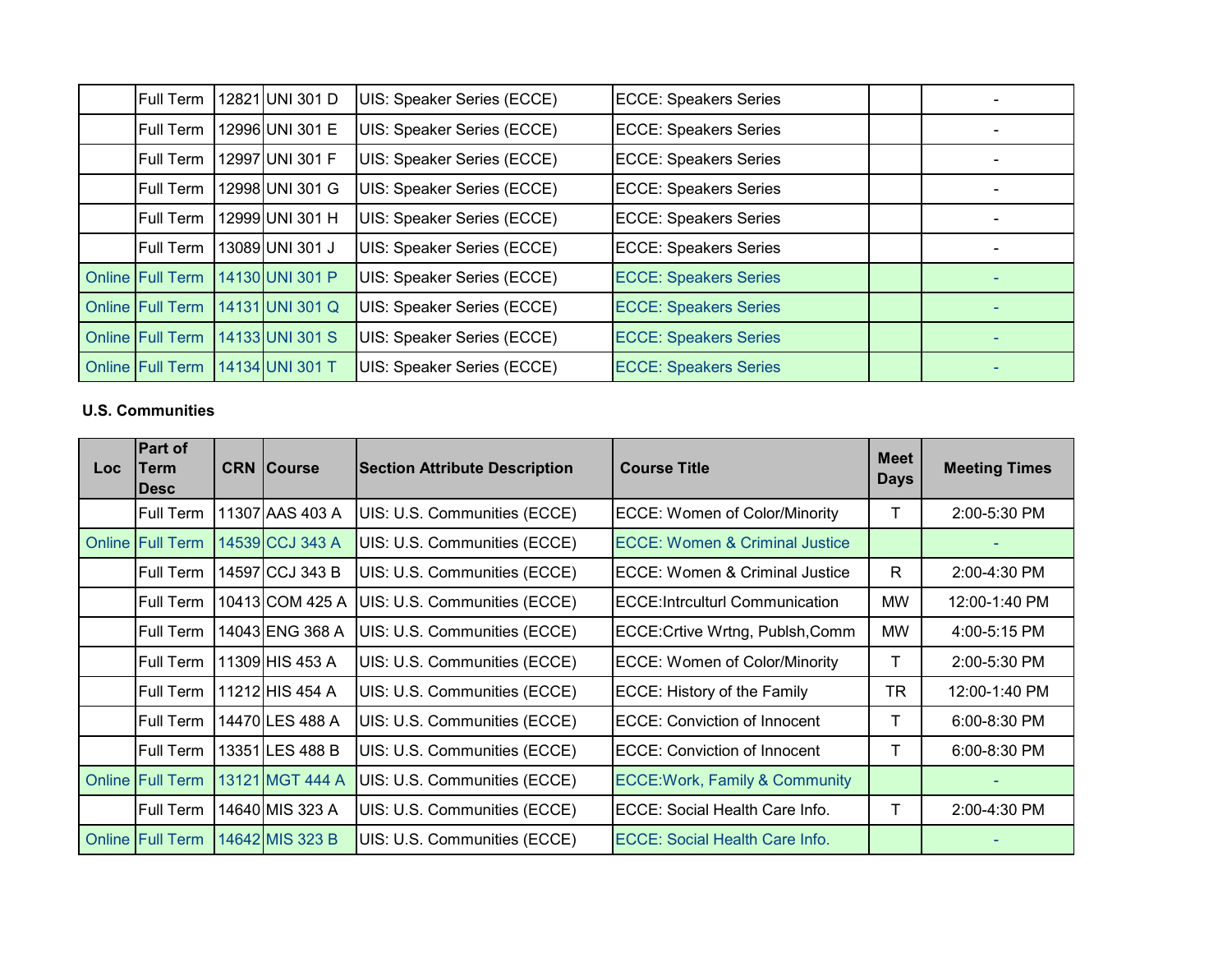| | | | | | | | |
|---|---|---|---|---|---|---|---|
| | Full Term | 12821 | UNI 301 D | UIS: Speaker Series (ECCE) | ECCE: Speakers Series | | - |
| | Full Term | 12996 | UNI 301 E | UIS: Speaker Series (ECCE) | ECCE: Speakers Series | | - |
| | Full Term | 12997 | UNI 301 F | UIS: Speaker Series (ECCE) | ECCE: Speakers Series | | - |
| | Full Term | 12998 | UNI 301 G | UIS: Speaker Series (ECCE) | ECCE: Speakers Series | | - |
| | Full Term | 12999 | UNI 301 H | UIS: Speaker Series (ECCE) | ECCE: Speakers Series | | - |
| | Full Term | 13089 | UNI 301 J | UIS: Speaker Series (ECCE) | ECCE: Speakers Series | | - |
| Online | Full Term | 14130 | UNI 301 P | UIS: Speaker Series (ECCE) | ECCE: Speakers Series | | - |
| Online | Full Term | 14131 | UNI 301 Q | UIS: Speaker Series (ECCE) | ECCE: Speakers Series | | - |
| Online | Full Term | 14133 | UNI 301 S | UIS: Speaker Series (ECCE) | ECCE: Speakers Series | | - |
| Online | Full Term | 14134 | UNI 301 T | UIS: Speaker Series (ECCE) | ECCE: Speakers Series | | - |

**U.S. Communities**

| Loc | Part of Term Desc | CRN | Course | Section Attribute Description | Course Title | Meet Days | Meeting Times |
|---|---|---|---|---|---|---|---|
| | Full Term | 11307 | AAS 403 A | UIS: U.S. Communities (ECCE) | ECCE: Women of Color/Minority | T | 2:00-5:30 PM |
| Online | Full Term | 14539 | CCJ 343 A | UIS: U.S. Communities (ECCE) | ECCE: Women & Criminal Justice | | - |
| | Full Term | 14597 | CCJ 343 B | UIS: U.S. Communities (ECCE) | ECCE: Women & Criminal Justice | R | 2:00-4:30 PM |
| | Full Term | 10413 | COM 425 A | UIS: U.S. Communities (ECCE) | ECCE:Intrculturl Communication | MW | 12:00-1:40 PM |
| | Full Term | 14043 | ENG 368 A | UIS: U.S. Communities (ECCE) | ECCE:Crtive Wrtng, Publsh,Comm | MW | 4:00-5:15 PM |
| | Full Term | 11309 | HIS 453 A | UIS: U.S. Communities (ECCE) | ECCE: Women of Color/Minority | T | 2:00-5:30 PM |
| | Full Term | 11212 | HIS 454 A | UIS: U.S. Communities (ECCE) | ECCE: History of the Family | TR | 12:00-1:40 PM |
| | Full Term | 14470 | LES 488 A | UIS: U.S. Communities (ECCE) | ECCE: Conviction of Innocent | T | 6:00-8:30 PM |
| | Full Term | 13351 | LES 488 B | UIS: U.S. Communities (ECCE) | ECCE: Conviction of Innocent | T | 6:00-8:30 PM |
| Online | Full Term | 13121 | MGT 444 A | UIS: U.S. Communities (ECCE) | ECCE:Work, Family & Community | | - |
| | Full Term | 14640 | MIS 323 A | UIS: U.S. Communities (ECCE) | ECCE: Social Health Care Info. | T | 2:00-4:30 PM |
| Online | Full Term | 14642 | MIS 323 B | UIS: U.S. Communities (ECCE) | ECCE: Social Health Care Info. | | - |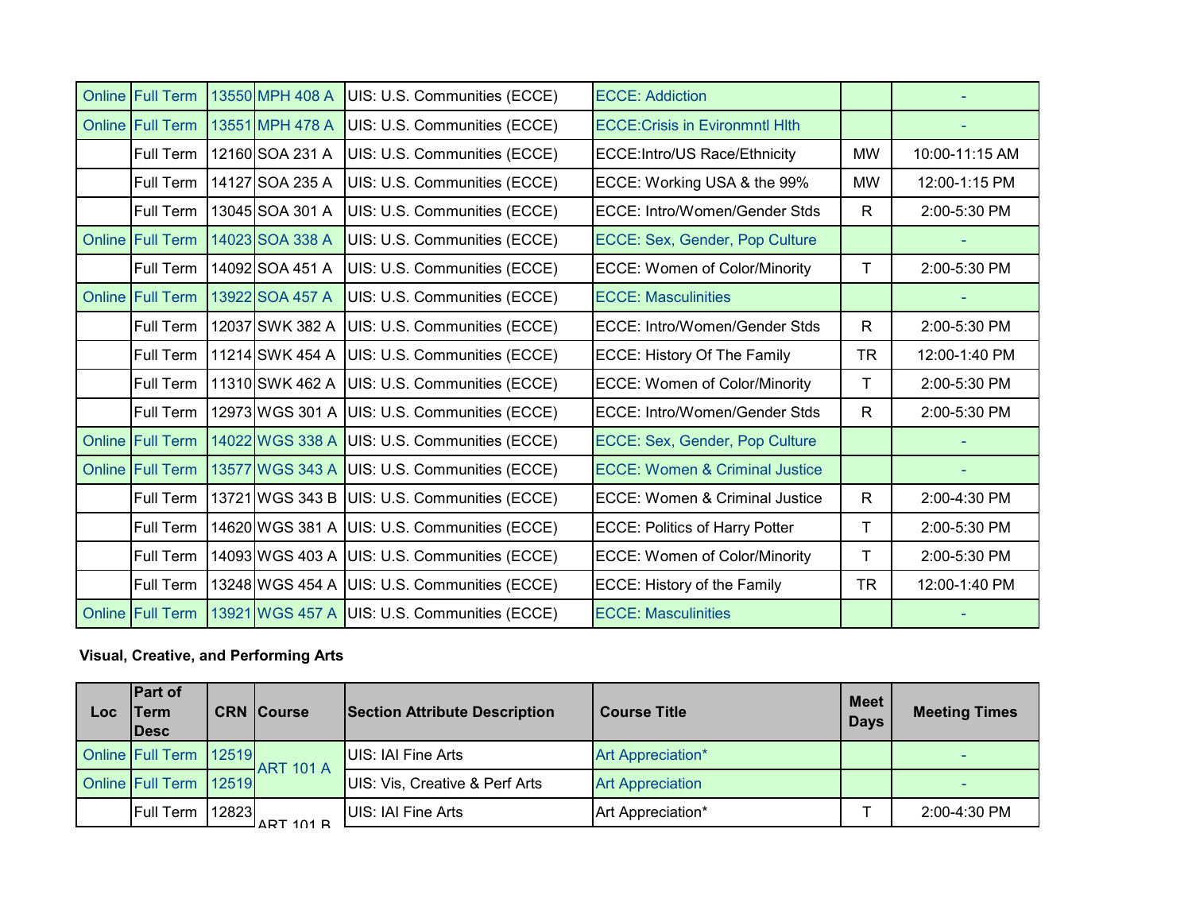| Loc | Part of Term Desc | CRN | Course | Section Attribute Description | Course Title | Meet Days | Meeting Times |
|---|---|---|---|---|---|---|---|
| Online | Full Term | 13550 | MPH 408 A | UIS: U.S. Communities (ECCE) | ECCE: Addiction | | - |
| Online | Full Term | 13551 | MPH 478 A | UIS: U.S. Communities (ECCE) | ECCE:Crisis in Evironmntl Hlth | | - |
| | Full Term | 12160 | SOA 231 A | UIS: U.S. Communities (ECCE) | ECCE:Intro/US Race/Ethnicity | MW | 10:00-11:15 AM |
| | Full Term | 14127 | SOA 235 A | UIS: U.S. Communities (ECCE) | ECCE: Working USA & the 99% | MW | 12:00-1:15 PM |
| | Full Term | 13045 | SOA 301 A | UIS: U.S. Communities (ECCE) | ECCE: Intro/Women/Gender Stds | R | 2:00-5:30 PM |
| Online | Full Term | 14023 | SOA 338 A | UIS: U.S. Communities (ECCE) | ECCE: Sex, Gender, Pop Culture | | - |
| | Full Term | 14092 | SOA 451 A | UIS: U.S. Communities (ECCE) | ECCE: Women of Color/Minority | T | 2:00-5:30 PM |
| Online | Full Term | 13922 | SOA 457 A | UIS: U.S. Communities (ECCE) | ECCE: Masculinities | | - |
| | Full Term | 12037 | SWK 382 A | UIS: U.S. Communities (ECCE) | ECCE: Intro/Women/Gender Stds | R | 2:00-5:30 PM |
| | Full Term | 11214 | SWK 454 A | UIS: U.S. Communities (ECCE) | ECCE: History Of The Family | TR | 12:00-1:40 PM |
| | Full Term | 11310 | SWK 462 A | UIS: U.S. Communities (ECCE) | ECCE: Women of Color/Minority | T | 2:00-5:30 PM |
| | Full Term | 12973 | WGS 301 A | UIS: U.S. Communities (ECCE) | ECCE: Intro/Women/Gender Stds | R | 2:00-5:30 PM |
| Online | Full Term | 14022 | WGS 338 A | UIS: U.S. Communities (ECCE) | ECCE: Sex, Gender, Pop Culture | | - |
| Online | Full Term | 13577 | WGS 343 A | UIS: U.S. Communities (ECCE) | ECCE: Women & Criminal Justice | | - |
| | Full Term | 13721 | WGS 343 B | UIS: U.S. Communities (ECCE) | ECCE: Women & Criminal Justice | R | 2:00-4:30 PM |
| | Full Term | 14620 | WGS 381 A | UIS: U.S. Communities (ECCE) | ECCE: Politics of Harry Potter | T | 2:00-5:30 PM |
| | Full Term | 14093 | WGS 403 A | UIS: U.S. Communities (ECCE) | ECCE: Women of Color/Minority | T | 2:00-5:30 PM |
| | Full Term | 13248 | WGS 454 A | UIS: U.S. Communities (ECCE) | ECCE: History of the Family | TR | 12:00-1:40 PM |
| Online | Full Term | 13921 | WGS 457 A | UIS: U.S. Communities (ECCE) | ECCE: Masculinities | | - |

**Visual, Creative, and Performing Arts**

| Loc | Part of Term Desc | CRN | Course | Section Attribute Description | Course Title | Meet Days | Meeting Times |
|---|---|---|---|---|---|---|---|
| Online | Full Term | 12519 | ART 101 A | UIS: IAI Fine Arts | Art Appreciation* | | - |
| Online | Full Term | 12519 | | UIS: Vis, Creative & Perf Arts | Art Appreciation | | - |
| | Full Term | 12823 | ART 101 B | UIS: IAI Fine Arts | Art Appreciation* | T | 2:00-4:30 PM |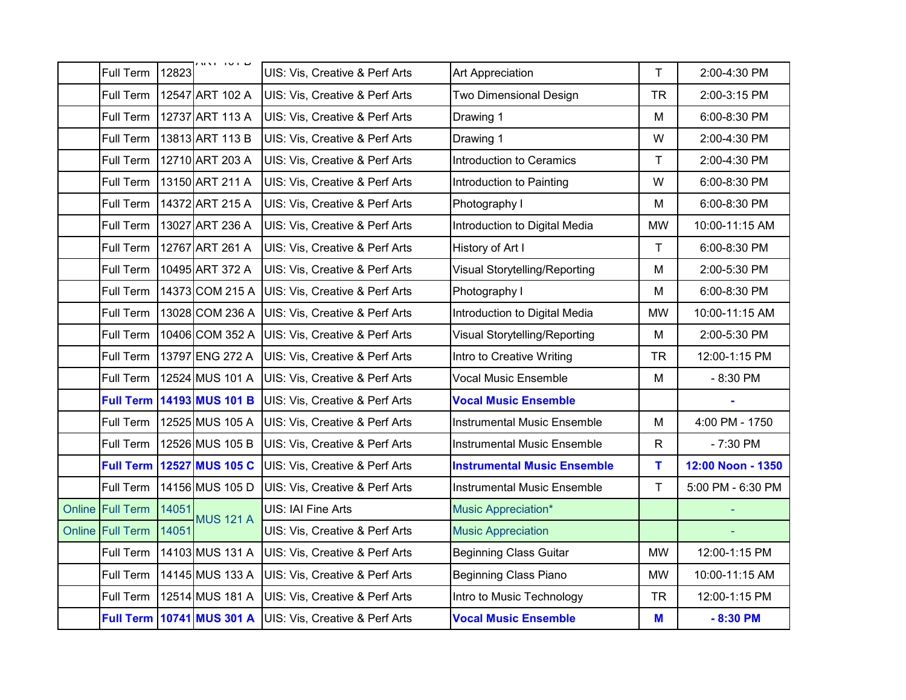|  |  |  |  |  |  |  |  |
|---|---|---|---|---|---|---|---|
|  | Full Term | 12823 | ART 101 B | UIS: Vis, Creative & Perf Arts | Art Appreciation | T | 2:00-4:30 PM |
|  | Full Term | 12547 | ART 102 A | UIS: Vis, Creative & Perf Arts | Two Dimensional Design | TR | 2:00-3:15 PM |
|  | Full Term | 12737 | ART 113 A | UIS: Vis, Creative & Perf Arts | Drawing 1 | M | 6:00-8:30 PM |
|  | Full Term | 13813 | ART 113 B | UIS: Vis, Creative & Perf Arts | Drawing 1 | W | 2:00-4:30 PM |
|  | Full Term | 12710 | ART 203 A | UIS: Vis, Creative & Perf Arts | Introduction to Ceramics | T | 2:00-4:30 PM |
|  | Full Term | 13150 | ART 211 A | UIS: Vis, Creative & Perf Arts | Introduction to Painting | W | 6:00-8:30 PM |
|  | Full Term | 14372 | ART 215 A | UIS: Vis, Creative & Perf Arts | Photography I | M | 6:00-8:30 PM |
|  | Full Term | 13027 | ART 236 A | UIS: Vis, Creative & Perf Arts | Introduction to Digital Media | MW | 10:00-11:15 AM |
|  | Full Term | 12767 | ART 261 A | UIS: Vis, Creative & Perf Arts | History of Art I | T | 6:00-8:30 PM |
|  | Full Term | 10495 | ART 372 A | UIS: Vis, Creative & Perf Arts | Visual Storytelling/Reporting | M | 2:00-5:30 PM |
|  | Full Term | 14373 | COM 215 A | UIS: Vis, Creative & Perf Arts | Photography I | M | 6:00-8:30 PM |
|  | Full Term | 13028 | COM 236 A | UIS: Vis, Creative & Perf Arts | Introduction to Digital Media | MW | 10:00-11:15 AM |
|  | Full Term | 10406 | COM 352 A | UIS: Vis, Creative & Perf Arts | Visual Storytelling/Reporting | M | 2:00-5:30 PM |
|  | Full Term | 13797 | ENG 272 A | UIS: Vis, Creative & Perf Arts | Intro to Creative Writing | TR | 12:00-1:15 PM |
|  | Full Term | 12524 | MUS 101 A | UIS: Vis, Creative & Perf Arts | Vocal Music Ensemble | M | - 8:30 PM |
|  | **Full Term** | **14193** | **MUS 101 B** | UIS: Vis, Creative & Perf Arts | **Vocal Music Ensemble** |  | **-** |
|  | Full Term | 12525 | MUS 105 A | UIS: Vis, Creative & Perf Arts | Instrumental Music Ensemble | M | 4:00 PM - 1750 |
|  | Full Term | 12526 | MUS 105 B | UIS: Vis, Creative & Perf Arts | Instrumental Music Ensemble | R | - 7:30 PM |
|  | **Full Term** | **12527** | **MUS 105 C** | UIS: Vis, Creative & Perf Arts | **Instrumental Music Ensemble** | **T** | **12:00 Noon - 1350** |
|  | Full Term | 14156 | MUS 105 D | UIS: Vis, Creative & Perf Arts | Instrumental Music Ensemble | T | 5:00 PM - 6:30 PM |
| Online | Full Term | 14051 | MUS 121 A | UIS: IAI Fine Arts | Music Appreciation* |  | - |
| Online | Full Term | 14051 | MUS 121 A | UIS: Vis, Creative & Perf Arts | Music Appreciation |  | - |
|  | Full Term | 14103 | MUS 131 A | UIS: Vis, Creative & Perf Arts | Beginning Class Guitar | MW | 12:00-1:15 PM |
|  | Full Term | 14145 | MUS 133 A | UIS: Vis, Creative & Perf Arts | Beginning Class Piano | MW | 10:00-11:15 AM |
|  | Full Term | 12514 | MUS 181 A | UIS: Vis, Creative & Perf Arts | Intro to Music Technology | TR | 12:00-1:15 PM |
|  | **Full Term** | **10741** | **MUS 301 A** | UIS: Vis, Creative & Perf Arts | **Vocal Music Ensemble** | **M** | **- 8:30 PM** |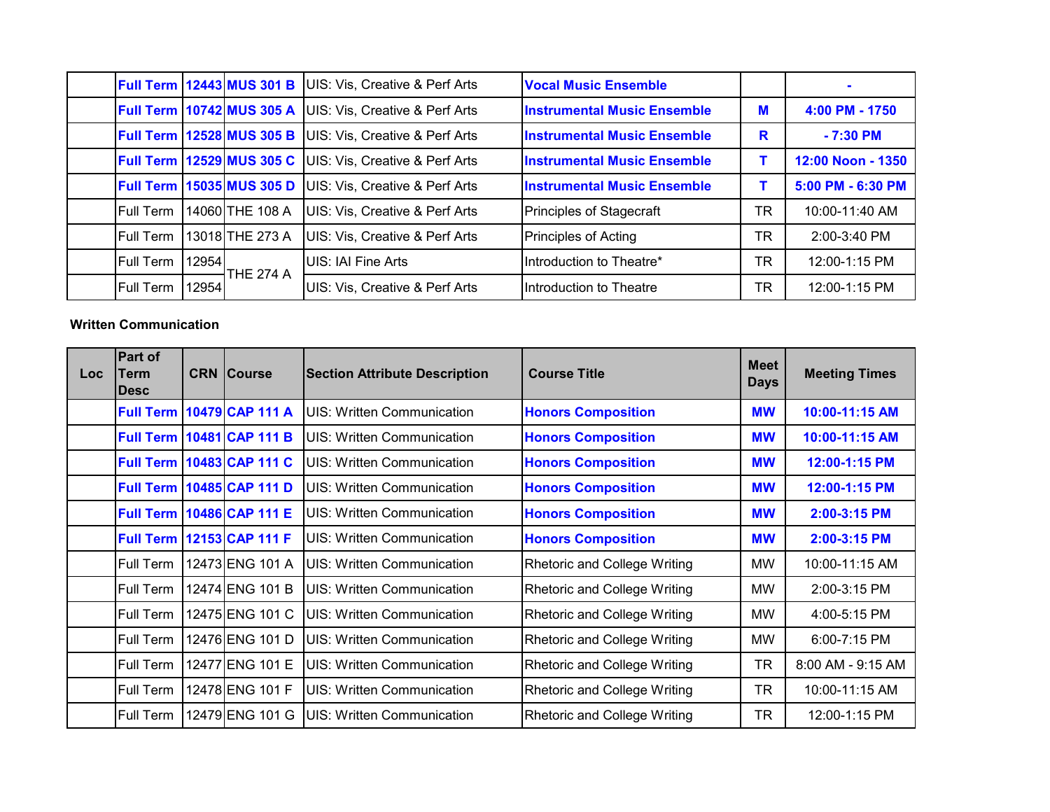| Loc | Part of Term Desc | CRN | Course | Section Attribute Description | Course Title | Meet Days | Meeting Times |
|---|---|---|---|---|---|---|---|
| | **Full Term** | **12443** | **MUS 301 B** | UIS: Vis, Creative & Perf Arts | **Vocal Music Ensemble** | | **-** |
| | **Full Term** | **10742** | **MUS 305 A** | UIS: Vis, Creative & Perf Arts | **Instrumental Music Ensemble** | **M** | **4:00 PM - 1750** |
| | **Full Term** | **12528** | **MUS 305 B** | UIS: Vis, Creative & Perf Arts | **Instrumental Music Ensemble** | **R** | **- 7:30 PM** |
| | **Full Term** | **12529** | **MUS 305 C** | UIS: Vis, Creative & Perf Arts | **Instrumental Music Ensemble** | **T** | **12:00 Noon - 1350** |
| | **Full Term** | **15035** | **MUS 305 D** | UIS: Vis, Creative & Perf Arts | **Instrumental Music Ensemble** | **T** | **5:00 PM - 6:30 PM** |
| | Full Term | 14060 | THE 108 A | UIS: Vis, Creative & Perf Arts | Principles of Stagecraft | TR | 10:00-11:40 AM |
| | Full Term | 13018 | THE 273 A | UIS: Vis, Creative & Perf Arts | Principles of Acting | TR | 2:00-3:40 PM |
| | Full Term | 12954 | THE 274 A | UIS: IAI Fine Arts | Introduction to Theatre* | TR | 12:00-1:15 PM |
| | Full Term | 12954 | | UIS: Vis, Creative & Perf Arts | Introduction to Theatre | TR | 12:00-1:15 PM |

**Written Communication**

| Loc | Part of Term Desc | CRN | Course | Section Attribute Description | Course Title | Meet Days | Meeting Times |
|---|---|---|---|---|---|---|---|
| | **Full Term** | **10479** | **CAP 111 A** | UIS: Written Communication | **Honors Composition** | **MW** | **10:00-11:15 AM** |
| | **Full Term** | **10481** | **CAP 111 B** | UIS: Written Communication | **Honors Composition** | **MW** | **10:00-11:15 AM** |
| | **Full Term** | **10483** | **CAP 111 C** | UIS: Written Communication | **Honors Composition** | **MW** | **12:00-1:15 PM** |
| | **Full Term** | **10485** | **CAP 111 D** | UIS: Written Communication | **Honors Composition** | **MW** | **12:00-1:15 PM** |
| | **Full Term** | **10486** | **CAP 111 E** | UIS: Written Communication | **Honors Composition** | **MW** | **2:00-3:15 PM** |
| | **Full Term** | **12153** | **CAP 111 F** | UIS: Written Communication | **Honors Composition** | **MW** | **2:00-3:15 PM** |
| | Full Term | 12473 | ENG 101 A | UIS: Written Communication | Rhetoric and College Writing | MW | 10:00-11:15 AM |
| | Full Term | 12474 | ENG 101 B | UIS: Written Communication | Rhetoric and College Writing | MW | 2:00-3:15 PM |
| | Full Term | 12475 | ENG 101 C | UIS: Written Communication | Rhetoric and College Writing | MW | 4:00-5:15 PM |
| | Full Term | 12476 | ENG 101 D | UIS: Written Communication | Rhetoric and College Writing | MW | 6:00-7:15 PM |
| | Full Term | 12477 | ENG 101 E | UIS: Written Communication | Rhetoric and College Writing | TR | 8:00 AM - 9:15 AM |
| | Full Term | 12478 | ENG 101 F | UIS: Written Communication | Rhetoric and College Writing | TR | 10:00-11:15 AM |
| | Full Term | 12479 | ENG 101 G | UIS: Written Communication | Rhetoric and College Writing | TR | 12:00-1:15 PM |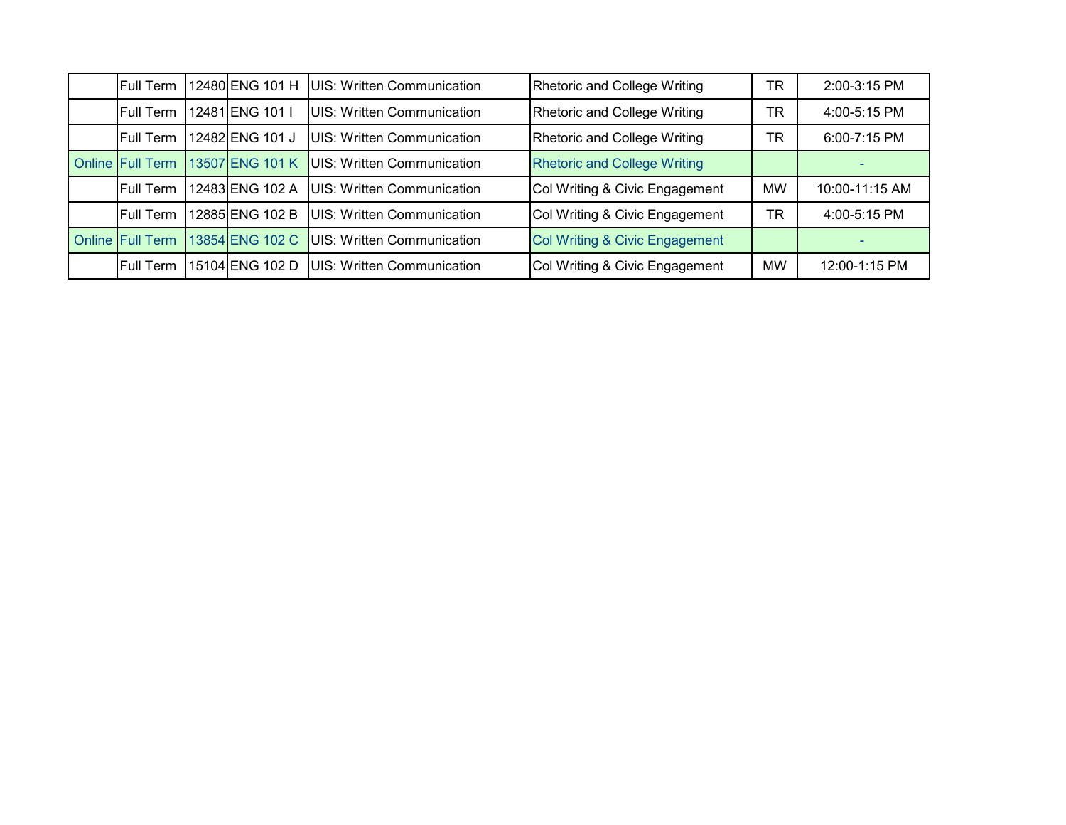| | | | | | | | |
|---|---|---|---|---|---|---|---|
| | Full Term | 12480 | ENG 101 H | UIS: Written Communication | Rhetoric and College Writing | TR | 2:00-3:15 PM |
| | Full Term | 12481 | ENG 101 I | UIS: Written Communication | Rhetoric and College Writing | TR | 4:00-5:15 PM |
| | Full Term | 12482 | ENG 101 J | UIS: Written Communication | Rhetoric and College Writing | TR | 6:00-7:15 PM |
| Online | Full Term | 13507 | ENG 101 K | UIS: Written Communication | Rhetoric and College Writing | | - |
| | Full Term | 12483 | ENG 102 A | UIS: Written Communication | Col Writing & Civic Engagement | MW | 10:00-11:15 AM |
| | Full Term | 12885 | ENG 102 B | UIS: Written Communication | Col Writing & Civic Engagement | TR | 4:00-5:15 PM |
| Online | Full Term | 13854 | ENG 102 C | UIS: Written Communication | Col Writing & Civic Engagement | | - |
| | Full Term | 15104 | ENG 102 D | UIS: Written Communication | Col Writing & Civic Engagement | MW | 12:00-1:15 PM |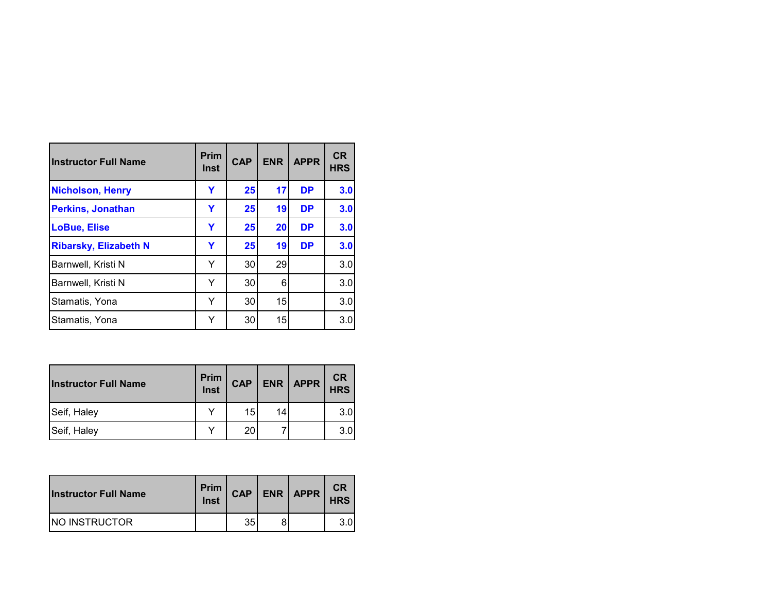| Instructor Full Name | Prim Inst | CAP | ENR | APPR | CR HRS |
|---|---|---|---|---|---|
| **Nicholson, Henry** | **Y** | **25** | **17** | **DP** | **3.0** |
| **Perkins, Jonathan** | **Y** | **25** | **19** | **DP** | **3.0** |
| **LoBue, Elise** | **Y** | **25** | **20** | **DP** | **3.0** |
| **Ribarsky, Elizabeth N** | **Y** | **25** | **19** | **DP** | **3.0** |
| Barnwell, Kristi N | Y | 30 | 29 | | 3.0 |
| Barnwell, Kristi N | Y | 30 | 6 | | 3.0 |
| Stamatis, Yona | Y | 30 | 15 | | 3.0 |
| Stamatis, Yona | Y | 30 | 15 | | 3.0 |

| Instructor Full Name | Prim Inst | CAP | ENR | APPR | CR HRS |
|---|---|---|---|---|---|
| Seif, Haley | Y | 15 | 14 | | 3.0 |
| Seif, Haley | Y | 20 | 7 | | 3.0 |

| Instructor Full Name | Prim Inst | CAP | ENR | APPR | CR HRS |
|---|---|---|---|---|---|
| NO INSTRUCTOR | | 35 | 8 | | 3.0 |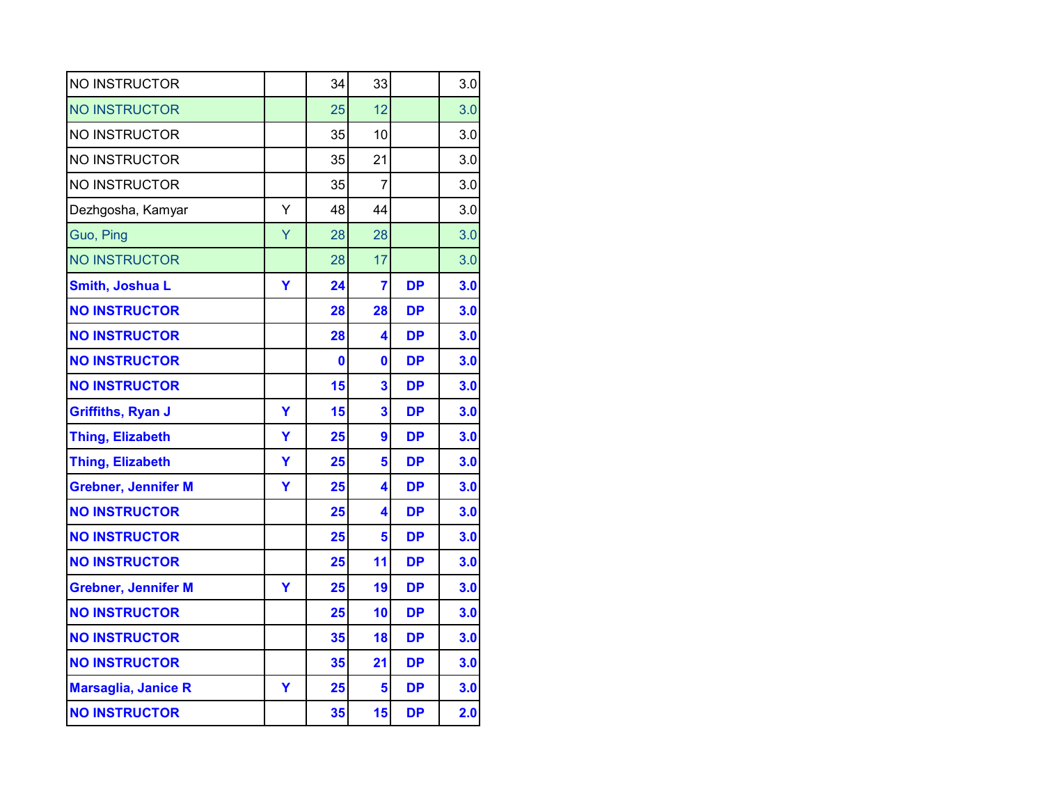| | | | | | |
|---|---|---|---|---|---|
| NO INSTRUCTOR | | 34 | 33 | | 3.0 |
| NO INSTRUCTOR | | 25 | 12 | | 3.0 |
| NO INSTRUCTOR | | 35 | 10 | | 3.0 |
| NO INSTRUCTOR | | 35 | 21 | | 3.0 |
| NO INSTRUCTOR | | 35 | 7 | | 3.0 |
| Dezhgosha, Kamyar | Y | 48 | 44 | | 3.0 |
| Guo, Ping | Y | 28 | 28 | | 3.0 |
| NO INSTRUCTOR | | 28 | 17 | | 3.0 |
| **Smith, Joshua L** | **Y** | **24** | **7** | **DP** | **3.0** |
| **NO INSTRUCTOR** | | **28** | **28** | **DP** | **3.0** |
| **NO INSTRUCTOR** | | **28** | **4** | **DP** | **3.0** |
| **NO INSTRUCTOR** | | **0** | **0** | **DP** | **3.0** |
| **NO INSTRUCTOR** | | **15** | **3** | **DP** | **3.0** |
| **Griffiths, Ryan J** | **Y** | **15** | **3** | **DP** | **3.0** |
| **Thing, Elizabeth** | **Y** | **25** | **9** | **DP** | **3.0** |
| **Thing, Elizabeth** | **Y** | **25** | **5** | **DP** | **3.0** |
| **Grebner, Jennifer M** | **Y** | **25** | **4** | **DP** | **3.0** |
| **NO INSTRUCTOR** | | **25** | **4** | **DP** | **3.0** |
| **NO INSTRUCTOR** | | **25** | **5** | **DP** | **3.0** |
| **NO INSTRUCTOR** | | **25** | **11** | **DP** | **3.0** |
| **Grebner, Jennifer M** | **Y** | **25** | **19** | **DP** | **3.0** |
| **NO INSTRUCTOR** | | **25** | **10** | **DP** | **3.0** |
| **NO INSTRUCTOR** | | **35** | **18** | **DP** | **3.0** |
| **NO INSTRUCTOR** | | **35** | **21** | **DP** | **3.0** |
| **Marsaglia, Janice R** | **Y** | **25** | **5** | **DP** | **3.0** |
| **NO INSTRUCTOR** | | **35** | **15** | **DP** | **2.0** |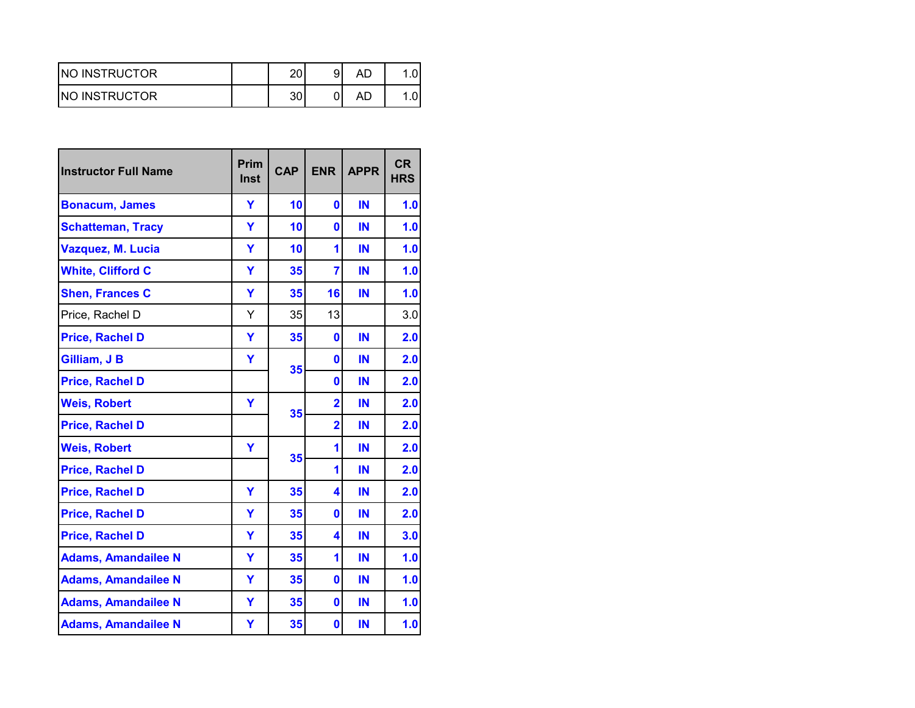| | | | | | |
|---|---|---|---|---|---|
| NO INSTRUCTOR | | 20 | 9 | AD | 1.0 |
| NO INSTRUCTOR | | 30 | 0 | AD | 1.0 |

| Instructor Full Name | Prim Inst | CAP | ENR | APPR | CR HRS |
|---|---|---|---|---|---|
| **Bonacum, James** | **Y** | **10** | **0** | **IN** | **1.0** |
| **Schatteman, Tracy** | **Y** | **10** | **0** | **IN** | **1.0** |
| **Vazquez, M. Lucia** | **Y** | **10** | **1** | **IN** | **1.0** |
| **White, Clifford C** | **Y** | **35** | **7** | **IN** | **1.0** |
| **Shen, Frances C** | **Y** | **35** | **16** | **IN** | **1.0** |
| Price, Rachel D | Y | 35 | 13 | | 3.0 |
| **Price, Rachel D** | **Y** | **35** | **0** | **IN** | **2.0** |
| **Gilliam, J B** | **Y** | **35** | **0** | **IN** | **2.0** |
| **Price, Rachel D** | | | **0** | **IN** | **2.0** |
| **Weis, Robert** | **Y** | **35** | **2** | **IN** | **2.0** |
| **Price, Rachel D** | | | **2** | **IN** | **2.0** |
| **Weis, Robert** | **Y** | **35** | **1** | **IN** | **2.0** |
| **Price, Rachel D** | | | **1** | **IN** | **2.0** |
| **Price, Rachel D** | **Y** | **35** | **4** | **IN** | **2.0** |
| **Price, Rachel D** | **Y** | **35** | **0** | **IN** | **2.0** |
| **Price, Rachel D** | **Y** | **35** | **4** | **IN** | **3.0** |
| **Adams, Amandailee N** | **Y** | **35** | **1** | **IN** | **1.0** |
| **Adams, Amandailee N** | **Y** | **35** | **0** | **IN** | **1.0** |
| **Adams, Amandailee N** | **Y** | **35** | **0** | **IN** | **1.0** |
| **Adams, Amandailee N** | **Y** | **35** | **0** | **IN** | **1.0** |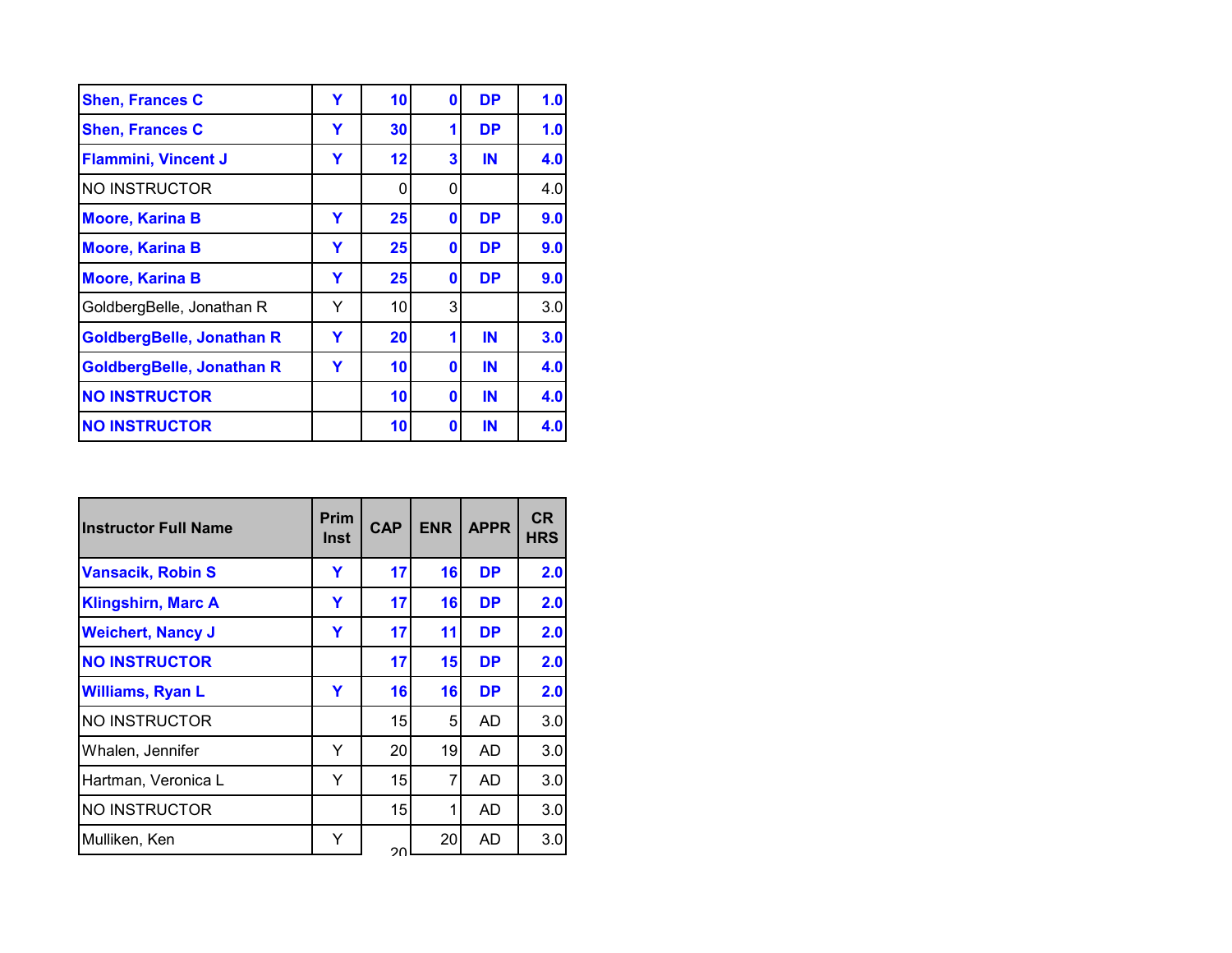| | | | | | |
|---|---|---|---|---|---|
| **Shen, Frances C** | **Y** | **10** | **0** | **DP** | **1.0** |
| **Shen, Frances C** | **Y** | **30** | **1** | **DP** | **1.0** |
| **Flammini, Vincent J** | **Y** | **12** | **3** | **IN** | **4.0** |
| NO INSTRUCTOR | | 0 | 0 | | 4.0 |
| **Moore, Karina B** | **Y** | **25** | **0** | **DP** | **9.0** |
| **Moore, Karina B** | **Y** | **25** | **0** | **DP** | **9.0** |
| **Moore, Karina B** | **Y** | **25** | **0** | **DP** | **9.0** |
| GoldbergBelle, Jonathan R | Y | 10 | 3 | | 3.0 |
| **GoldbergBelle, Jonathan R** | **Y** | **20** | **1** | **IN** | **3.0** |
| **GoldbergBelle, Jonathan R** | **Y** | **10** | **0** | **IN** | **4.0** |
| **NO INSTRUCTOR** | | **10** | **0** | **IN** | **4.0** |
| **NO INSTRUCTOR** | | **10** | **0** | **IN** | **4.0** |

| Instructor Full Name | Prim Inst | CAP | ENR | APPR | CR HRS |
|---|---|---|---|---|---|
| **Vansacik, Robin S** | **Y** | **17** | **16** | **DP** | **2.0** |
| **Klingshirn, Marc A** | **Y** | **17** | **16** | **DP** | **2.0** |
| **Weichert, Nancy J** | **Y** | **17** | **11** | **DP** | **2.0** |
| **NO INSTRUCTOR** | | **17** | **15** | **DP** | **2.0** |
| **Williams, Ryan L** | **Y** | **16** | **16** | **DP** | **2.0** |
| NO INSTRUCTOR | | 15 | 5 | AD | 3.0 |
| Whalen, Jennifer | Y | 20 | 19 | AD | 3.0 |
| Hartman, Veronica L | Y | 15 | 7 | AD | 3.0 |
| NO INSTRUCTOR | | 15 | 1 | AD | 3.0 |
| Mulliken, Ken | Y | 20 | 20 | AD | 3.0 |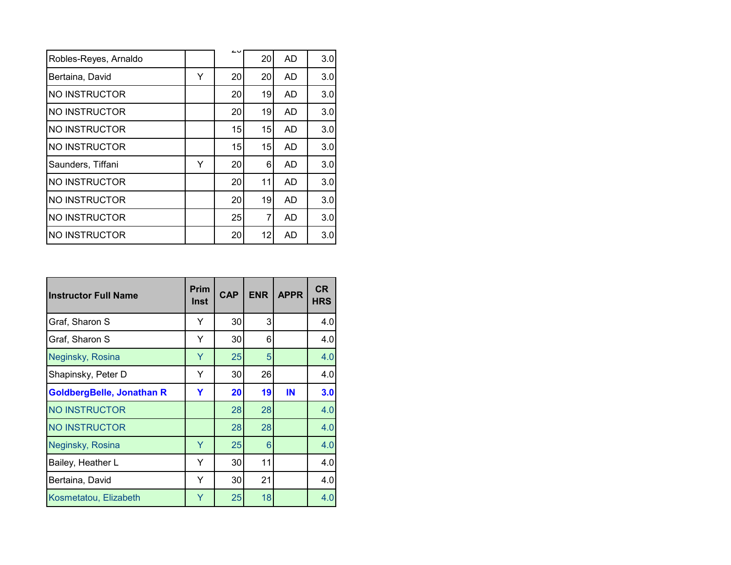| Robles-Reyes, Arnaldo | | 20 | 20 | AD | 3.0 |
|---|---|---|---|---|---|
| Bertaina, David | Y | 20 | 20 | AD | 3.0 |
| NO INSTRUCTOR | | 20 | 19 | AD | 3.0 |
| NO INSTRUCTOR | | 20 | 19 | AD | 3.0 |
| NO INSTRUCTOR | | 15 | 15 | AD | 3.0 |
| NO INSTRUCTOR | | 15 | 15 | AD | 3.0 |
| Saunders, Tiffani | Y | 20 | 6 | AD | 3.0 |
| NO INSTRUCTOR | | 20 | 11 | AD | 3.0 |
| NO INSTRUCTOR | | 20 | 19 | AD | 3.0 |
| NO INSTRUCTOR | | 25 | 7 | AD | 3.0 |
| NO INSTRUCTOR | | 20 | 12 | AD | 3.0 |

| Instructor Full Name | Prim Inst | CAP | ENR | APPR | CR HRS |
|---|---|---|---|---|---|
| Graf, Sharon S | Y | 30 | 3 | | 4.0 |
| Graf, Sharon S | Y | 30 | 6 | | 4.0 |
| Neginsky, Rosina | Y | 25 | 5 | | 4.0 |
| Shapinsky, Peter D | Y | 30 | 26 | | 4.0 |
| **GoldbergBelle, Jonathan R** | **Y** | **20** | **19** | **IN** | **3.0** |
| NO INSTRUCTOR | | 28 | 28 | | 4.0 |
| NO INSTRUCTOR | | 28 | 28 | | 4.0 |
| Neginsky, Rosina | Y | 25 | 6 | | 4.0 |
| Bailey, Heather L | Y | 30 | 11 | | 4.0 |
| Bertaina, David | Y | 30 | 21 | | 4.0 |
| Kosmetatou, Elizabeth | Y | 25 | 18 | | 4.0 |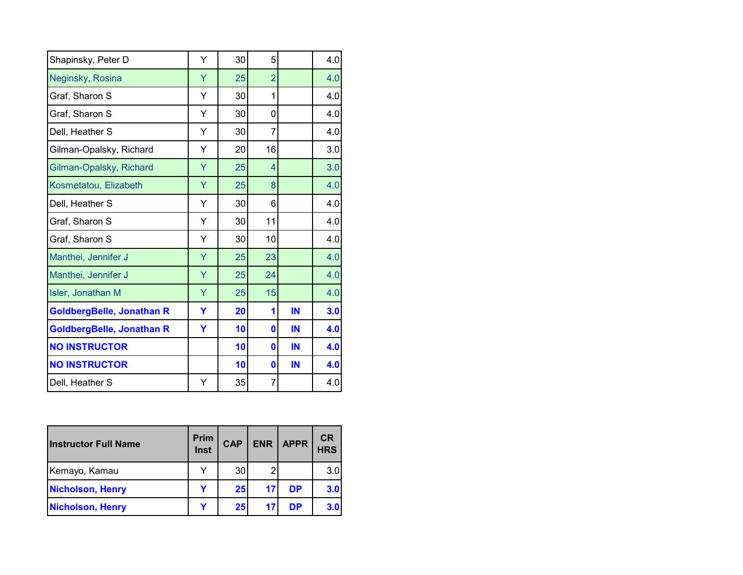| | | | | | |
|---|---|---|---|---|---|
| Shapinsky, Peter D | Y | 30 | 5 | | 4.0 |
| Neginsky, Rosina | Y | 25 | 2 | | 4.0 |
| Graf, Sharon S | Y | 30 | 1 | | 4.0 |
| Graf, Sharon S | Y | 30 | 0 | | 4.0 |
| Dell, Heather S | Y | 30 | 7 | | 4.0 |
| Gilman-Opalsky, Richard | Y | 20 | 16 | | 3.0 |
| Gilman-Opalsky, Richard | Y | 25 | 4 | | 3.0 |
| Kosmetatou, Elizabeth | Y | 25 | 8 | | 4.0 |
| Dell, Heather S | Y | 30 | 6 | | 4.0 |
| Graf, Sharon S | Y | 30 | 11 | | 4.0 |
| Graf, Sharon S | Y | 30 | 10 | | 4.0 |
| Manthei, Jennifer J | Y | 25 | 23 | | 4.0 |
| Manthei, Jennifer J | Y | 25 | 24 | | 4.0 |
| Isler, Jonathan M | Y | 25 | 15 | | 4.0 |
| **GoldbergBelle, Jonathan R** | **Y** | **20** | **1** | **IN** | **3.0** |
| **GoldbergBelle, Jonathan R** | **Y** | **10** | **0** | **IN** | **4.0** |
| **NO INSTRUCTOR** | | **10** | **0** | **IN** | **4.0** |
| **NO INSTRUCTOR** | | **10** | **0** | **IN** | **4.0** |
| Dell, Heather S | Y | 35 | 7 | | 4.0 |

| Instructor Full Name | Prim Inst | CAP | ENR | APPR | CR HRS |
|---|---|---|---|---|---|
| Kemayo, Kamau | Y | 30 | 2 | | 3.0 |
| **Nicholson, Henry** | **Y** | **25** | **17** | **DP** | **3.0** |
| **Nicholson, Henry** | **Y** | **25** | **17** | **DP** | **3.0** |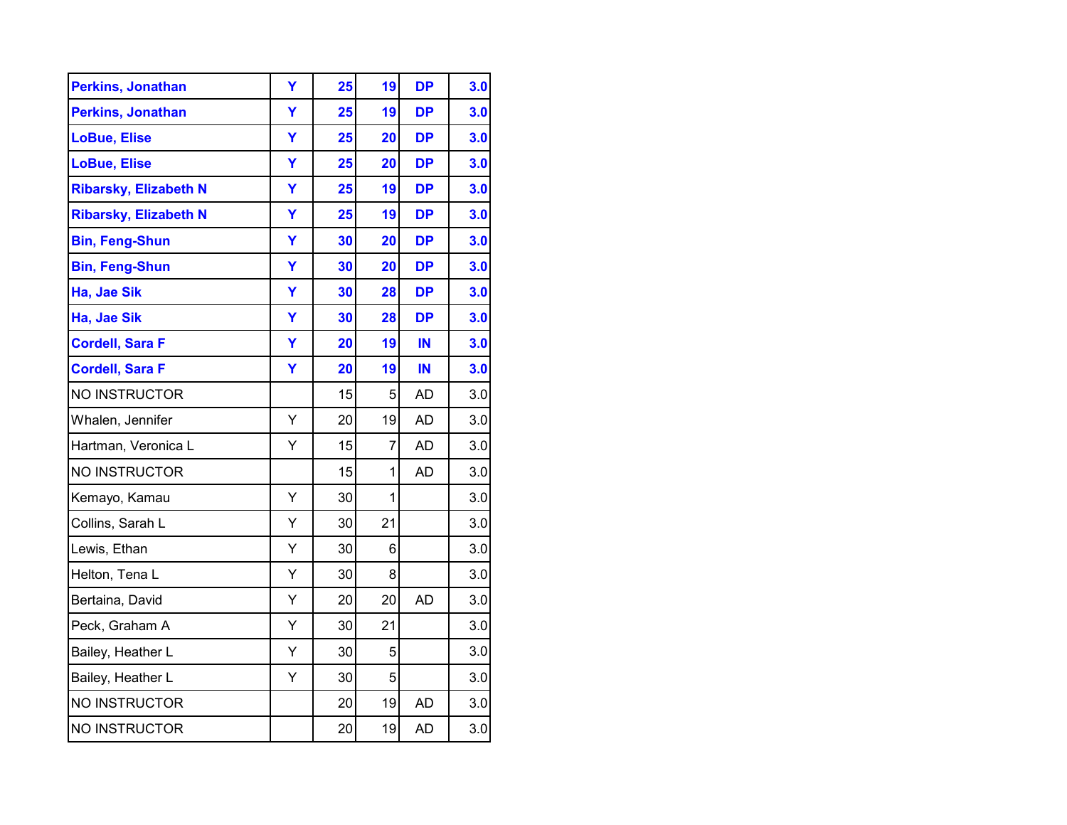| | | | | | |
|---|---|---|---|---|---|
| **Perkins, Jonathan** | **Y** | **25** | **19** | **DP** | **3.0** |
| **Perkins, Jonathan** | **Y** | **25** | **19** | **DP** | **3.0** |
| **LoBue, Elise** | **Y** | **25** | **20** | **DP** | **3.0** |
| **LoBue, Elise** | **Y** | **25** | **20** | **DP** | **3.0** |
| **Ribarsky, Elizabeth N** | **Y** | **25** | **19** | **DP** | **3.0** |
| **Ribarsky, Elizabeth N** | **Y** | **25** | **19** | **DP** | **3.0** |
| **Bin, Feng-Shun** | **Y** | **30** | **20** | **DP** | **3.0** |
| **Bin, Feng-Shun** | **Y** | **30** | **20** | **DP** | **3.0** |
| **Ha, Jae Sik** | **Y** | **30** | **28** | **DP** | **3.0** |
| **Ha, Jae Sik** | **Y** | **30** | **28** | **DP** | **3.0** |
| **Cordell, Sara F** | **Y** | **20** | **19** | **IN** | **3.0** |
| **Cordell, Sara F** | **Y** | **20** | **19** | **IN** | **3.0** |
| NO INSTRUCTOR | | 15 | 5 | AD | 3.0 |
| Whalen, Jennifer | Y | 20 | 19 | AD | 3.0 |
| Hartman, Veronica L | Y | 15 | 7 | AD | 3.0 |
| NO INSTRUCTOR | | 15 | 1 | AD | 3.0 |
| Kemayo, Kamau | Y | 30 | 1 | | 3.0 |
| Collins, Sarah L | Y | 30 | 21 | | 3.0 |
| Lewis, Ethan | Y | 30 | 6 | | 3.0 |
| Helton, Tena L | Y | 30 | 8 | | 3.0 |
| Bertaina, David | Y | 20 | 20 | AD | 3.0 |
| Peck, Graham A | Y | 30 | 21 | | 3.0 |
| Bailey, Heather L | Y | 30 | 5 | | 3.0 |
| Bailey, Heather L | Y | 30 | 5 | | 3.0 |
| NO INSTRUCTOR | | 20 | 19 | AD | 3.0 |
| NO INSTRUCTOR | | 20 | 19 | AD | 3.0 |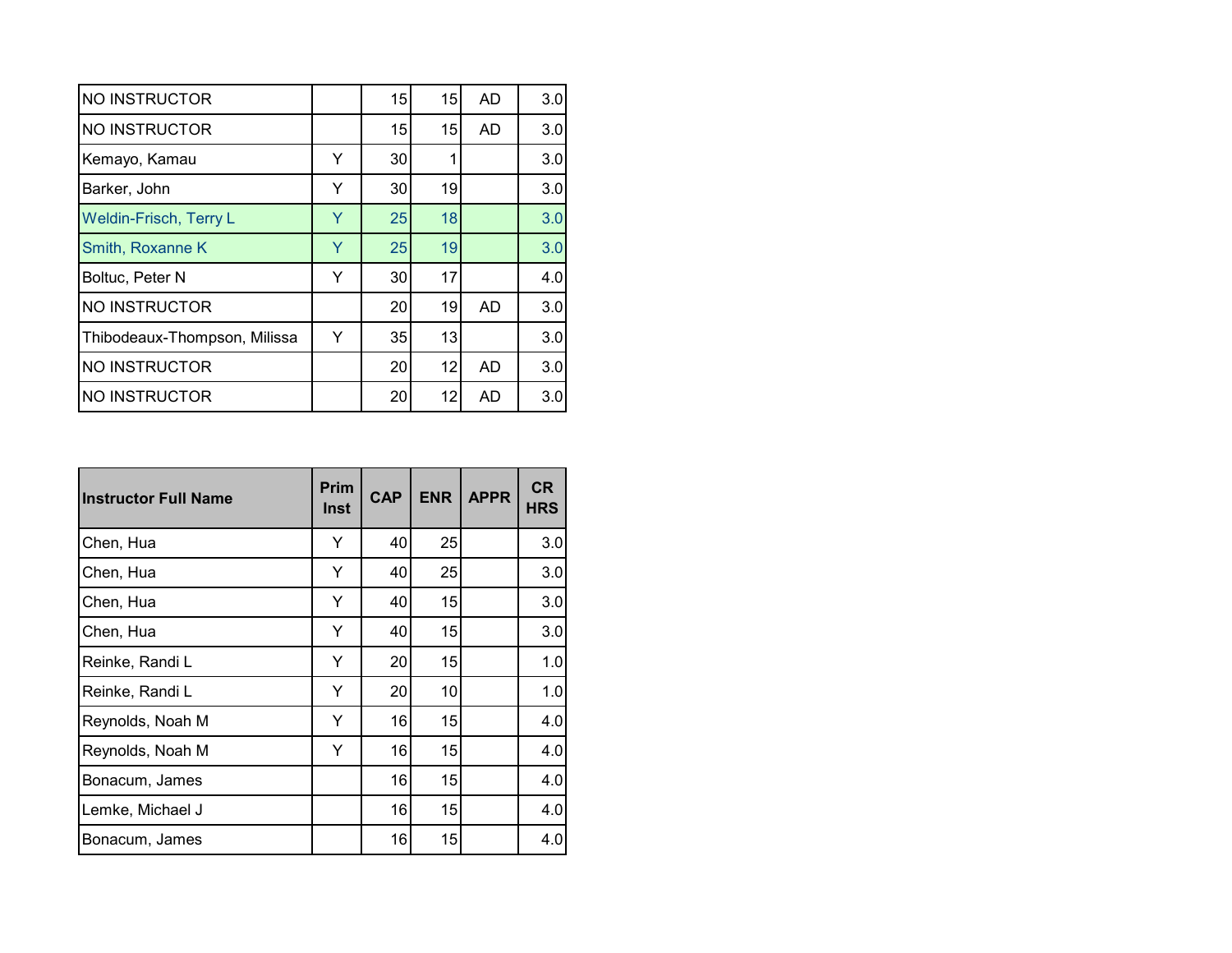| | | | | | |
|---|---|---|---|---|---|
| NO INSTRUCTOR | | 15 | 15 | AD | 3.0 |
| NO INSTRUCTOR | | 15 | 15 | AD | 3.0 |
| Kemayo, Kamau | Y | 30 | 1 | | 3.0 |
| Barker, John | Y | 30 | 19 | | 3.0 |
| Weldin-Frisch, Terry L | Y | 25 | 18 | | 3.0 |
| Smith, Roxanne K | Y | 25 | 19 | | 3.0 |
| Boltuc, Peter N | Y | 30 | 17 | | 4.0 |
| NO INSTRUCTOR | | 20 | 19 | AD | 3.0 |
| Thibodeaux-Thompson, Milissa | Y | 35 | 13 | | 3.0 |
| NO INSTRUCTOR | | 20 | 12 | AD | 3.0 |
| NO INSTRUCTOR | | 20 | 12 | AD | 3.0 |

| Instructor Full Name | Prim Inst | CAP | ENR | APPR | CR HRS |
|---|---|---|---|---|---|
| Chen, Hua | Y | 40 | 25 | | 3.0 |
| Chen, Hua | Y | 40 | 25 | | 3.0 |
| Chen, Hua | Y | 40 | 15 | | 3.0 |
| Chen, Hua | Y | 40 | 15 | | 3.0 |
| Reinke, Randi L | Y | 20 | 15 | | 1.0 |
| Reinke, Randi L | Y | 20 | 10 | | 1.0 |
| Reynolds, Noah M | Y | 16 | 15 | | 4.0 |
| Reynolds, Noah M | Y | 16 | 15 | | 4.0 |
| Bonacum, James | | 16 | 15 | | 4.0 |
| Lemke, Michael J | | 16 | 15 | | 4.0 |
| Bonacum, James | | 16 | 15 | | 4.0 |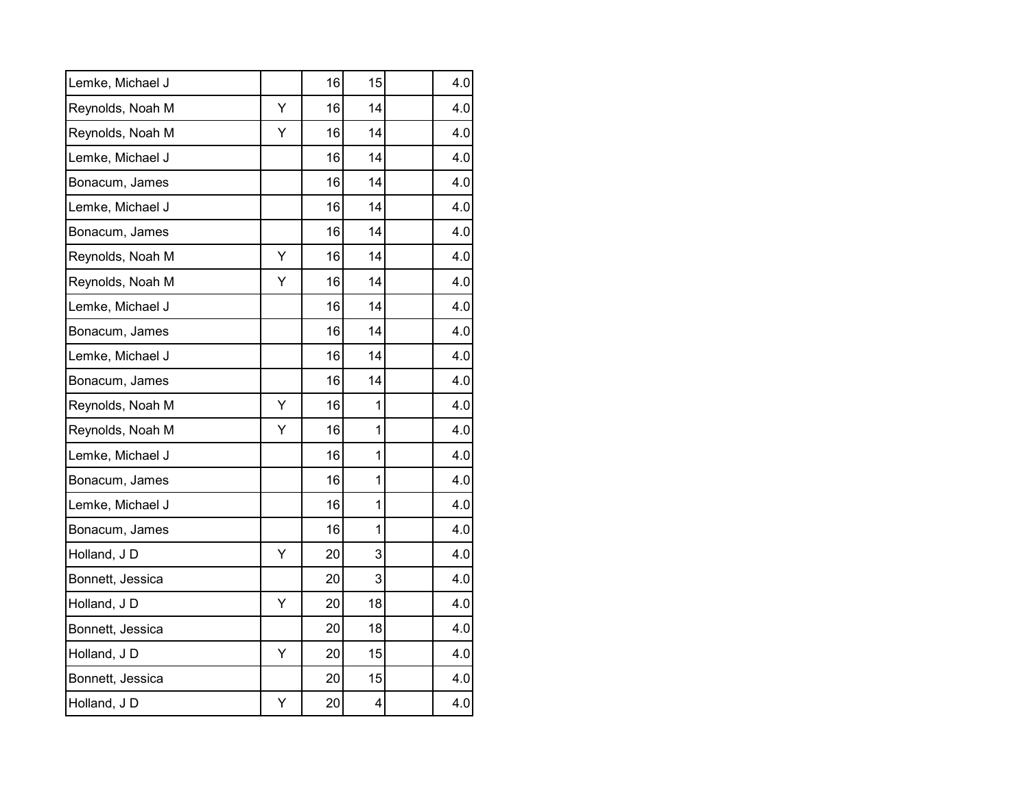| | | | | | |
|---|---|---|---|---|---|
| Lemke, Michael J | | 16 | 15 | | 4.0 |
| Reynolds, Noah M | Y | 16 | 14 | | 4.0 |
| Reynolds, Noah M | Y | 16 | 14 | | 4.0 |
| Lemke, Michael J | | 16 | 14 | | 4.0 |
| Bonacum, James | | 16 | 14 | | 4.0 |
| Lemke, Michael J | | 16 | 14 | | 4.0 |
| Bonacum, James | | 16 | 14 | | 4.0 |
| Reynolds, Noah M | Y | 16 | 14 | | 4.0 |
| Reynolds, Noah M | Y | 16 | 14 | | 4.0 |
| Lemke, Michael J | | 16 | 14 | | 4.0 |
| Bonacum, James | | 16 | 14 | | 4.0 |
| Lemke, Michael J | | 16 | 14 | | 4.0 |
| Bonacum, James | | 16 | 14 | | 4.0 |
| Reynolds, Noah M | Y | 16 | 1 | | 4.0 |
| Reynolds, Noah M | Y | 16 | 1 | | 4.0 |
| Lemke, Michael J | | 16 | 1 | | 4.0 |
| Bonacum, James | | 16 | 1 | | 4.0 |
| Lemke, Michael J | | 16 | 1 | | 4.0 |
| Bonacum, James | | 16 | 1 | | 4.0 |
| Holland, J D | Y | 20 | 3 | | 4.0 |
| Bonnett, Jessica | | 20 | 3 | | 4.0 |
| Holland, J D | Y | 20 | 18 | | 4.0 |
| Bonnett, Jessica | | 20 | 18 | | 4.0 |
| Holland, J D | Y | 20 | 15 | | 4.0 |
| Bonnett, Jessica | | 20 | 15 | | 4.0 |
| Holland, J D | Y | 20 | 4 | | 4.0 |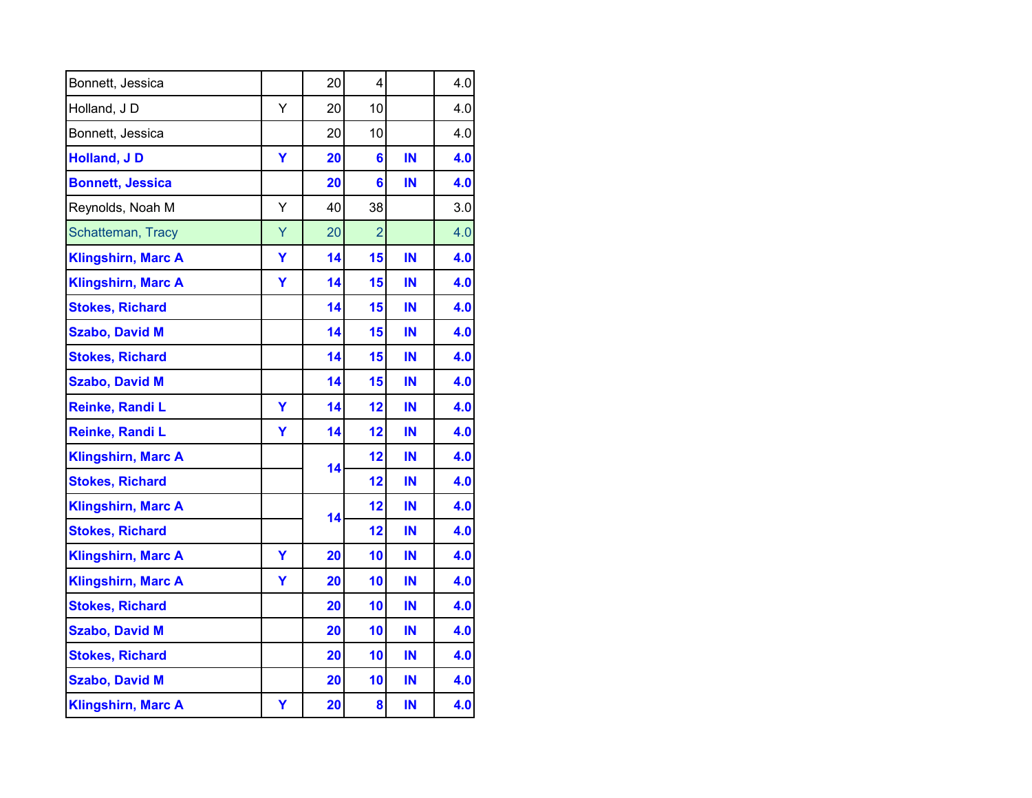| | | | | | |
|---|---|---|---|---|---|
| Bonnett, Jessica | | 20 | 4 | | 4.0 |
| Holland, J D | Y | 20 | 10 | | 4.0 |
| Bonnett, Jessica | | 20 | 10 | | 4.0 |
| **Holland, J D** | **Y** | **20** | **6** | **IN** | **4.0** |
| **Bonnett, Jessica** | | **20** | **6** | **IN** | **4.0** |
| Reynolds, Noah M | Y | 40 | 38 | | 3.0 |
| Schatteman, Tracy | Y | 20 | 2 | | 4.0 |
| **Klingshirn, Marc A** | **Y** | **14** | **15** | **IN** | **4.0** |
| **Klingshirn, Marc A** | **Y** | **14** | **15** | **IN** | **4.0** |
| **Stokes, Richard** | | **14** | **15** | **IN** | **4.0** |
| **Szabo, David M** | | **14** | **15** | **IN** | **4.0** |
| **Stokes, Richard** | | **14** | **15** | **IN** | **4.0** |
| **Szabo, David M** | | **14** | **15** | **IN** | **4.0** |
| **Reinke, Randi L** | **Y** | **14** | **12** | **IN** | **4.0** |
| **Reinke, Randi L** | **Y** | **14** | **12** | **IN** | **4.0** |
| **Klingshirn, Marc A** | | **14** | **12** | **IN** | **4.0** |
| **Stokes, Richard** | | | **12** | **IN** | **4.0** |
| **Klingshirn, Marc A** | | **14** | **12** | **IN** | **4.0** |
| **Stokes, Richard** | | | **12** | **IN** | **4.0** |
| **Klingshirn, Marc A** | **Y** | **20** | **10** | **IN** | **4.0** |
| **Klingshirn, Marc A** | **Y** | **20** | **10** | **IN** | **4.0** |
| **Stokes, Richard** | | **20** | **10** | **IN** | **4.0** |
| **Szabo, David M** | | **20** | **10** | **IN** | **4.0** |
| **Stokes, Richard** | | **20** | **10** | **IN** | **4.0** |
| **Szabo, David M** | | **20** | **10** | **IN** | **4.0** |
| **Klingshirn, Marc A** | **Y** | **20** | **8** | **IN** | **4.0** |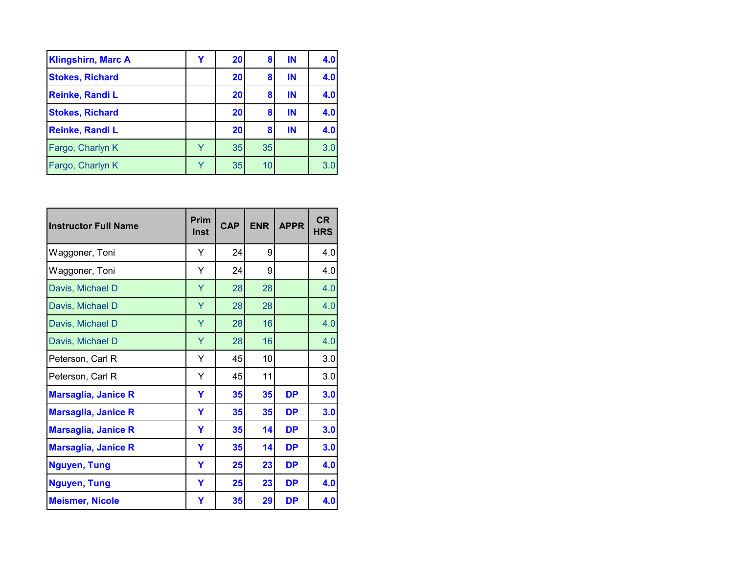| | | | | | |
|---|---|---|---|---|---|
| **Klingshirn, Marc A** | **Y** | **20** | **8** | **IN** | **4.0** |
| **Stokes, Richard** | | **20** | **8** | **IN** | **4.0** |
| **Reinke, Randi L** | | **20** | **8** | **IN** | **4.0** |
| **Stokes, Richard** | | **20** | **8** | **IN** | **4.0** |
| **Reinke, Randi L** | | **20** | **8** | **IN** | **4.0** |
| Fargo, Charlyn K | Y | 35 | 35 | | 3.0 |
| Fargo, Charlyn K | Y | 35 | 10 | | 3.0 |

| Instructor Full Name | Prim Inst | CAP | ENR | APPR | CR HRS |
|---|---|---|---|---|---|
| Waggoner, Toni | Y | 24 | 9 | | 4.0 |
| Waggoner, Toni | Y | 24 | 9 | | 4.0 |
| Davis, Michael D | Y | 28 | 28 | | 4.0 |
| Davis, Michael D | Y | 28 | 28 | | 4.0 |
| Davis, Michael D | Y | 28 | 16 | | 4.0 |
| Davis, Michael D | Y | 28 | 16 | | 4.0 |
| Peterson, Carl R | Y | 45 | 10 | | 3.0 |
| Peterson, Carl R | Y | 45 | 11 | | 3.0 |
| **Marsaglia, Janice R** | **Y** | **35** | **35** | **DP** | **3.0** |
| **Marsaglia, Janice R** | **Y** | **35** | **35** | **DP** | **3.0** |
| **Marsaglia, Janice R** | **Y** | **35** | **14** | **DP** | **3.0** |
| **Marsaglia, Janice R** | **Y** | **35** | **14** | **DP** | **3.0** |
| **Nguyen, Tung** | **Y** | **25** | **23** | **DP** | **4.0** |
| **Nguyen, Tung** | **Y** | **25** | **23** | **DP** | **4.0** |
| **Meismer, Nicole** | **Y** | **35** | **29** | **DP** | **4.0** |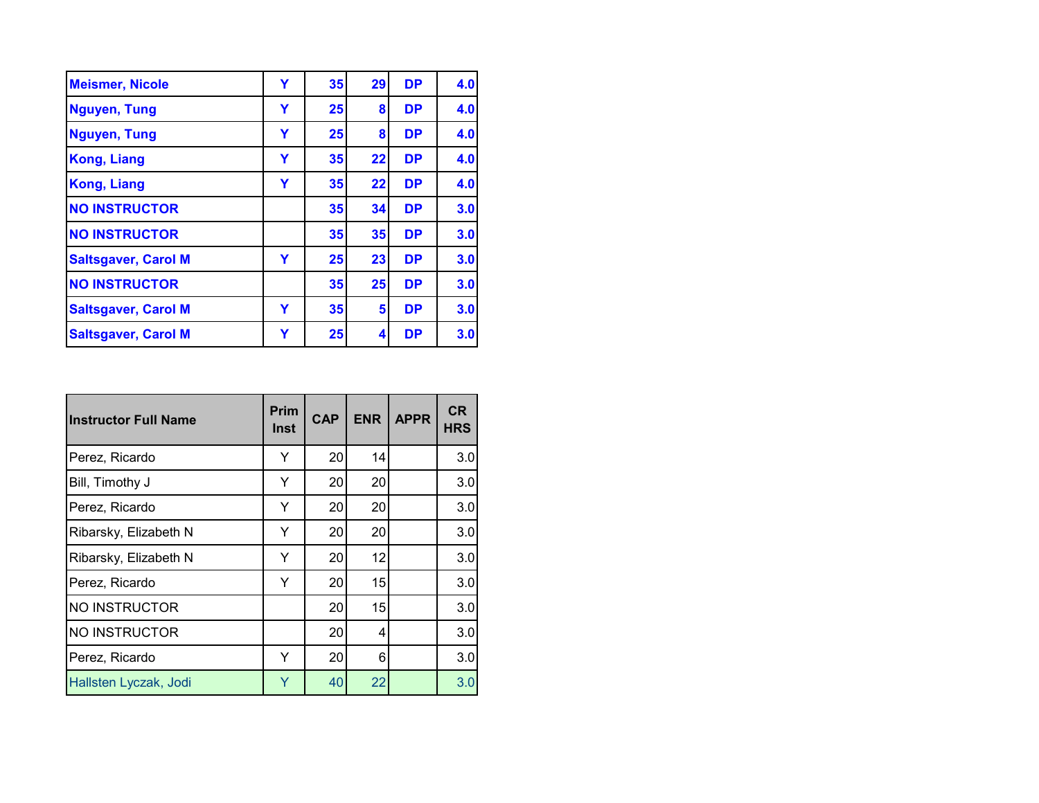| | | | | | |
|---|---|---|---|---|---|
| **Meismer, Nicole** | **Y** | **35** | **29** | **DP** | **4.0** |
| **Nguyen, Tung** | **Y** | **25** | **8** | **DP** | **4.0** |
| **Nguyen, Tung** | **Y** | **25** | **8** | **DP** | **4.0** |
| **Kong, Liang** | **Y** | **35** | **22** | **DP** | **4.0** |
| **Kong, Liang** | **Y** | **35** | **22** | **DP** | **4.0** |
| **NO INSTRUCTOR** | | **35** | **34** | **DP** | **3.0** |
| **NO INSTRUCTOR** | | **35** | **35** | **DP** | **3.0** |
| **Saltsgaver, Carol M** | **Y** | **25** | **23** | **DP** | **3.0** |
| **NO INSTRUCTOR** | | **35** | **25** | **DP** | **3.0** |
| **Saltsgaver, Carol M** | **Y** | **35** | **5** | **DP** | **3.0** |
| **Saltsgaver, Carol M** | **Y** | **25** | **4** | **DP** | **3.0** |

| Instructor Full Name | Prim Inst | CAP | ENR | APPR | CR HRS |
|---|---|---|---|---|---|
| Perez, Ricardo | Y | 20 | 14 | | 3.0 |
| Bill, Timothy J | Y | 20 | 20 | | 3.0 |
| Perez, Ricardo | Y | 20 | 20 | | 3.0 |
| Ribarsky, Elizabeth N | Y | 20 | 20 | | 3.0 |
| Ribarsky, Elizabeth N | Y | 20 | 12 | | 3.0 |
| Perez, Ricardo | Y | 20 | 15 | | 3.0 |
| NO INSTRUCTOR | | 20 | 15 | | 3.0 |
| NO INSTRUCTOR | | 20 | 4 | | 3.0 |
| Perez, Ricardo | Y | 20 | 6 | | 3.0 |
| Hallsten Lyczak, Jodi | Y | 40 | 22 | | 3.0 |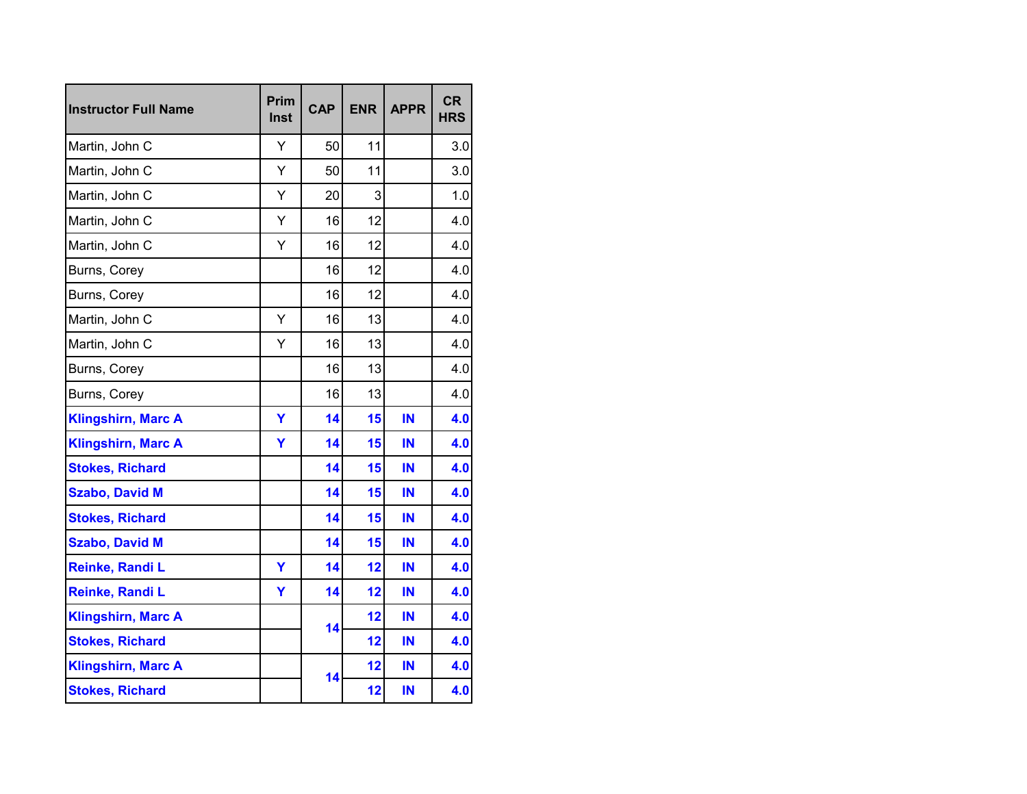| Instructor Full Name | Prim Inst | CAP | ENR | APPR | CR HRS |
|---|---|---|---|---|---|
| Martin, John C | Y | 50 | 11 | | 3.0 |
| Martin, John C | Y | 50 | 11 | | 3.0 |
| Martin, John C | Y | 20 | 3 | | 1.0 |
| Martin, John C | Y | 16 | 12 | | 4.0 |
| Martin, John C | Y | 16 | 12 | | 4.0 |
| Burns, Corey | | 16 | 12 | | 4.0 |
| Burns, Corey | | 16 | 12 | | 4.0 |
| Martin, John C | Y | 16 | 13 | | 4.0 |
| Martin, John C | Y | 16 | 13 | | 4.0 |
| Burns, Corey | | 16 | 13 | | 4.0 |
| Burns, Corey | | 16 | 13 | | 4.0 |
| **Klingshirn, Marc A** | **Y** | **14** | **15** | **IN** | **4.0** |
| **Klingshirn, Marc A** | **Y** | **14** | **15** | **IN** | **4.0** |
| **Stokes, Richard** | | **14** | **15** | **IN** | **4.0** |
| **Szabo, David M** | | **14** | **15** | **IN** | **4.0** |
| **Stokes, Richard** | | **14** | **15** | **IN** | **4.0** |
| **Szabo, David M** | | **14** | **15** | **IN** | **4.0** |
| **Reinke, Randi L** | **Y** | **14** | **12** | **IN** | **4.0** |
| **Reinke, Randi L** | **Y** | **14** | **12** | **IN** | **4.0** |
| **Klingshirn, Marc A** | | **14** | **12** | **IN** | **4.0** |
| **Stokes, Richard** | | | **12** | **IN** | **4.0** |
| **Klingshirn, Marc A** | | **14** | **12** | **IN** | **4.0** |
| **Stokes, Richard** | | | **12** | **IN** | **4.0** |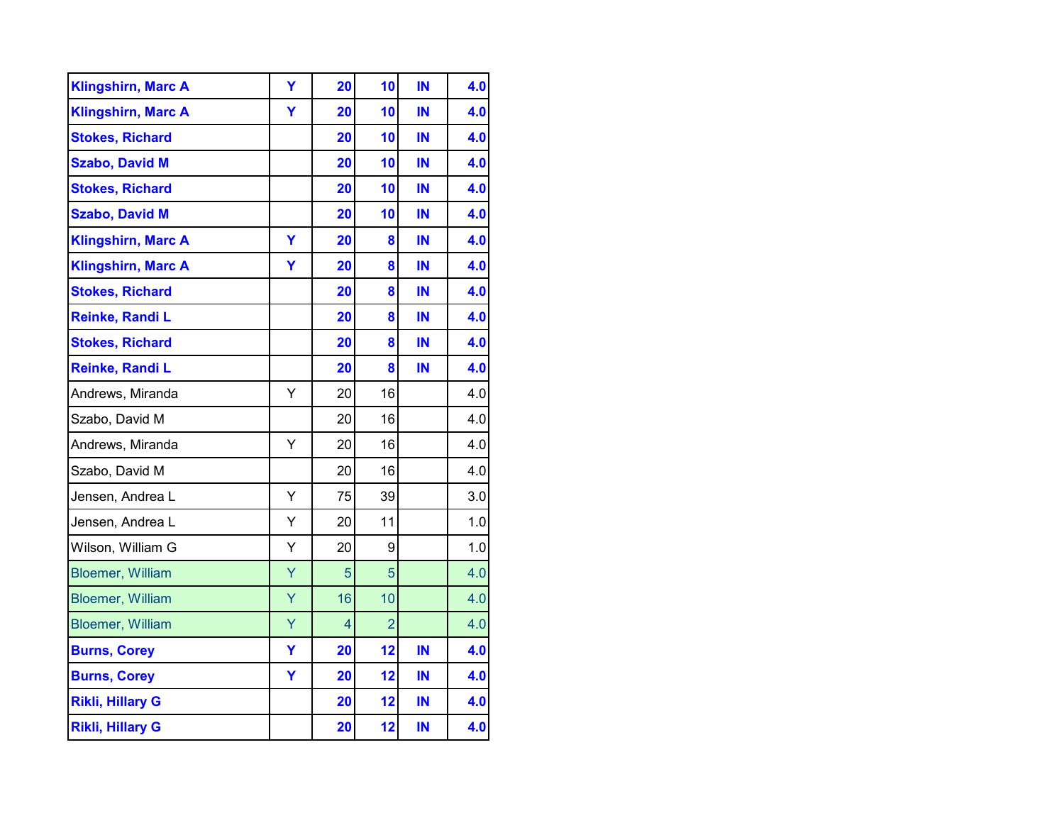| | | | | | |
|---|---|---|---|---|---|
| **Klingshirn, Marc A** | **Y** | **20** | **10** | **IN** | **4.0** |
| **Klingshirn, Marc A** | **Y** | **20** | **10** | **IN** | **4.0** |
| **Stokes, Richard** | | **20** | **10** | **IN** | **4.0** |
| **Szabo, David M** | | **20** | **10** | **IN** | **4.0** |
| **Stokes, Richard** | | **20** | **10** | **IN** | **4.0** |
| **Szabo, David M** | | **20** | **10** | **IN** | **4.0** |
| **Klingshirn, Marc A** | **Y** | **20** | **8** | **IN** | **4.0** |
| **Klingshirn, Marc A** | **Y** | **20** | **8** | **IN** | **4.0** |
| **Stokes, Richard** | | **20** | **8** | **IN** | **4.0** |
| **Reinke, Randi L** | | **20** | **8** | **IN** | **4.0** |
| **Stokes, Richard** | | **20** | **8** | **IN** | **4.0** |
| **Reinke, Randi L** | | **20** | **8** | **IN** | **4.0** |
| Andrews, Miranda | Y | 20 | 16 | | 4.0 |
| Szabo, David M | | 20 | 16 | | 4.0 |
| Andrews, Miranda | Y | 20 | 16 | | 4.0 |
| Szabo, David M | | 20 | 16 | | 4.0 |
| Jensen, Andrea L | Y | 75 | 39 | | 3.0 |
| Jensen, Andrea L | Y | 20 | 11 | | 1.0 |
| Wilson, William G | Y | 20 | 9 | | 1.0 |
| Bloemer, William | Y | 5 | 5 | | 4.0 |
| Bloemer, William | Y | 16 | 10 | | 4.0 |
| Bloemer, William | Y | 4 | 2 | | 4.0 |
| **Burns, Corey** | **Y** | **20** | **12** | **IN** | **4.0** |
| **Burns, Corey** | **Y** | **20** | **12** | **IN** | **4.0** |
| **Rikli, Hillary G** | | **20** | **12** | **IN** | **4.0** |
| **Rikli, Hillary G** | | **20** | **12** | **IN** | **4.0** |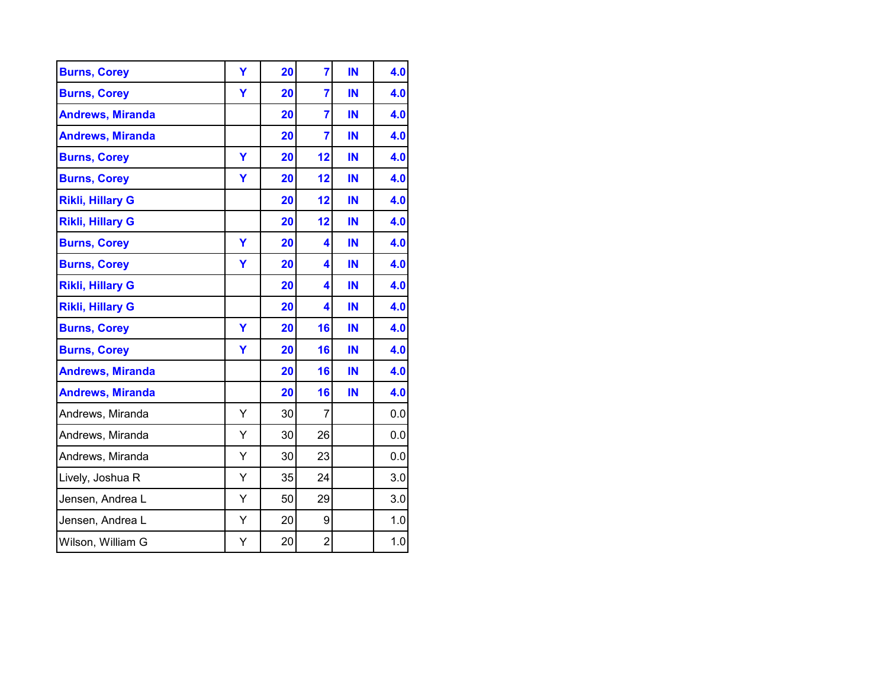| | | | | | |
|---|---|---|---|---|---|
| **Burns, Corey** | **Y** | **20** | **7** | **IN** | **4.0** |
| **Burns, Corey** | **Y** | **20** | **7** | **IN** | **4.0** |
| **Andrews, Miranda** | | **20** | **7** | **IN** | **4.0** |
| **Andrews, Miranda** | | **20** | **7** | **IN** | **4.0** |
| **Burns, Corey** | **Y** | **20** | **12** | **IN** | **4.0** |
| **Burns, Corey** | **Y** | **20** | **12** | **IN** | **4.0** |
| **Rikli, Hillary G** | | **20** | **12** | **IN** | **4.0** |
| **Rikli, Hillary G** | | **20** | **12** | **IN** | **4.0** |
| **Burns, Corey** | **Y** | **20** | **4** | **IN** | **4.0** |
| **Burns, Corey** | **Y** | **20** | **4** | **IN** | **4.0** |
| **Rikli, Hillary G** | | **20** | **4** | **IN** | **4.0** |
| **Rikli, Hillary G** | | **20** | **4** | **IN** | **4.0** |
| **Burns, Corey** | **Y** | **20** | **16** | **IN** | **4.0** |
| **Burns, Corey** | **Y** | **20** | **16** | **IN** | **4.0** |
| **Andrews, Miranda** | | **20** | **16** | **IN** | **4.0** |
| **Andrews, Miranda** | | **20** | **16** | **IN** | **4.0** |
| Andrews, Miranda | Y | 30 | 7 | | 0.0 |
| Andrews, Miranda | Y | 30 | 26 | | 0.0 |
| Andrews, Miranda | Y | 30 | 23 | | 0.0 |
| Lively, Joshua R | Y | 35 | 24 | | 3.0 |
| Jensen, Andrea L | Y | 50 | 29 | | 3.0 |
| Jensen, Andrea L | Y | 20 | 9 | | 1.0 |
| Wilson, William G | Y | 20 | 2 | | 1.0 |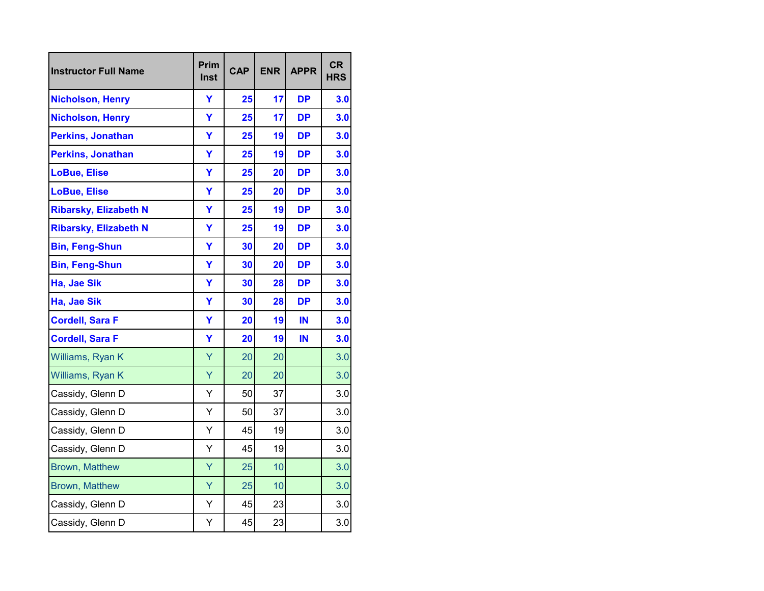| Instructor Full Name | Prim Inst | CAP | ENR | APPR | CR HRS |
|---|---|---|---|---|---|
| **Nicholson, Henry** | **Y** | **25** | **17** | **DP** | **3.0** |
| **Nicholson, Henry** | **Y** | **25** | **17** | **DP** | **3.0** |
| **Perkins, Jonathan** | **Y** | **25** | **19** | **DP** | **3.0** |
| **Perkins, Jonathan** | **Y** | **25** | **19** | **DP** | **3.0** |
| **LoBue, Elise** | **Y** | **25** | **20** | **DP** | **3.0** |
| **LoBue, Elise** | **Y** | **25** | **20** | **DP** | **3.0** |
| **Ribarsky, Elizabeth N** | **Y** | **25** | **19** | **DP** | **3.0** |
| **Ribarsky, Elizabeth N** | **Y** | **25** | **19** | **DP** | **3.0** |
| **Bin, Feng-Shun** | **Y** | **30** | **20** | **DP** | **3.0** |
| **Bin, Feng-Shun** | **Y** | **30** | **20** | **DP** | **3.0** |
| **Ha, Jae Sik** | **Y** | **30** | **28** | **DP** | **3.0** |
| **Ha, Jae Sik** | **Y** | **30** | **28** | **DP** | **3.0** |
| **Cordell, Sara F** | **Y** | **20** | **19** | **IN** | **3.0** |
| **Cordell, Sara F** | **Y** | **20** | **19** | **IN** | **3.0** |
| Williams, Ryan K | Y | 20 | 20 | | 3.0 |
| Williams, Ryan K | Y | 20 | 20 | | 3.0 |
| Cassidy, Glenn D | Y | 50 | 37 | | 3.0 |
| Cassidy, Glenn D | Y | 50 | 37 | | 3.0 |
| Cassidy, Glenn D | Y | 45 | 19 | | 3.0 |
| Cassidy, Glenn D | Y | 45 | 19 | | 3.0 |
| Brown, Matthew | Y | 25 | 10 | | 3.0 |
| Brown, Matthew | Y | 25 | 10 | | 3.0 |
| Cassidy, Glenn D | Y | 45 | 23 | | 3.0 |
| Cassidy, Glenn D | Y | 45 | 23 | | 3.0 |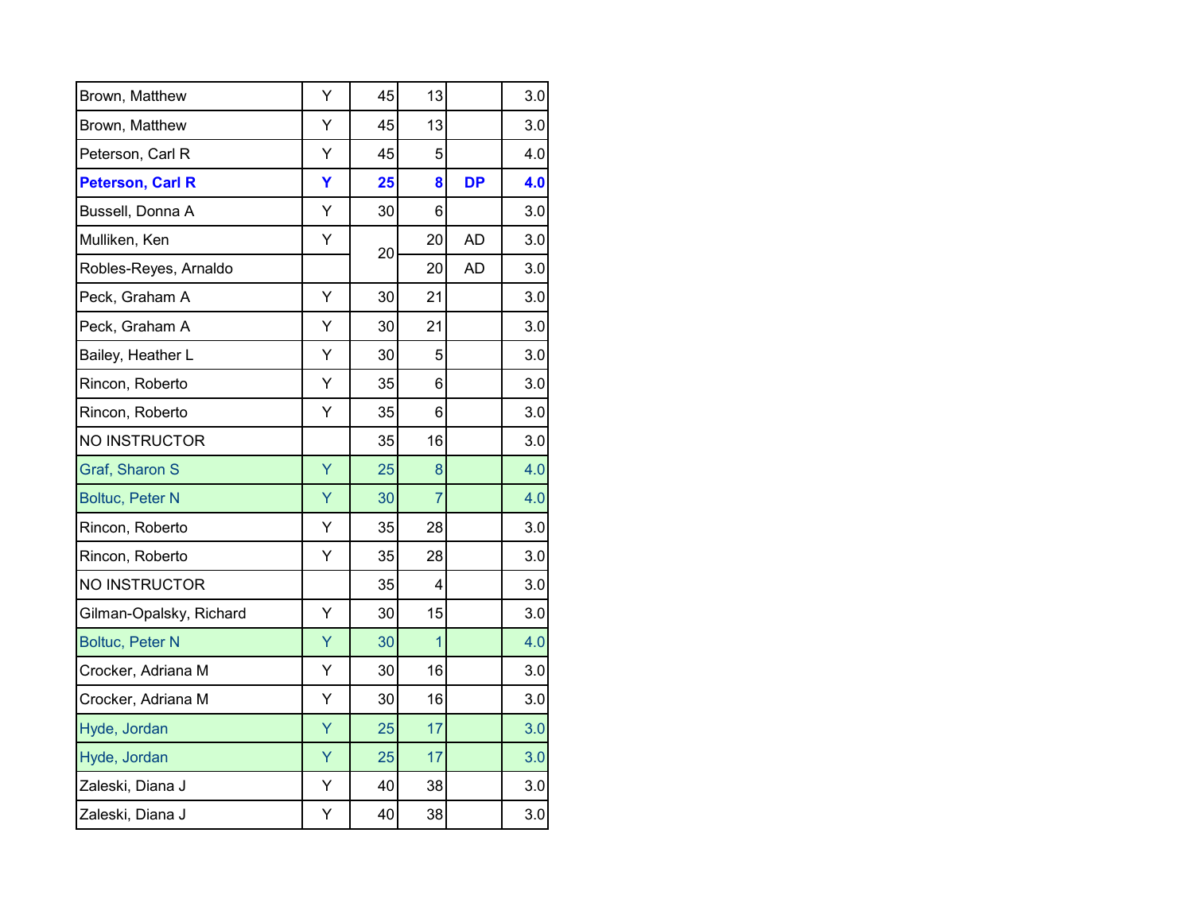| | | | | | |
|---|---|---|---|---|---|
| Brown, Matthew | Y | 45 | 13 | | 3.0 |
| Brown, Matthew | Y | 45 | 13 | | 3.0 |
| Peterson, Carl R | Y | 45 | 5 | | 4.0 |
| **Peterson, Carl R** | **Y** | **25** | **8** | **DP** | **4.0** |
| Bussell, Donna A | Y | 30 | 6 | | 3.0 |
| Mulliken, Ken | Y | 20 | 20 | AD | 3.0 |
| Robles-Reyes, Arnaldo | | | 20 | AD | 3.0 |
| Peck, Graham A | Y | 30 | 21 | | 3.0 |
| Peck, Graham A | Y | 30 | 21 | | 3.0 |
| Bailey, Heather L | Y | 30 | 5 | | 3.0 |
| Rincon, Roberto | Y | 35 | 6 | | 3.0 |
| Rincon, Roberto | Y | 35 | 6 | | 3.0 |
| NO INSTRUCTOR | | 35 | 16 | | 3.0 |
| Graf, Sharon S | Y | 25 | 8 | | 4.0 |
| Boltuc, Peter N | Y | 30 | 7 | | 4.0 |
| Rincon, Roberto | Y | 35 | 28 | | 3.0 |
| Rincon, Roberto | Y | 35 | 28 | | 3.0 |
| NO INSTRUCTOR | | 35 | 4 | | 3.0 |
| Gilman-Opalsky, Richard | Y | 30 | 15 | | 3.0 |
| Boltuc, Peter N | Y | 30 | 1 | | 4.0 |
| Crocker, Adriana M | Y | 30 | 16 | | 3.0 |
| Crocker, Adriana M | Y | 30 | 16 | | 3.0 |
| Hyde, Jordan | Y | 25 | 17 | | 3.0 |
| Hyde, Jordan | Y | 25 | 17 | | 3.0 |
| Zaleski, Diana J | Y | 40 | 38 | | 3.0 |
| Zaleski, Diana J | Y | 40 | 38 | | 3.0 |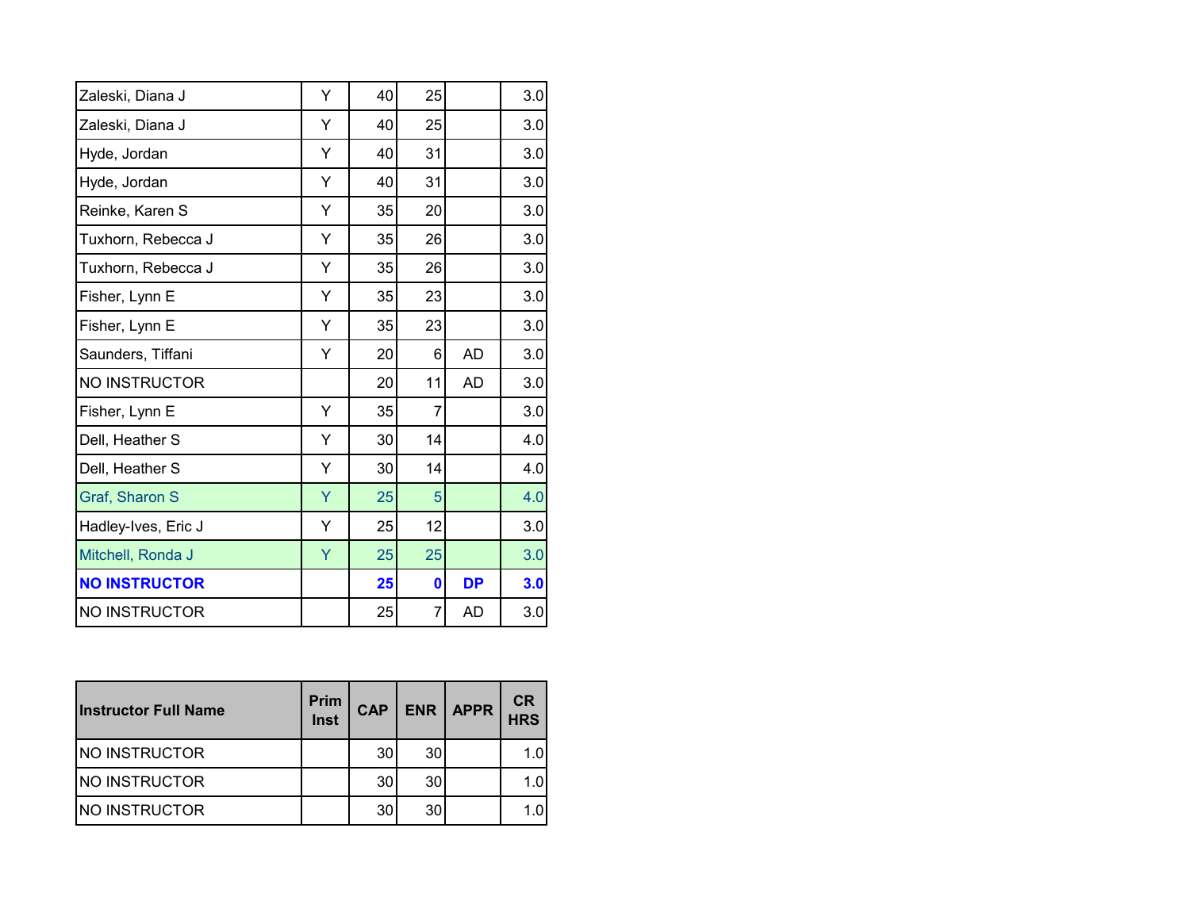| | | | | | |
|---|---|---|---|---|---|
| Zaleski, Diana J | Y | 40 | 25 | | 3.0 |
| Zaleski, Diana J | Y | 40 | 25 | | 3.0 |
| Hyde, Jordan | Y | 40 | 31 | | 3.0 |
| Hyde, Jordan | Y | 40 | 31 | | 3.0 |
| Reinke, Karen S | Y | 35 | 20 | | 3.0 |
| Tuxhorn, Rebecca J | Y | 35 | 26 | | 3.0 |
| Tuxhorn, Rebecca J | Y | 35 | 26 | | 3.0 |
| Fisher, Lynn E | Y | 35 | 23 | | 3.0 |
| Fisher, Lynn E | Y | 35 | 23 | | 3.0 |
| Saunders, Tiffani | Y | 20 | 6 | AD | 3.0 |
| NO INSTRUCTOR | | 20 | 11 | AD | 3.0 |
| Fisher, Lynn E | Y | 35 | 7 | | 3.0 |
| Dell, Heather S | Y | 30 | 14 | | 4.0 |
| Dell, Heather S | Y | 30 | 14 | | 4.0 |
| Graf, Sharon S | Y | 25 | 5 | | 4.0 |
| Hadley-Ives, Eric J | Y | 25 | 12 | | 3.0 |
| Mitchell, Ronda J | Y | 25 | 25 | | 3.0 |
| **NO INSTRUCTOR** | | **25** | **0** | **DP** | **3.0** |
| NO INSTRUCTOR | | 25 | 7 | AD | 3.0 |

| Instructor Full Name | Prim Inst | CAP | ENR | APPR | CR HRS |
|---|---|---|---|---|---|
| NO INSTRUCTOR | | 30 | 30 | | 1.0 |
| NO INSTRUCTOR | | 30 | 30 | | 1.0 |
| NO INSTRUCTOR | | 30 | 30 | | 1.0 |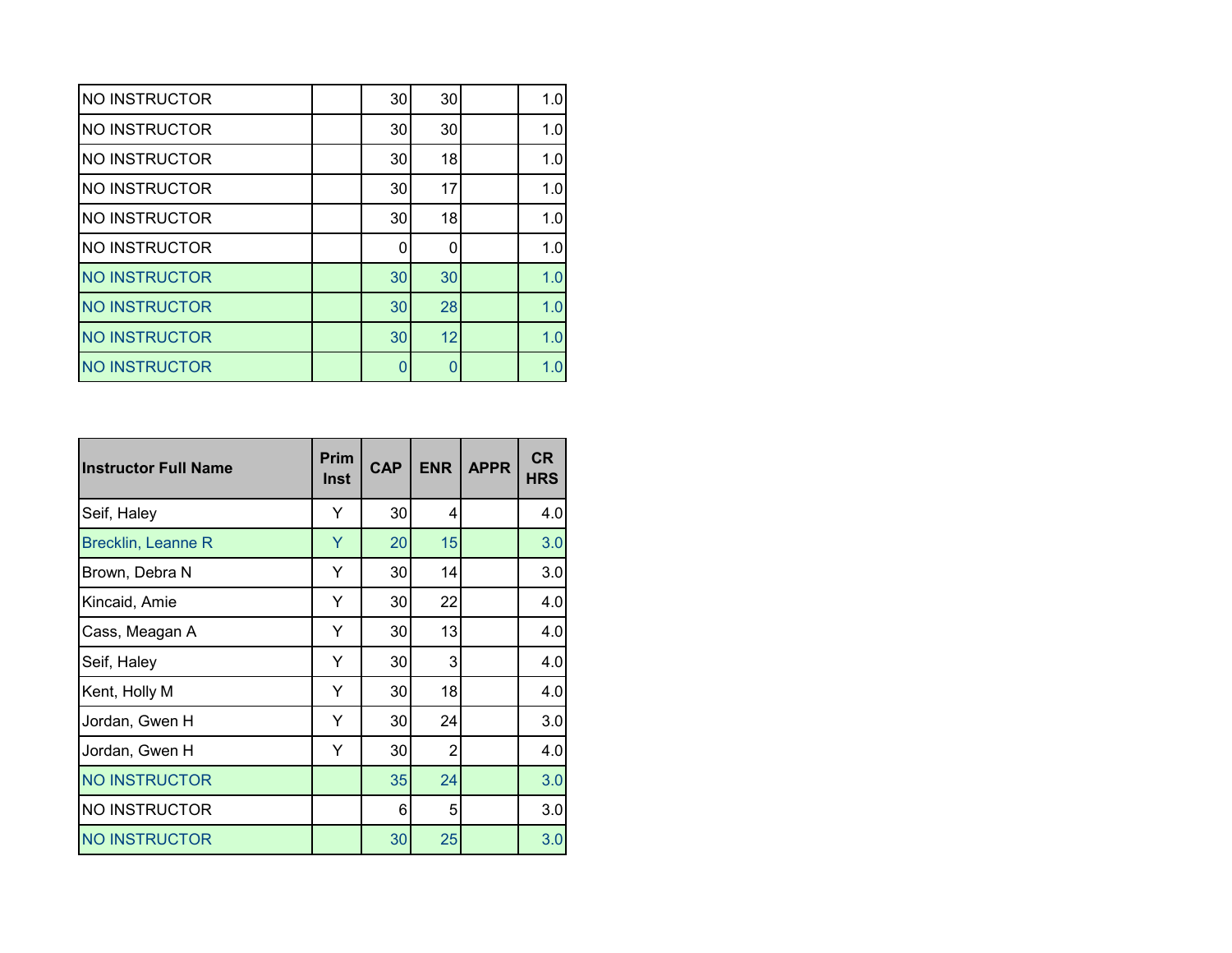| | | | | | |
|---|---|---|---|---|---|
| NO INSTRUCTOR | | 30 | 30 | | 1.0 |
| NO INSTRUCTOR | | 30 | 30 | | 1.0 |
| NO INSTRUCTOR | | 30 | 18 | | 1.0 |
| NO INSTRUCTOR | | 30 | 17 | | 1.0 |
| NO INSTRUCTOR | | 30 | 18 | | 1.0 |
| NO INSTRUCTOR | | 0 | 0 | | 1.0 |
| NO INSTRUCTOR | | 30 | 30 | | 1.0 |
| NO INSTRUCTOR | | 30 | 28 | | 1.0 |
| NO INSTRUCTOR | | 30 | 12 | | 1.0 |
| NO INSTRUCTOR | | 0 | 0 | | 1.0 |

| Instructor Full Name | Prim Inst | CAP | ENR | APPR | CR HRS |
|---|---|---|---|---|---|
| Seif, Haley | Y | 30 | 4 | | 4.0 |
| Brecklin, Leanne R | Y | 20 | 15 | | 3.0 |
| Brown, Debra N | Y | 30 | 14 | | 3.0 |
| Kincaid, Amie | Y | 30 | 22 | | 4.0 |
| Cass, Meagan A | Y | 30 | 13 | | 4.0 |
| Seif, Haley | Y | 30 | 3 | | 4.0 |
| Kent, Holly M | Y | 30 | 18 | | 4.0 |
| Jordan, Gwen H | Y | 30 | 24 | | 3.0 |
| Jordan, Gwen H | Y | 30 | 2 | | 4.0 |
| NO INSTRUCTOR | | 35 | 24 | | 3.0 |
| NO INSTRUCTOR | | 6 | 5 | | 3.0 |
| NO INSTRUCTOR | | 30 | 25 | | 3.0 |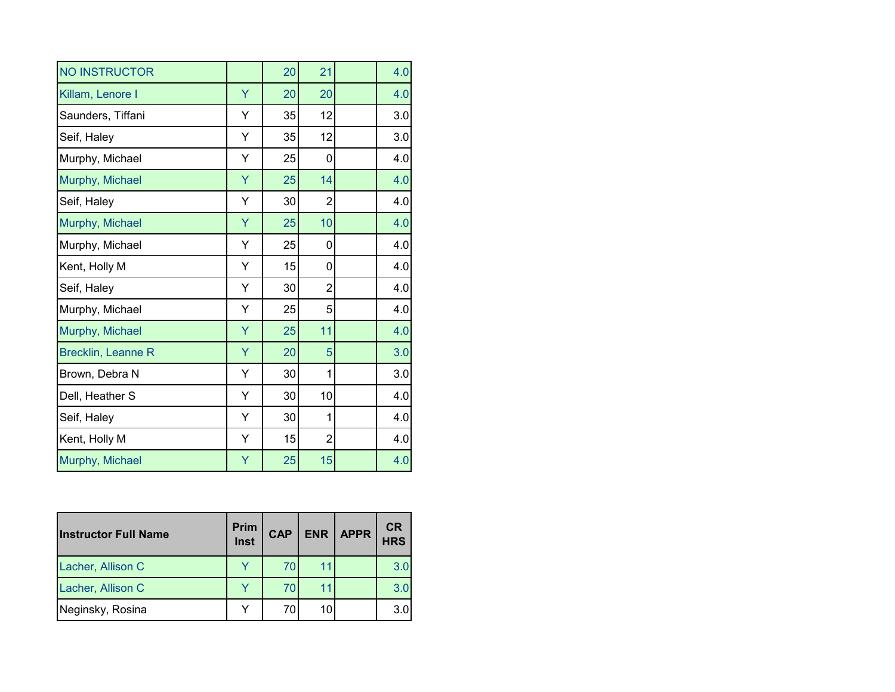| | | | | | |
|---|---|---|---|---|---|
| NO INSTRUCTOR | | 20 | 21 | | 4.0 |
| Killam, Lenore I | Y | 20 | 20 | | 4.0 |
| Saunders, Tiffani | Y | 35 | 12 | | 3.0 |
| Seif, Haley | Y | 35 | 12 | | 3.0 |
| Murphy, Michael | Y | 25 | 0 | | 4.0 |
| Murphy, Michael | Y | 25 | 14 | | 4.0 |
| Seif, Haley | Y | 30 | 2 | | 4.0 |
| Murphy, Michael | Y | 25 | 10 | | 4.0 |
| Murphy, Michael | Y | 25 | 0 | | 4.0 |
| Kent, Holly M | Y | 15 | 0 | | 4.0 |
| Seif, Haley | Y | 30 | 2 | | 4.0 |
| Murphy, Michael | Y | 25 | 5 | | 4.0 |
| Murphy, Michael | Y | 25 | 11 | | 4.0 |
| Brecklin, Leanne R | Y | 20 | 5 | | 3.0 |
| Brown, Debra N | Y | 30 | 1 | | 3.0 |
| Dell, Heather S | Y | 30 | 10 | | 4.0 |
| Seif, Haley | Y | 30 | 1 | | 4.0 |
| Kent, Holly M | Y | 15 | 2 | | 4.0 |
| Murphy, Michael | Y | 25 | 15 | | 4.0 |

| Instructor Full Name | Prim Inst | CAP | ENR | APPR | CR HRS |
|---|---|---|---|---|---|
| Lacher, Allison C | Y | 70 | 11 | | 3.0 |
| Lacher, Allison C | Y | 70 | 11 | | 3.0 |
| Neginsky, Rosina | Y | 70 | 10 | | 3.0 |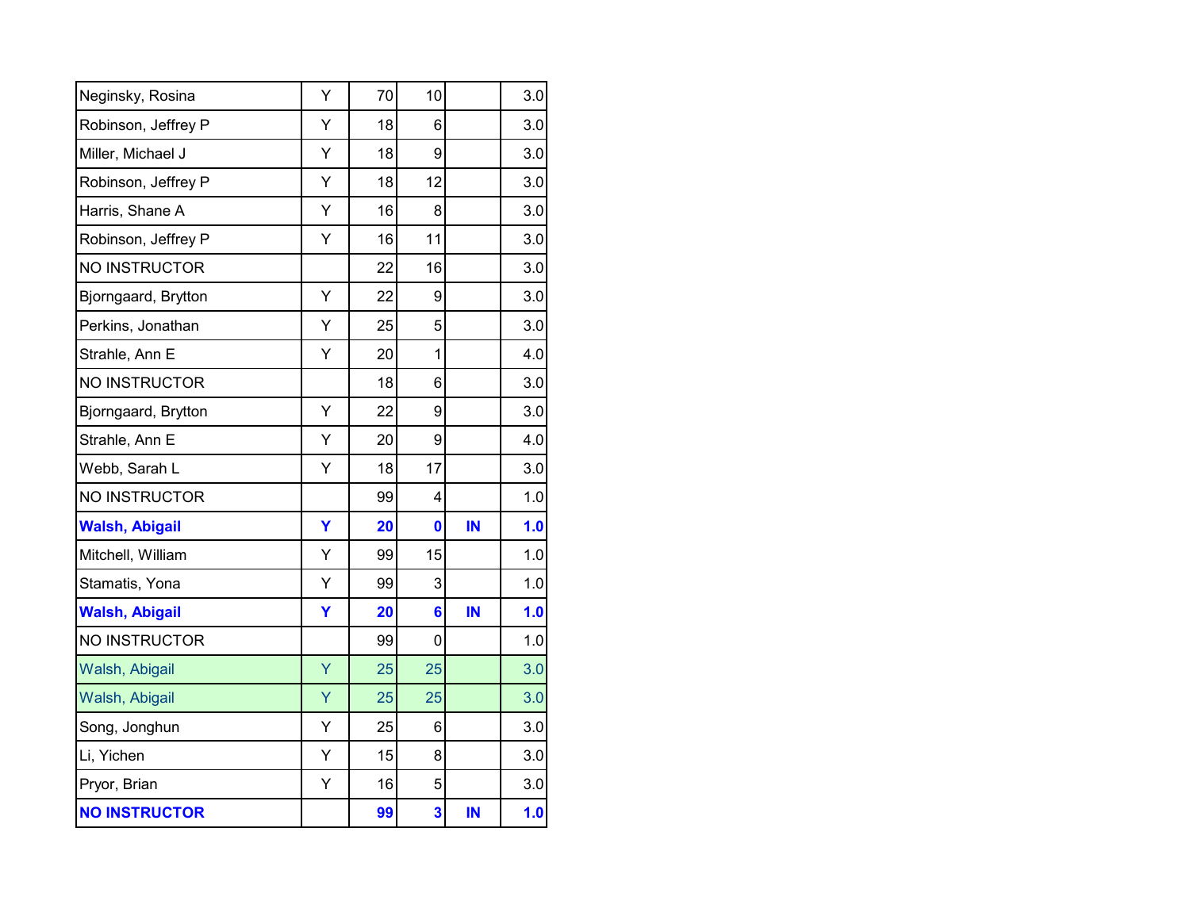| | | | | | |
|---|---|---|---|---|---|
| Neginsky, Rosina | Y | 70 | 10 | | 3.0 |
| Robinson, Jeffrey P | Y | 18 | 6 | | 3.0 |
| Miller, Michael J | Y | 18 | 9 | | 3.0 |
| Robinson, Jeffrey P | Y | 18 | 12 | | 3.0 |
| Harris, Shane A | Y | 16 | 8 | | 3.0 |
| Robinson, Jeffrey P | Y | 16 | 11 | | 3.0 |
| NO INSTRUCTOR | | 22 | 16 | | 3.0 |
| Bjorngaard, Brytton | Y | 22 | 9 | | 3.0 |
| Perkins, Jonathan | Y | 25 | 5 | | 3.0 |
| Strahle, Ann E | Y | 20 | 1 | | 4.0 |
| NO INSTRUCTOR | | 18 | 6 | | 3.0 |
| Bjorngaard, Brytton | Y | 22 | 9 | | 3.0 |
| Strahle, Ann E | Y | 20 | 9 | | 4.0 |
| Webb, Sarah L | Y | 18 | 17 | | 3.0 |
| NO INSTRUCTOR | | 99 | 4 | | 1.0 |
| **Walsh, Abigail** | **Y** | **20** | **0** | **IN** | **1.0** |
| Mitchell, William | Y | 99 | 15 | | 1.0 |
| Stamatis, Yona | Y | 99 | 3 | | 1.0 |
| **Walsh, Abigail** | **Y** | **20** | **6** | **IN** | **1.0** |
| NO INSTRUCTOR | | 99 | 0 | | 1.0 |
| Walsh, Abigail | Y | 25 | 25 | | 3.0 |
| Walsh, Abigail | Y | 25 | 25 | | 3.0 |
| Song, Jonghun | Y | 25 | 6 | | 3.0 |
| Li, Yichen | Y | 15 | 8 | | 3.0 |
| Pryor, Brian | Y | 16 | 5 | | 3.0 |
| **NO INSTRUCTOR** | | **99** | **3** | **IN** | **1.0** |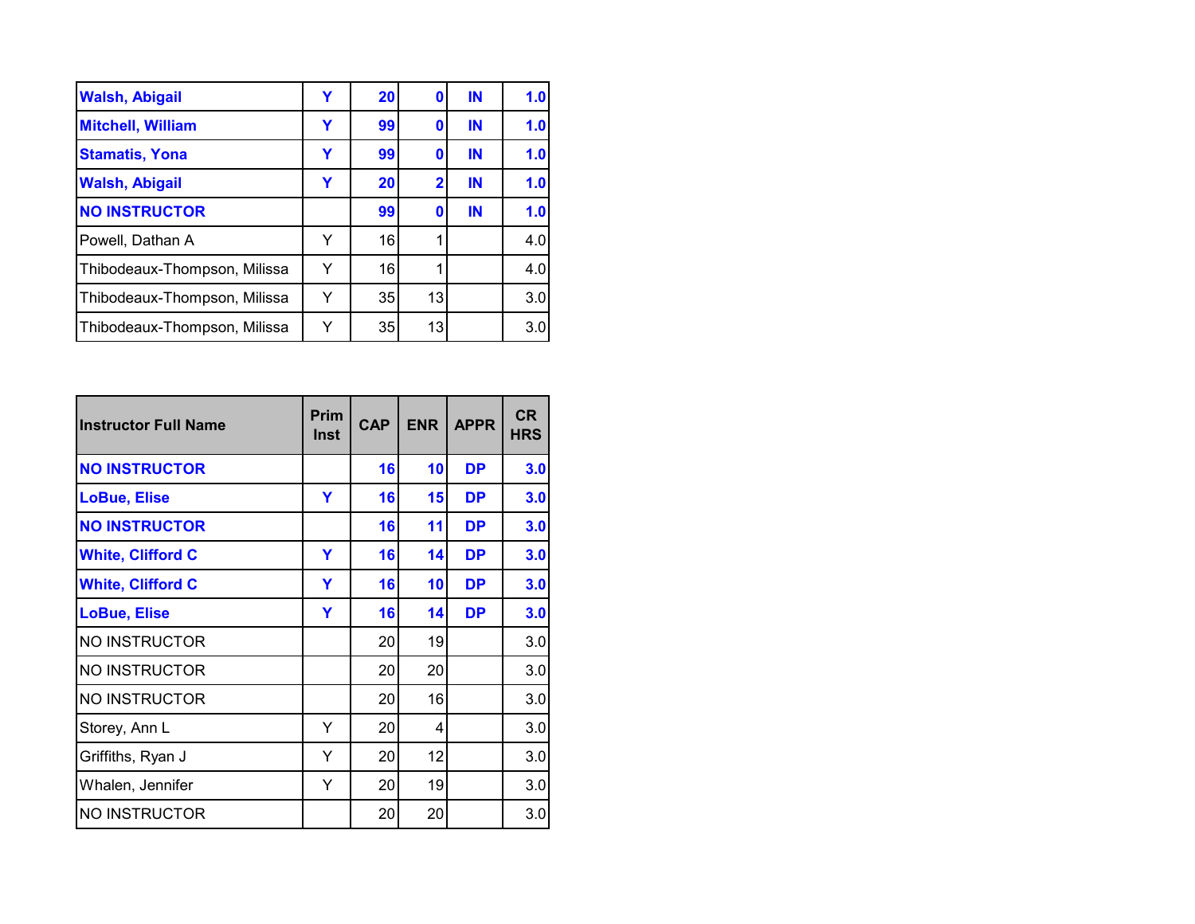| | | | | | |
|---|---|---|---|---|---|
| **Walsh, Abigail** | **Y** | **20** | **0** | **IN** | **1.0** |
| **Mitchell, William** | **Y** | **99** | **0** | **IN** | **1.0** |
| **Stamatis, Yona** | **Y** | **99** | **0** | **IN** | **1.0** |
| **Walsh, Abigail** | **Y** | **20** | **2** | **IN** | **1.0** |
| **NO INSTRUCTOR** | | **99** | **0** | **IN** | **1.0** |
| Powell, Dathan A | Y | 16 | 1 | | 4.0 |
| Thibodeaux-Thompson, Milissa | Y | 16 | 1 | | 4.0 |
| Thibodeaux-Thompson, Milissa | Y | 35 | 13 | | 3.0 |
| Thibodeaux-Thompson, Milissa | Y | 35 | 13 | | 3.0 |

| Instructor Full Name | Prim Inst | CAP | ENR | APPR | CR HRS |
|---|---|---|---|---|---|
| **NO INSTRUCTOR** | | **16** | **10** | **DP** | **3.0** |
| **LoBue, Elise** | **Y** | **16** | **15** | **DP** | **3.0** |
| **NO INSTRUCTOR** | | **16** | **11** | **DP** | **3.0** |
| **White, Clifford C** | **Y** | **16** | **14** | **DP** | **3.0** |
| **White, Clifford C** | **Y** | **16** | **10** | **DP** | **3.0** |
| **LoBue, Elise** | **Y** | **16** | **14** | **DP** | **3.0** |
| NO INSTRUCTOR | | 20 | 19 | | 3.0 |
| NO INSTRUCTOR | | 20 | 20 | | 3.0 |
| NO INSTRUCTOR | | 20 | 16 | | 3.0 |
| Storey, Ann L | Y | 20 | 4 | | 3.0 |
| Griffiths, Ryan J | Y | 20 | 12 | | 3.0 |
| Whalen, Jennifer | Y | 20 | 19 | | 3.0 |
| NO INSTRUCTOR | | 20 | 20 | | 3.0 |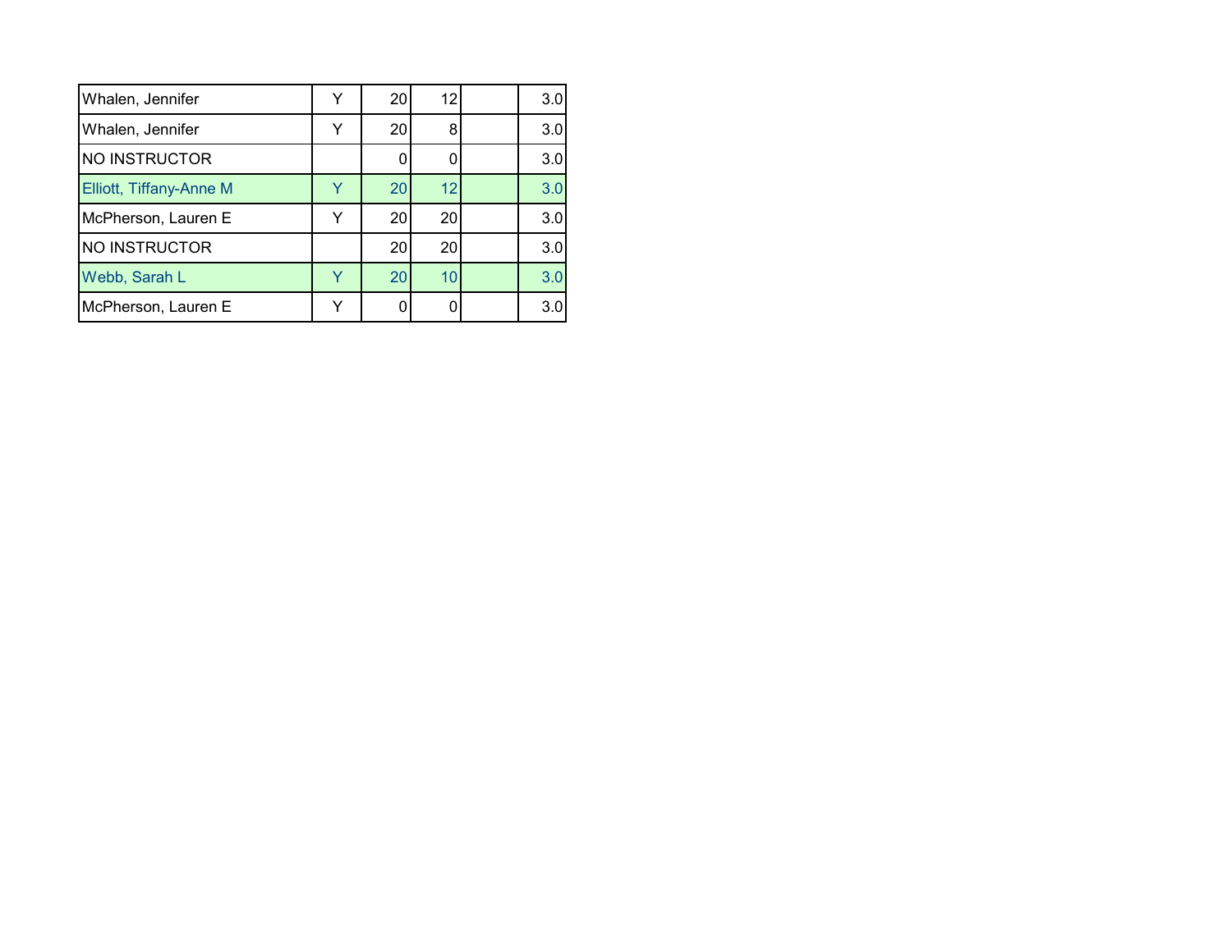| | | | | | |
|---|---|---|---|---|---|
| Whalen, Jennifer | Y | 20 | 12 | | 3.0 |
| Whalen, Jennifer | Y | 20 | 8 | | 3.0 |
| NO INSTRUCTOR | | 0 | 0 | | 3.0 |
| Elliott, Tiffany-Anne M | Y | 20 | 12 | | 3.0 |
| McPherson, Lauren E | Y | 20 | 20 | | 3.0 |
| NO INSTRUCTOR | | 20 | 20 | | 3.0 |
| Webb, Sarah L | Y | 20 | 10 | | 3.0 |
| McPherson, Lauren E | Y | 0 | 0 | | 3.0 |